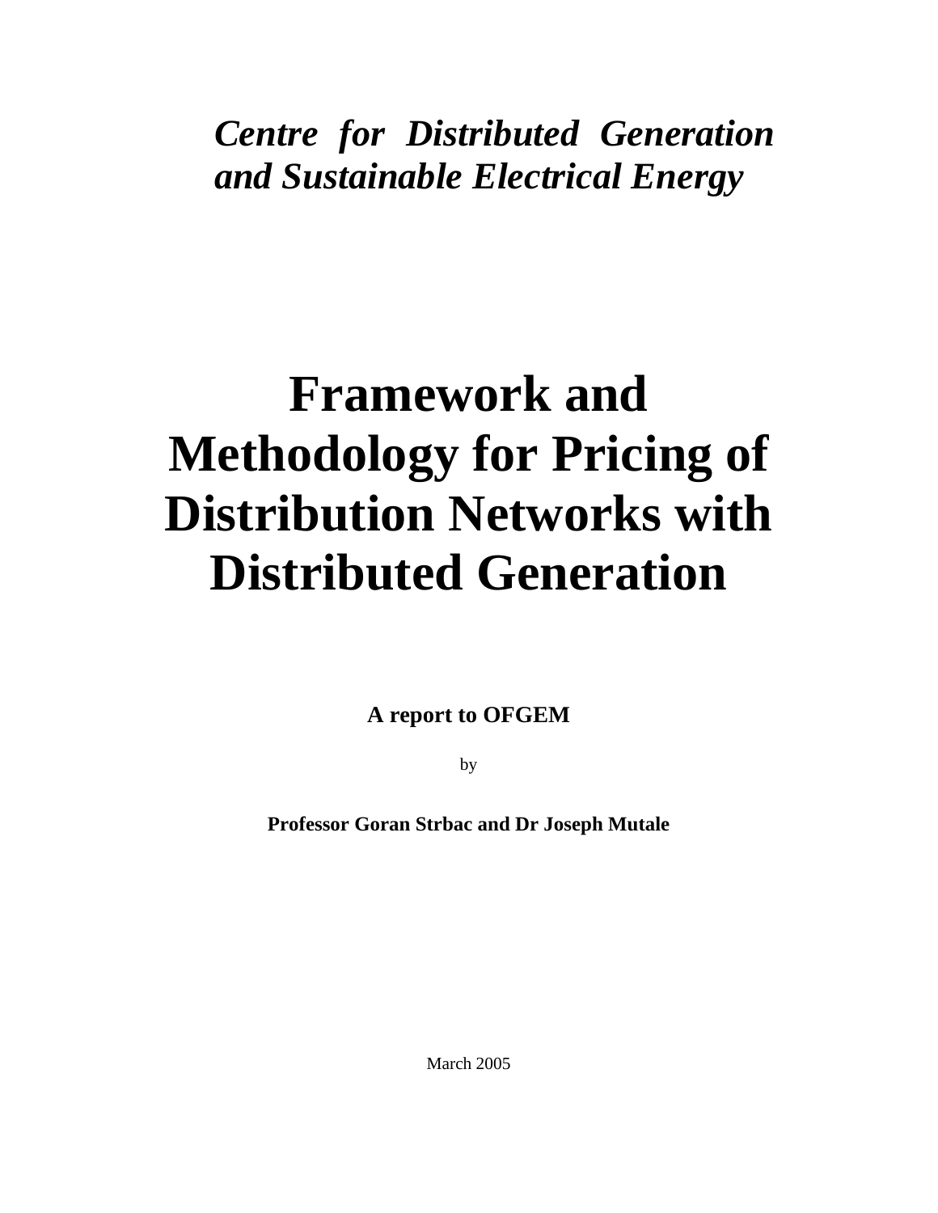***Centre for Distributed Generation and Sustainable Electrical Energy***

# Framework and Methodology for Pricing of Distribution Networks with Distributed Generation

**A report to OFGEM**

by

**Professor Goran Strbac and Dr Joseph Mutale**

March 2005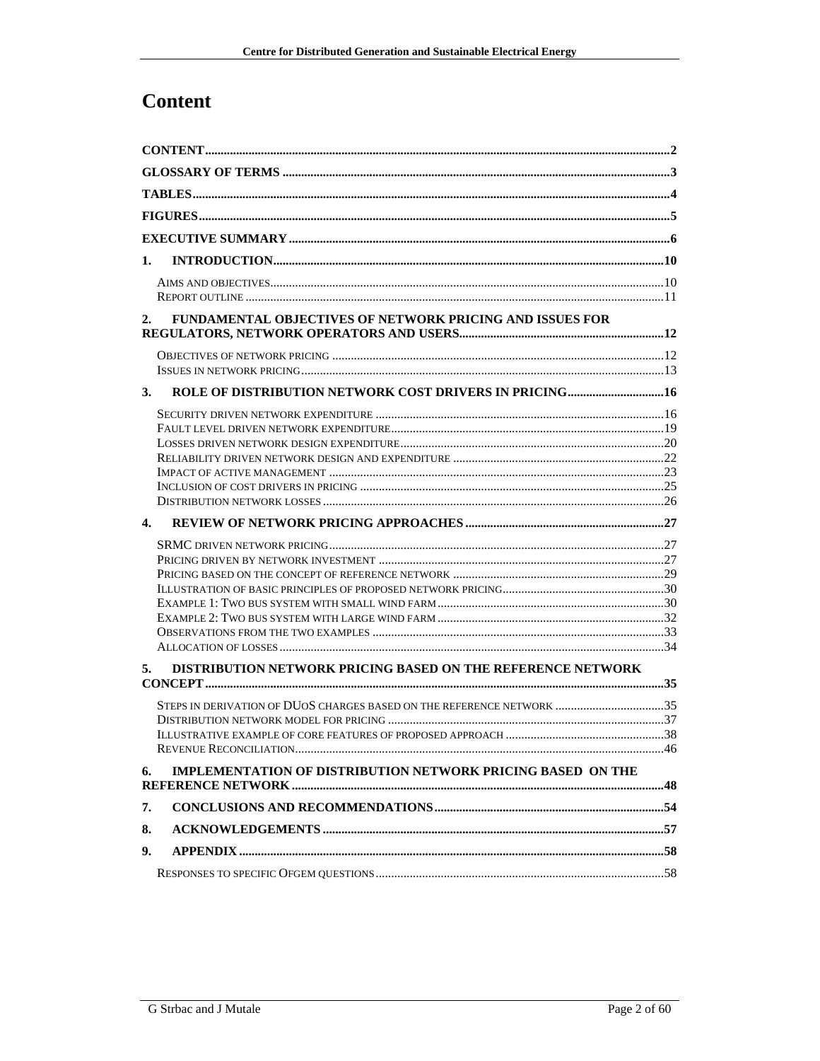# Content

- **CONTENT** ... 2
- **GLOSSARY OF TERMS** ... 3
- **TABLES** ... 4
- **FIGURES** ... 5
- **EXECUTIVE SUMMARY** ... 6
- **1. INTRODUCTION** ... 10
  - Aims and objectives ... 10
  - Report outline ... 11
- **2. FUNDAMENTAL OBJECTIVES OF NETWORK PRICING AND ISSUES FOR REGULATORS, NETWORK OPERATORS AND USERS** ... 12
  - Objectives of network pricing ... 12
  - Issues in network pricing ... 13
- **3. ROLE OF DISTRIBUTION NETWORK COST DRIVERS IN PRICING** ... 16
  - Security driven network expenditure ... 16
  - Fault level driven network expenditure ... 19
  - Losses driven network design expenditure ... 20
  - Reliability driven network design and expenditure ... 22
  - Impact of active management ... 23
  - Inclusion of cost drivers in pricing ... 25
  - Distribution network losses ... 26
- **4. REVIEW OF NETWORK PRICING APPROACHES** ... 27
  - SRMC driven network pricing ... 27
  - Pricing driven by network investment ... 27
  - Pricing based on the concept of reference network ... 29
  - Illustration of basic principles of proposed network pricing ... 30
  - Example 1: Two bus system with small wind farm ... 30
  - Example 2: Two bus system with large wind farm ... 32
  - Observations from the two examples ... 33
  - Allocation of losses ... 34
- **5. DISTRIBUTION NETWORK PRICING BASED ON THE REFERENCE NETWORK CONCEPT** ... 35
  - Steps in derivation of DUoS charges based on the reference network ... 35
  - Distribution network model for pricing ... 37
  - Illustrative example of core features of proposed approach ... 38
  - Revenue Reconciliation ... 46
- **6. IMPLEMENTATION OF DISTRIBUTION NETWORK PRICING BASED ON THE REFERENCE NETWORK** ... 48
- **7. CONCLUSIONS AND RECOMMENDATIONS** ... 54
- **8. ACKNOWLEDGEMENTS** ... 57
- **9. APPENDIX** ... 58
  - Responses to specific Ofgem questions ... 58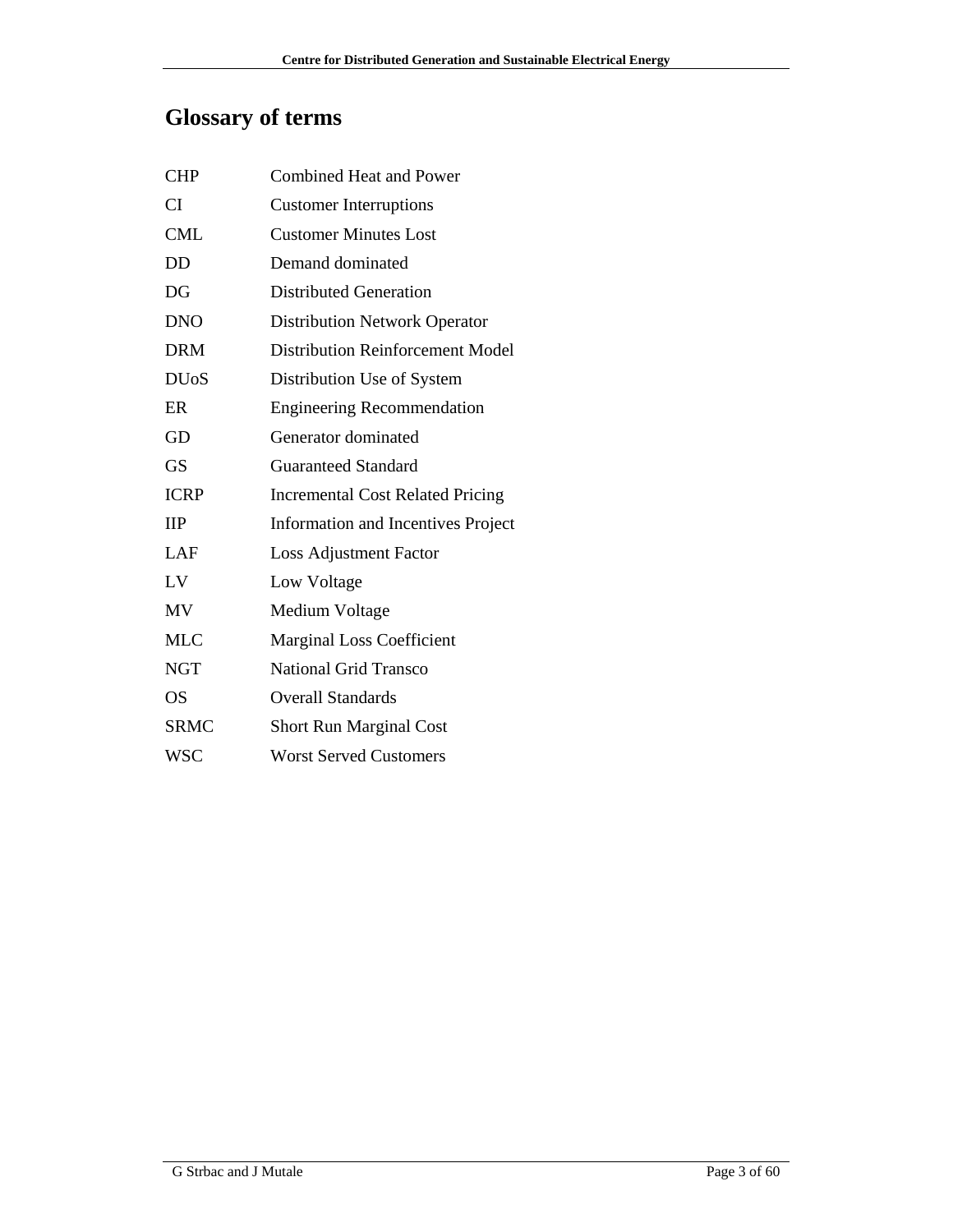# Glossary of terms

| | |
|---|---|
| CHP | Combined Heat and Power |
| CI | Customer Interruptions |
| CML | Customer Minutes Lost |
| DD | Demand dominated |
| DG | Distributed Generation |
| DNO | Distribution Network Operator |
| DRM | Distribution Reinforcement Model |
| DUoS | Distribution Use of System |
| ER | Engineering Recommendation |
| GD | Generator dominated |
| GS | Guaranteed Standard |
| ICRP | Incremental Cost Related Pricing |
| IIP | Information and Incentives Project |
| LAF | Loss Adjustment Factor |
| LV | Low Voltage |
| MV | Medium Voltage |
| MLC | Marginal Loss Coefficient |
| NGT | National Grid Transco |
| OS | Overall Standards |
| SRMC | Short Run Marginal Cost |
| WSC | Worst Served Customers |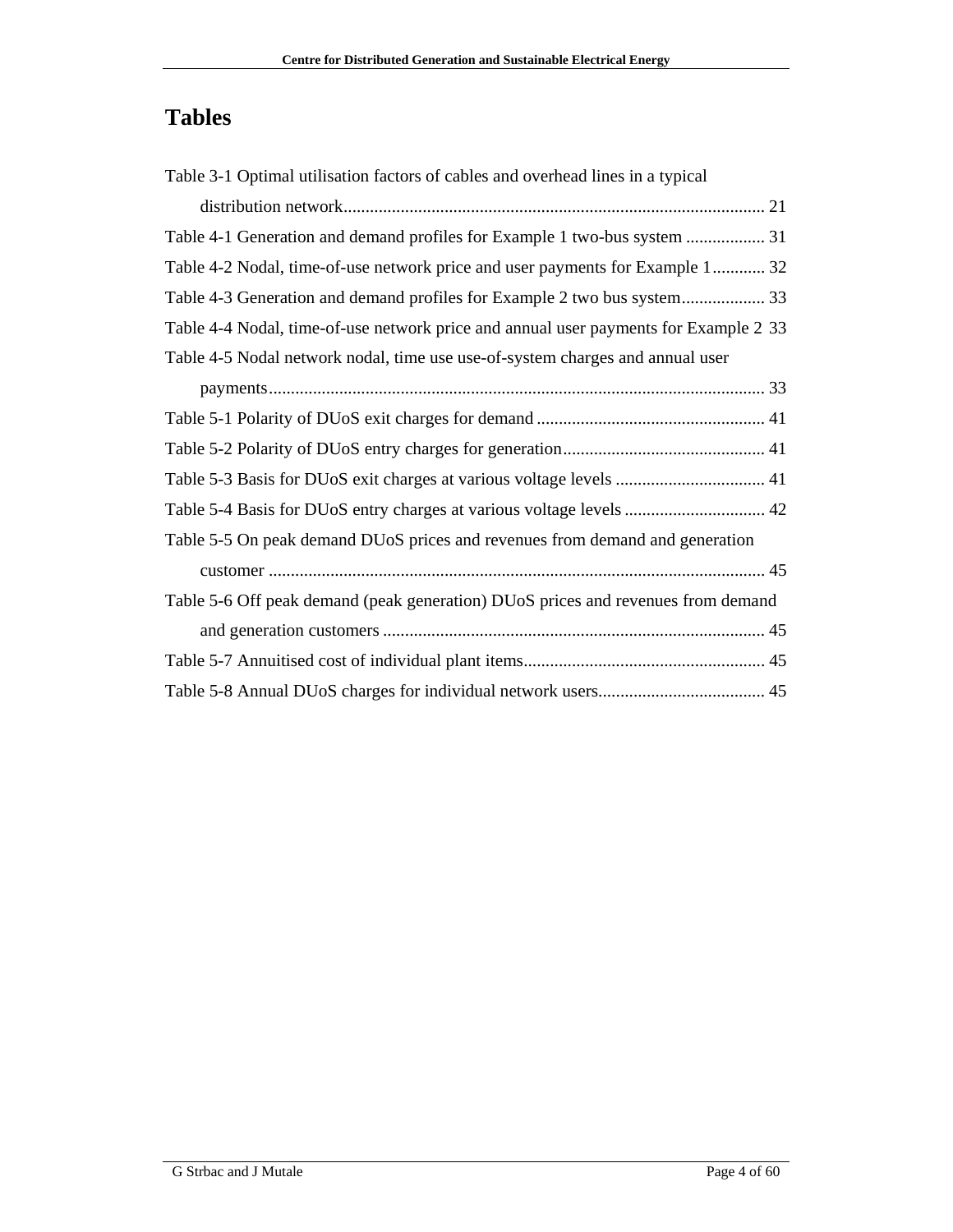# Tables

Table 3-1 Optimal utilisation factors of cables and overhead lines in a typical distribution network................................................................................................ 21

Table 4-1 Generation and demand profiles for Example 1 two-bus system .................. 31

Table 4-2 Nodal, time-of-use network price and user payments for Example 1............ 32

Table 4-3 Generation and demand profiles for Example 2 two bus system................... 33

Table 4-4 Nodal, time-of-use network price and annual user payments for Example 2 33

Table 4-5 Nodal network nodal, time use use-of-system charges and annual user payments................................................................................................................ 33

Table 5-1 Polarity of DUoS exit charges for demand .................................................... 41

Table 5-2 Polarity of DUoS entry charges for generation.............................................. 41

Table 5-3 Basis for DUoS exit charges at various voltage levels .................................. 41

Table 5-4 Basis for DUoS entry charges at various voltage levels ................................ 42

Table 5-5 On peak demand DUoS prices and revenues from demand and generation customer ................................................................................................................ 45

Table 5-6 Off peak demand (peak generation) DUoS prices and revenues from demand and generation customers ...................................................................................... 45

Table 5-7 Annuitised cost of individual plant items....................................................... 45

Table 5-8 Annual DUoS charges for individual network users...................................... 45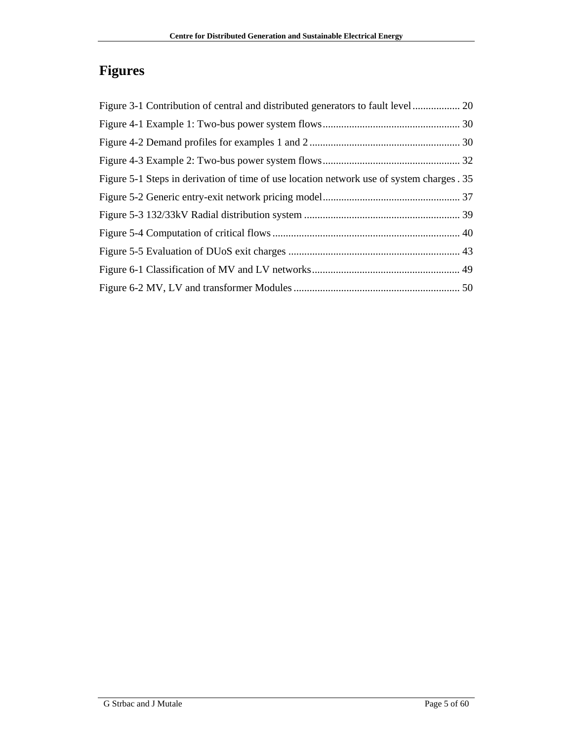# Figures

Figure 3-1 Contribution of central and distributed generators to fault level .................. 20
Figure 4-1 Example 1: Two-bus power system flows .................................................... 30
Figure 4-2 Demand profiles for examples 1 and 2 ......................................................... 30
Figure 4-3 Example 2: Two-bus power system flows .................................................... 32
Figure 5-1 Steps in derivation of time of use location network use of system charges . 35
Figure 5-2 Generic entry-exit network pricing model .................................................... 37
Figure 5-3 132/33kV Radial distribution system ........................................................... 39
Figure 5-4 Computation of critical flows ....................................................................... 40
Figure 5-5 Evaluation of DUoS exit charges ................................................................. 43
Figure 6-1 Classification of MV and LV networks ........................................................ 49
Figure 6-2 MV, LV and transformer Modules ............................................................... 50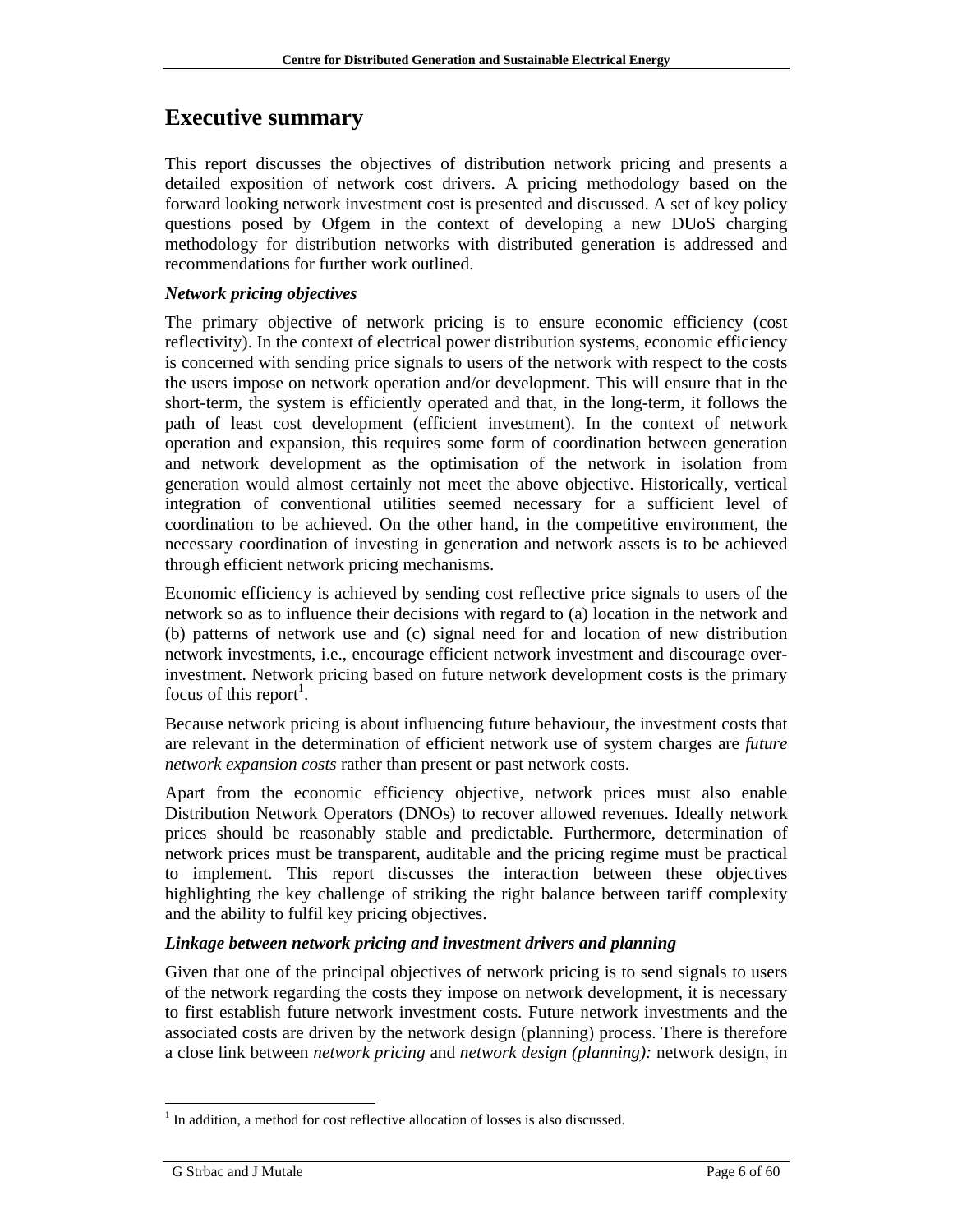# Executive summary

This report discusses the objectives of distribution network pricing and presents a detailed exposition of network cost drivers. A pricing methodology based on the forward looking network investment cost is presented and discussed. A set of key policy questions posed by Ofgem in the context of developing a new DUoS charging methodology for distribution networks with distributed generation is addressed and recommendations for further work outlined.

***Network pricing objectives***

The primary objective of network pricing is to ensure economic efficiency (cost reflectivity). In the context of electrical power distribution systems, economic efficiency is concerned with sending price signals to users of the network with respect to the costs the users impose on network operation and/or development. This will ensure that in the short-term, the system is efficiently operated and that, in the long-term, it follows the path of least cost development (efficient investment). In the context of network operation and expansion, this requires some form of coordination between generation and network development as the optimisation of the network in isolation from generation would almost certainly not meet the above objective. Historically, vertical integration of conventional utilities seemed necessary for a sufficient level of coordination to be achieved. On the other hand, in the competitive environment, the necessary coordination of investing in generation and network assets is to be achieved through efficient network pricing mechanisms.

Economic efficiency is achieved by sending cost reflective price signals to users of the network so as to influence their decisions with regard to (a) location in the network and (b) patterns of network use and (c) signal need for and location of new distribution network investments, i.e., encourage efficient network investment and discourage over-investment. Network pricing based on future network development costs is the primary focus of this report[1].

Because network pricing is about influencing future behaviour, the investment costs that are relevant in the determination of efficient network use of system charges are *future network expansion costs* rather than present or past network costs.

Apart from the economic efficiency objective, network prices must also enable Distribution Network Operators (DNOs) to recover allowed revenues. Ideally network prices should be reasonably stable and predictable. Furthermore, determination of network prices must be transparent, auditable and the pricing regime must be practical to implement. This report discusses the interaction between these objectives highlighting the key challenge of striking the right balance between tariff complexity and the ability to fulfil key pricing objectives.

***Linkage between network pricing and investment drivers and planning***

Given that one of the principal objectives of network pricing is to send signals to users of the network regarding the costs they impose on network development, it is necessary to first establish future network investment costs. Future network investments and the associated costs are driven by the network design (planning) process. There is therefore a close link between *network pricing* and *network design (planning):* network design, in

[1] In addition, a method for cost reflective allocation of losses is also discussed.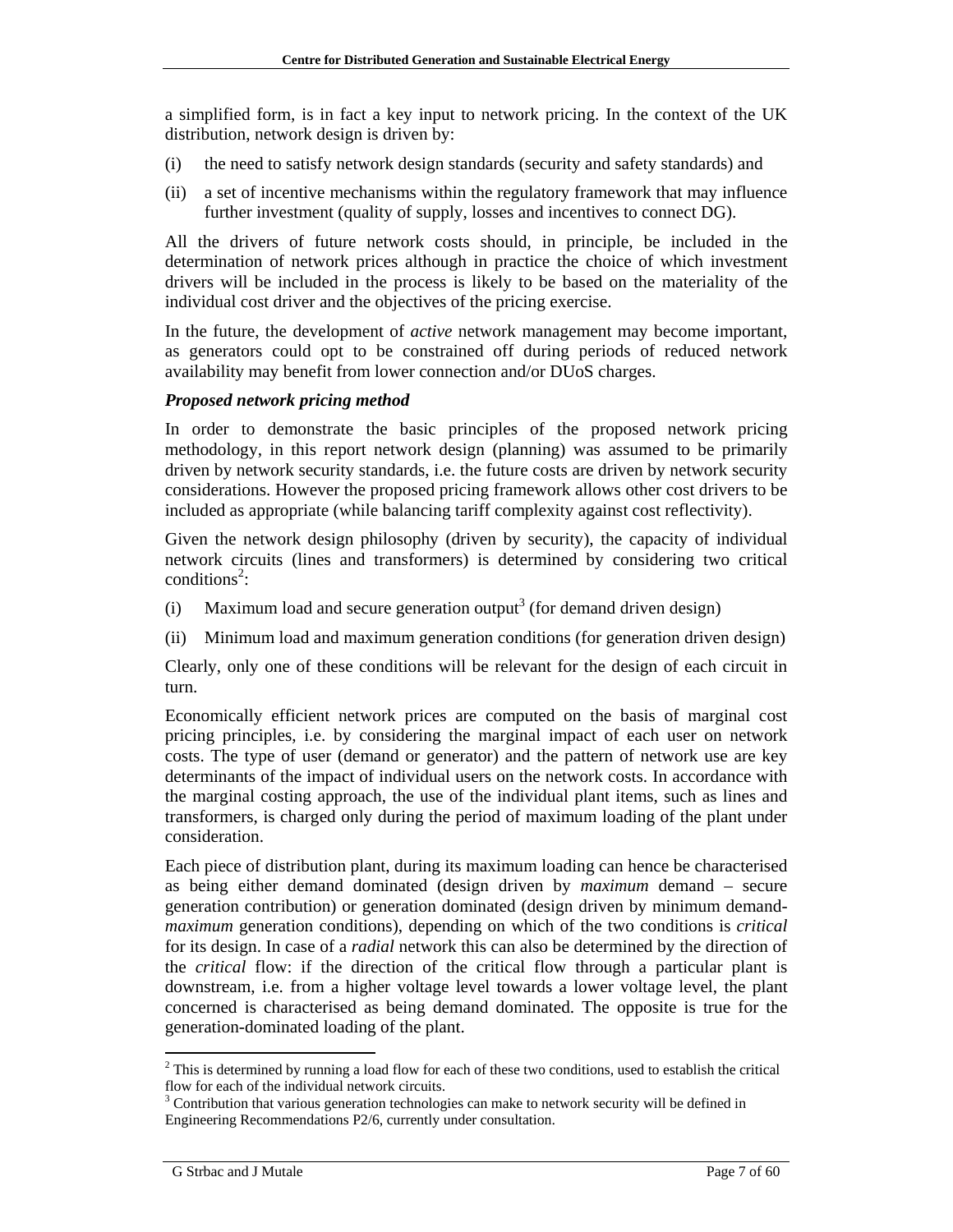a simplified form, is in fact a key input to network pricing. In the context of the UK distribution, network design is driven by:

(i) the need to satisfy network design standards (security and safety standards) and

(ii) a set of incentive mechanisms within the regulatory framework that may influence further investment (quality of supply, losses and incentives to connect DG).

All the drivers of future network costs should, in principle, be included in the determination of network prices although in practice the choice of which investment drivers will be included in the process is likely to be based on the materiality of the individual cost driver and the objectives of the pricing exercise.

In the future, the development of *active* network management may become important, as generators could opt to be constrained off during periods of reduced network availability may benefit from lower connection and/or DUoS charges.

***Proposed network pricing method***

In order to demonstrate the basic principles of the proposed network pricing methodology, in this report network design (planning) was assumed to be primarily driven by network security standards, i.e. the future costs are driven by network security considerations. However the proposed pricing framework allows other cost drivers to be included as appropriate (while balancing tariff complexity against cost reflectivity).

Given the network design philosophy (driven by security), the capacity of individual network circuits (lines and transformers) is determined by considering two critical conditions[2]:

(i) Maximum load and secure generation output[3] (for demand driven design)

(ii) Minimum load and maximum generation conditions (for generation driven design)

Clearly, only one of these conditions will be relevant for the design of each circuit in turn.

Economically efficient network prices are computed on the basis of marginal cost pricing principles, i.e. by considering the marginal impact of each user on network costs. The type of user (demand or generator) and the pattern of network use are key determinants of the impact of individual users on the network costs. In accordance with the marginal costing approach, the use of the individual plant items, such as lines and transformers, is charged only during the period of maximum loading of the plant under consideration.

Each piece of distribution plant, during its maximum loading can hence be characterised as being either demand dominated (design driven by *maximum* demand – secure generation contribution) or generation dominated (design driven by minimum demand-*maximum* generation conditions), depending on which of the two conditions is *critical* for its design. In case of a *radial* network this can also be determined by the direction of the *critical* flow: if the direction of the critical flow through a particular plant is downstream, i.e. from a higher voltage level towards a lower voltage level, the plant concerned is characterised as being demand dominated. The opposite is true for the generation-dominated loading of the plant.

---

[2] This is determined by running a load flow for each of these two conditions, used to establish the critical flow for each of the individual network circuits.

[3] Contribution that various generation technologies can make to network security will be defined in Engineering Recommendations P2/6, currently under consultation.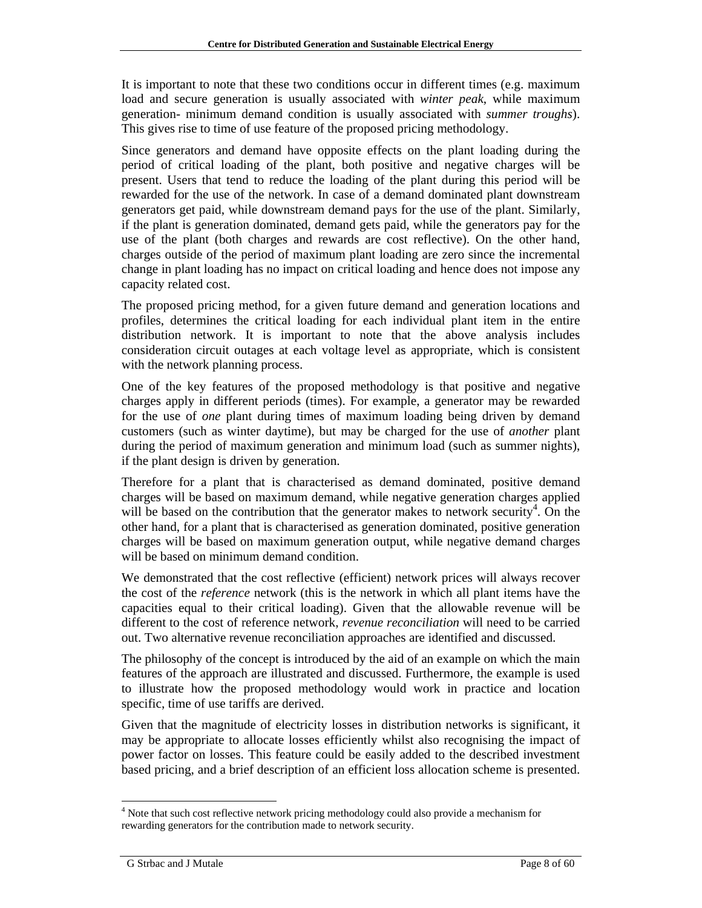It is important to note that these two conditions occur in different times (e.g. maximum load and secure generation is usually associated with *winter peak*, while maximum generation- minimum demand condition is usually associated with *summer troughs*). This gives rise to time of use feature of the proposed pricing methodology.

Since generators and demand have opposite effects on the plant loading during the period of critical loading of the plant, both positive and negative charges will be present. Users that tend to reduce the loading of the plant during this period will be rewarded for the use of the network. In case of a demand dominated plant downstream generators get paid, while downstream demand pays for the use of the plant. Similarly, if the plant is generation dominated, demand gets paid, while the generators pay for the use of the plant (both charges and rewards are cost reflective). On the other hand, charges outside of the period of maximum plant loading are zero since the incremental change in plant loading has no impact on critical loading and hence does not impose any capacity related cost.

The proposed pricing method, for a given future demand and generation locations and profiles, determines the critical loading for each individual plant item in the entire distribution network. It is important to note that the above analysis includes consideration circuit outages at each voltage level as appropriate, which is consistent with the network planning process.

One of the key features of the proposed methodology is that positive and negative charges apply in different periods (times). For example, a generator may be rewarded for the use of *one* plant during times of maximum loading being driven by demand customers (such as winter daytime), but may be charged for the use of *another* plant during the period of maximum generation and minimum load (such as summer nights), if the plant design is driven by generation.

Therefore for a plant that is characterised as demand dominated, positive demand charges will be based on maximum demand, while negative generation charges applied will be based on the contribution that the generator makes to network security[4]. On the other hand, for a plant that is characterised as generation dominated, positive generation charges will be based on maximum generation output, while negative demand charges will be based on minimum demand condition.

We demonstrated that the cost reflective (efficient) network prices will always recover the cost of the *reference* network (this is the network in which all plant items have the capacities equal to their critical loading). Given that the allowable revenue will be different to the cost of reference network, *revenue reconciliation* will need to be carried out. Two alternative revenue reconciliation approaches are identified and discussed.

The philosophy of the concept is introduced by the aid of an example on which the main features of the approach are illustrated and discussed. Furthermore, the example is used to illustrate how the proposed methodology would work in practice and location specific, time of use tariffs are derived.

Given that the magnitude of electricity losses in distribution networks is significant, it may be appropriate to allocate losses efficiently whilst also recognising the impact of power factor on losses. This feature could be easily added to the described investment based pricing, and a brief description of an efficient loss allocation scheme is presented.

[4] Note that such cost reflective network pricing methodology could also provide a mechanism for rewarding generators for the contribution made to network security.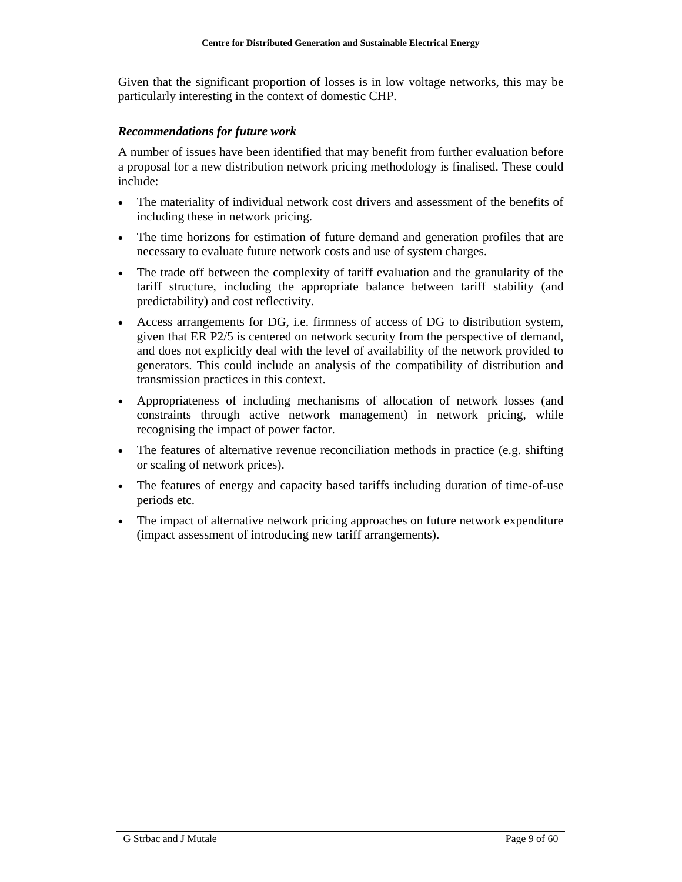Given that the significant proportion of losses is in low voltage networks, this may be particularly interesting in the context of domestic CHP.

***Recommendations for future work***

A number of issues have been identified that may benefit from further evaluation before a proposal for a new distribution network pricing methodology is finalised. These could include:

- The materiality of individual network cost drivers and assessment of the benefits of including these in network pricing.
- The time horizons for estimation of future demand and generation profiles that are necessary to evaluate future network costs and use of system charges.
- The trade off between the complexity of tariff evaluation and the granularity of the tariff structure, including the appropriate balance between tariff stability (and predictability) and cost reflectivity.
- Access arrangements for DG, i.e. firmness of access of DG to distribution system, given that ER P2/5 is centered on network security from the perspective of demand, and does not explicitly deal with the level of availability of the network provided to generators. This could include an analysis of the compatibility of distribution and transmission practices in this context.
- Appropriateness of including mechanisms of allocation of network losses (and constraints through active network management) in network pricing, while recognising the impact of power factor.
- The features of alternative revenue reconciliation methods in practice (e.g. shifting or scaling of network prices).
- The features of energy and capacity based tariffs including duration of time-of-use periods etc.
- The impact of alternative network pricing approaches on future network expenditure (impact assessment of introducing new tariff arrangements).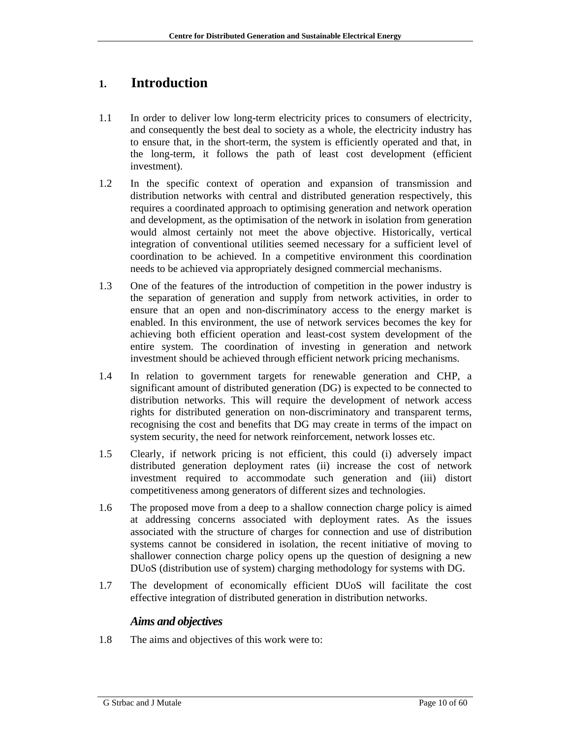# 1. Introduction

1.1 In order to deliver low long-term electricity prices to consumers of electricity, and consequently the best deal to society as a whole, the electricity industry has to ensure that, in the short-term, the system is efficiently operated and that, in the long-term, it follows the path of least cost development (efficient investment).

1.2 In the specific context of operation and expansion of transmission and distribution networks with central and distributed generation respectively, this requires a coordinated approach to optimising generation and network operation and development, as the optimisation of the network in isolation from generation would almost certainly not meet the above objective. Historically, vertical integration of conventional utilities seemed necessary for a sufficient level of coordination to be achieved. In a competitive environment this coordination needs to be achieved via appropriately designed commercial mechanisms.

1.3 One of the features of the introduction of competition in the power industry is the separation of generation and supply from network activities, in order to ensure that an open and non-discriminatory access to the energy market is enabled. In this environment, the use of network services becomes the key for achieving both efficient operation and least-cost system development of the entire system. The coordination of investing in generation and network investment should be achieved through efficient network pricing mechanisms.

1.4 In relation to government targets for renewable generation and CHP, a significant amount of distributed generation (DG) is expected to be connected to distribution networks. This will require the development of network access rights for distributed generation on non-discriminatory and transparent terms, recognising the cost and benefits that DG may create in terms of the impact on system security, the need for network reinforcement, network losses etc.

1.5 Clearly, if network pricing is not efficient, this could (i) adversely impact distributed generation deployment rates (ii) increase the cost of network investment required to accommodate such generation and (iii) distort competitiveness among generators of different sizes and technologies.

1.6 The proposed move from a deep to a shallow connection charge policy is aimed at addressing concerns associated with deployment rates. As the issues associated with the structure of charges for connection and use of distribution systems cannot be considered in isolation, the recent initiative of moving to shallower connection charge policy opens up the question of designing a new DUoS (distribution use of system) charging methodology for systems with DG.

1.7 The development of economically efficient DUoS will facilitate the cost effective integration of distributed generation in distribution networks.

### *Aims and objectives*

1.8 The aims and objectives of this work were to: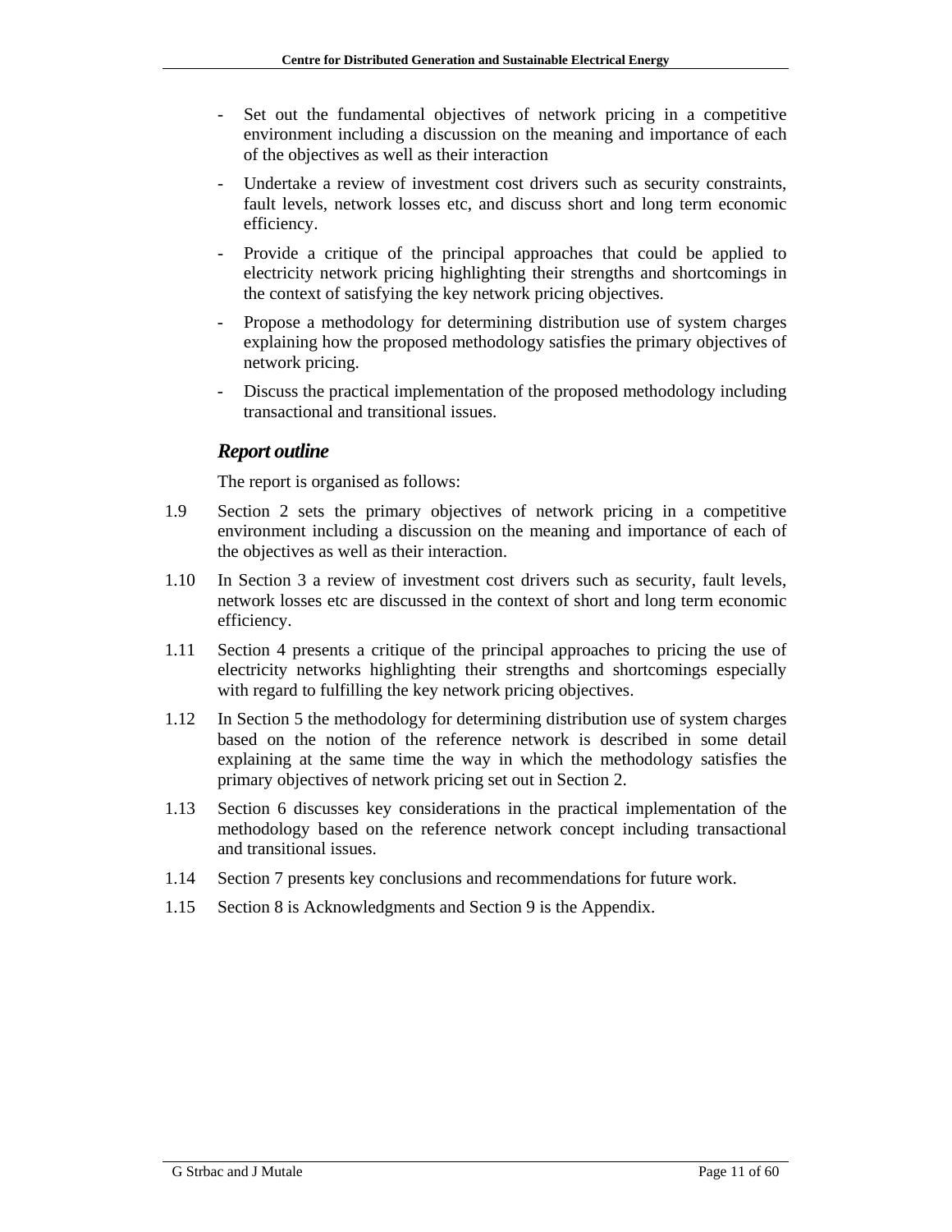- Set out the fundamental objectives of network pricing in a competitive environment including a discussion on the meaning and importance of each of the objectives as well as their interaction
- Undertake a review of investment cost drivers such as security constraints, fault levels, network losses etc, and discuss short and long term economic efficiency.
- Provide a critique of the principal approaches that could be applied to electricity network pricing highlighting their strengths and shortcomings in the context of satisfying the key network pricing objectives.
- Propose a methodology for determining distribution use of system charges explaining how the proposed methodology satisfies the primary objectives of network pricing.
- Discuss the practical implementation of the proposed methodology including transactional and transitional issues.

### *Report outline*

The report is organised as follows:

1.9 Section 2 sets the primary objectives of network pricing in a competitive environment including a discussion on the meaning and importance of each of the objectives as well as their interaction.

1.10 In Section 3 a review of investment cost drivers such as security, fault levels, network losses etc are discussed in the context of short and long term economic efficiency.

1.11 Section 4 presents a critique of the principal approaches to pricing the use of electricity networks highlighting their strengths and shortcomings especially with regard to fulfilling the key network pricing objectives.

1.12 In Section 5 the methodology for determining distribution use of system charges based on the notion of the reference network is described in some detail explaining at the same time the way in which the methodology satisfies the primary objectives of network pricing set out in Section 2.

1.13 Section 6 discusses key considerations in the practical implementation of the methodology based on the reference network concept including transactional and transitional issues.

1.14 Section 7 presents key conclusions and recommendations for future work.

1.15 Section 8 is Acknowledgments and Section 9 is the Appendix.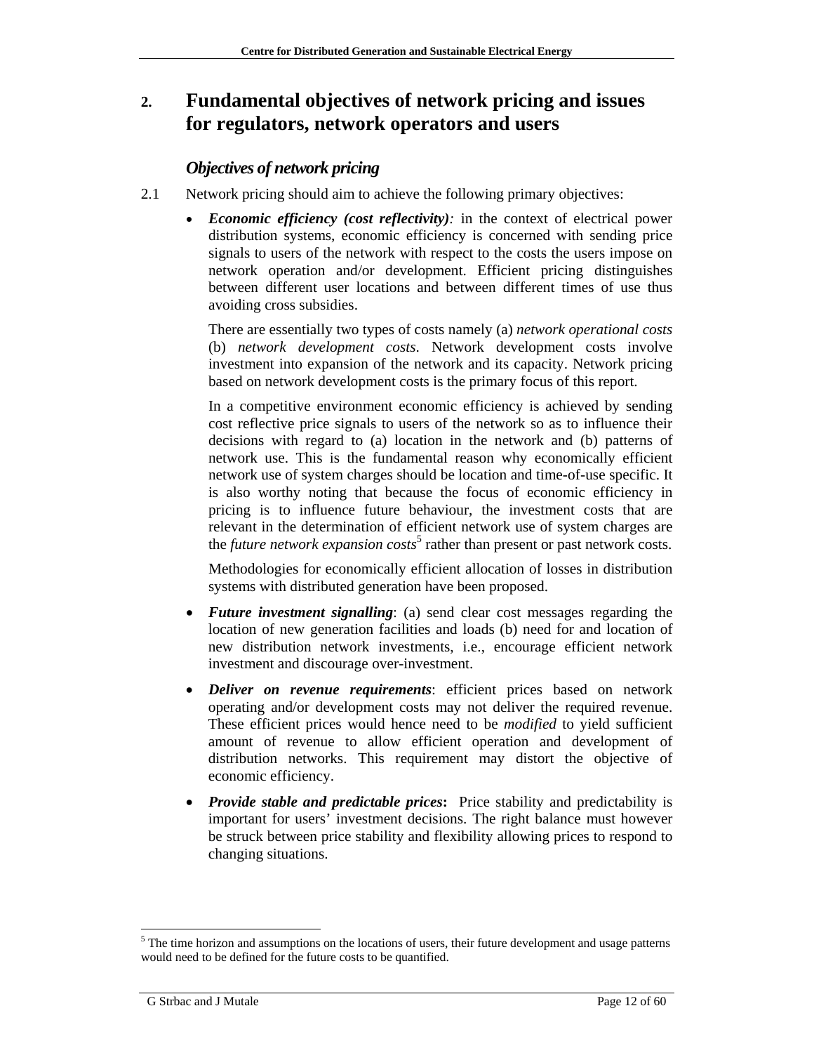# 2. Fundamental objectives of network pricing and issues for regulators, network operators and users

### *Objectives of network pricing*

2.1 Network pricing should aim to achieve the following primary objectives:

- ***Economic efficiency (cost reflectivity):*** in the context of electrical power distribution systems, economic efficiency is concerned with sending price signals to users of the network with respect to the costs the users impose on network operation and/or development. Efficient pricing distinguishes between different user locations and between different times of use thus avoiding cross subsidies.

  There are essentially two types of costs namely (a) *network operational costs* (b) *network development costs*. Network development costs involve investment into expansion of the network and its capacity. Network pricing based on network development costs is the primary focus of this report.

  In a competitive environment economic efficiency is achieved by sending cost reflective price signals to users of the network so as to influence their decisions with regard to (a) location in the network and (b) patterns of network use. This is the fundamental reason why economically efficient network use of system charges should be location and time-of-use specific. It is also worthy noting that because the focus of economic efficiency in pricing is to influence future behaviour, the investment costs that are relevant in the determination of efficient network use of system charges are the *future network expansion costs*[5] rather than present or past network costs.

  Methodologies for economically efficient allocation of losses in distribution systems with distributed generation have been proposed.

- ***Future investment signalling***: (a) send clear cost messages regarding the location of new generation facilities and loads (b) need for and location of new distribution network investments, i.e., encourage efficient network investment and discourage over-investment.

- ***Deliver on revenue requirements***: efficient prices based on network operating and/or development costs may not deliver the required revenue. These efficient prices would hence need to be *modified* to yield sufficient amount of revenue to allow efficient operation and development of distribution networks. This requirement may distort the objective of economic efficiency.

- ***Provide stable and predictable prices*****:** Price stability and predictability is important for users' investment decisions. The right balance must however be struck between price stability and flexibility allowing prices to respond to changing situations.

---

[5] The time horizon and assumptions on the locations of users, their future development and usage patterns would need to be defined for the future costs to be quantified.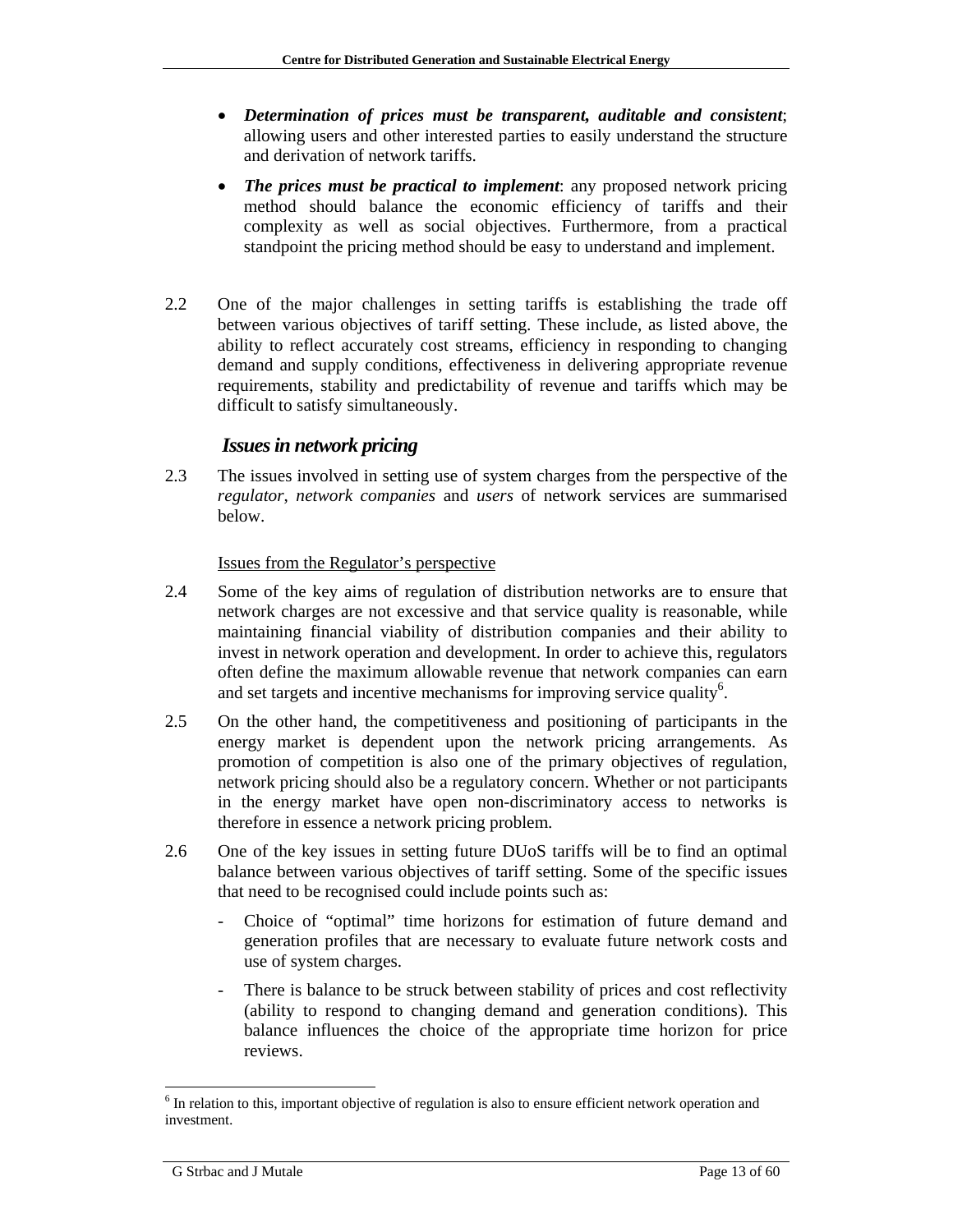- ***Determination of prices must be transparent, auditable and consistent***; allowing users and other interested parties to easily understand the structure and derivation of network tariffs.
- ***The prices must be practical to implement***: any proposed network pricing method should balance the economic efficiency of tariffs and their complexity as well as social objectives. Furthermore, from a practical standpoint the pricing method should be easy to understand and implement.

2.2 One of the major challenges in setting tariffs is establishing the trade off between various objectives of tariff setting. These include, as listed above, the ability to reflect accurately cost streams, efficiency in responding to changing demand and supply conditions, effectiveness in delivering appropriate revenue requirements, stability and predictability of revenue and tariffs which may be difficult to satisfy simultaneously.

### *Issues in network pricing*

2.3 The issues involved in setting use of system charges from the perspective of the *regulator*, *network companies* and *users* of network services are summarised below.

Issues from the Regulator's perspective

2.4 Some of the key aims of regulation of distribution networks are to ensure that network charges are not excessive and that service quality is reasonable, while maintaining financial viability of distribution companies and their ability to invest in network operation and development. In order to achieve this, regulators often define the maximum allowable revenue that network companies can earn and set targets and incentive mechanisms for improving service quality[6].

2.5 On the other hand, the competitiveness and positioning of participants in the energy market is dependent upon the network pricing arrangements. As promotion of competition is also one of the primary objectives of regulation, network pricing should also be a regulatory concern. Whether or not participants in the energy market have open non-discriminatory access to networks is therefore in essence a network pricing problem.

2.6 One of the key issues in setting future DUoS tariffs will be to find an optimal balance between various objectives of tariff setting. Some of the specific issues that need to be recognised could include points such as:

- Choice of "optimal" time horizons for estimation of future demand and generation profiles that are necessary to evaluate future network costs and use of system charges.
- There is balance to be struck between stability of prices and cost reflectivity (ability to respond to changing demand and generation conditions). This balance influences the choice of the appropriate time horizon for price reviews.

[6] In relation to this, important objective of regulation is also to ensure efficient network operation and investment.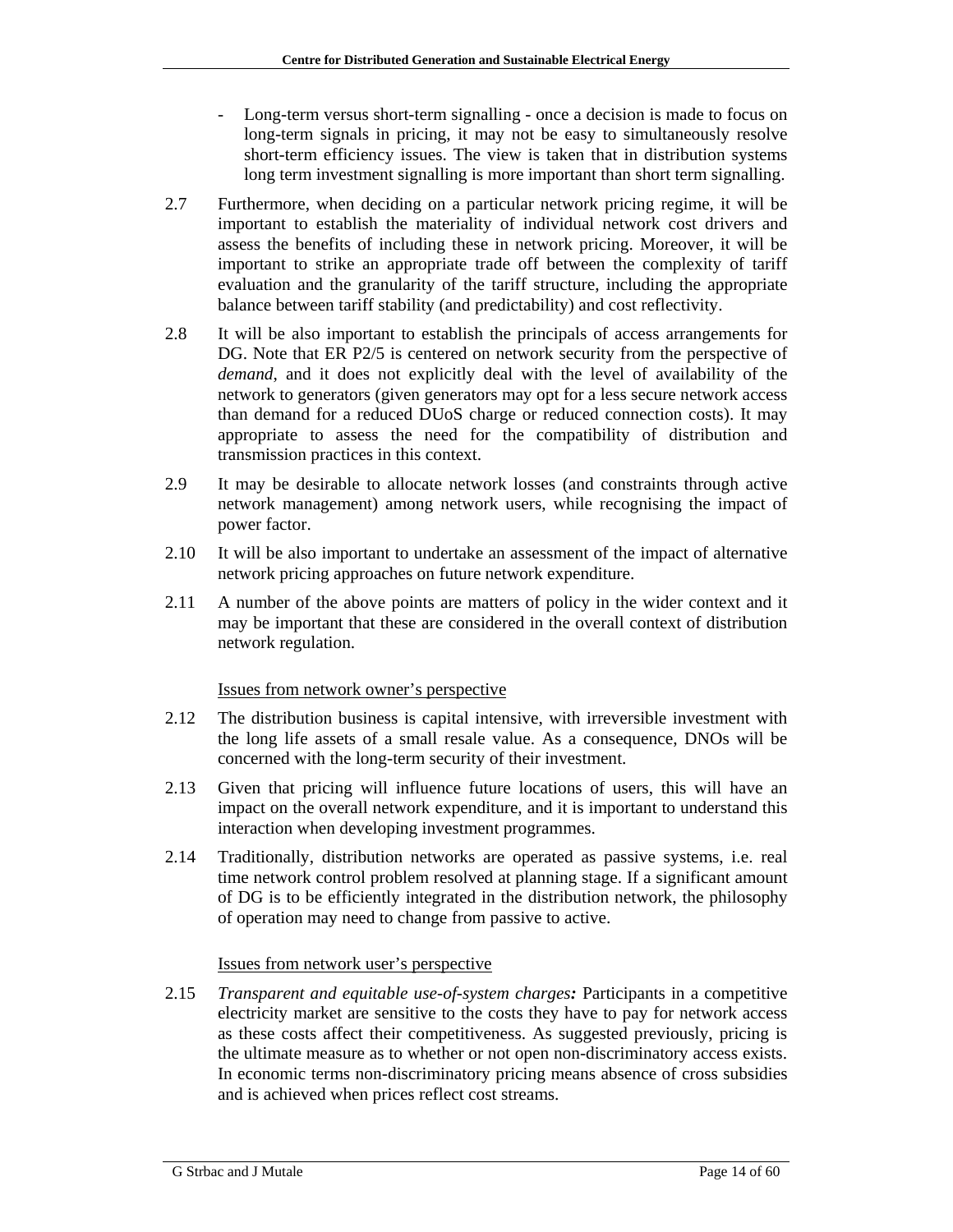- Long-term versus short-term signalling - once a decision is made to focus on long-term signals in pricing, it may not be easy to simultaneously resolve short-term efficiency issues. The view is taken that in distribution systems long term investment signalling is more important than short term signalling.

2.7 Furthermore, when deciding on a particular network pricing regime, it will be important to establish the materiality of individual network cost drivers and assess the benefits of including these in network pricing. Moreover, it will be important to strike an appropriate trade off between the complexity of tariff evaluation and the granularity of the tariff structure, including the appropriate balance between tariff stability (and predictability) and cost reflectivity.

2.8 It will be also important to establish the principals of access arrangements for DG. Note that ER P2/5 is centered on network security from the perspective of *demand*, and it does not explicitly deal with the level of availability of the network to generators (given generators may opt for a less secure network access than demand for a reduced DUoS charge or reduced connection costs). It may appropriate to assess the need for the compatibility of distribution and transmission practices in this context.

2.9 It may be desirable to allocate network losses (and constraints through active network management) among network users, while recognising the impact of power factor.

2.10 It will be also important to undertake an assessment of the impact of alternative network pricing approaches on future network expenditure.

2.11 A number of the above points are matters of policy in the wider context and it may be important that these are considered in the overall context of distribution network regulation.

<u>Issues from network owner's perspective</u>

2.12 The distribution business is capital intensive, with irreversible investment with the long life assets of a small resale value. As a consequence, DNOs will be concerned with the long-term security of their investment.

2.13 Given that pricing will influence future locations of users, this will have an impact on the overall network expenditure, and it is important to understand this interaction when developing investment programmes.

2.14 Traditionally, distribution networks are operated as passive systems, i.e. real time network control problem resolved at planning stage. If a significant amount of DG is to be efficiently integrated in the distribution network, the philosophy of operation may need to change from passive to active.

<u>Issues from network user's perspective</u>

2.15 ***Transparent and equitable use-of-system charges:*** Participants in a competitive electricity market are sensitive to the costs they have to pay for network access as these costs affect their competitiveness. As suggested previously, pricing is the ultimate measure as to whether or not open non-discriminatory access exists. In economic terms non-discriminatory pricing means absence of cross subsidies and is achieved when prices reflect cost streams.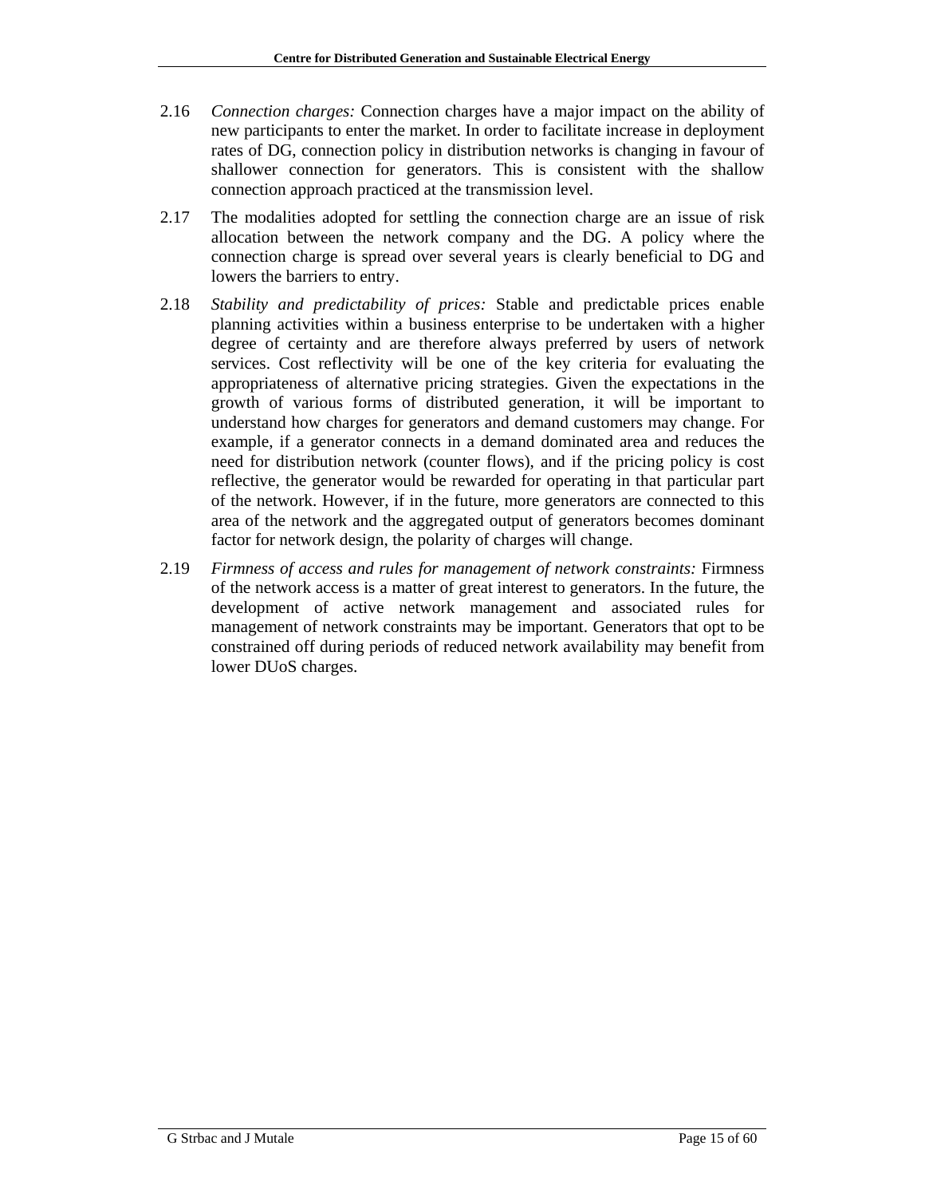2.16 *Connection charges:* Connection charges have a major impact on the ability of new participants to enter the market. In order to facilitate increase in deployment rates of DG, connection policy in distribution networks is changing in favour of shallower connection for generators. This is consistent with the shallow connection approach practiced at the transmission level.

2.17 The modalities adopted for settling the connection charge are an issue of risk allocation between the network company and the DG. A policy where the connection charge is spread over several years is clearly beneficial to DG and lowers the barriers to entry.

2.18 *Stability and predictability of prices:* Stable and predictable prices enable planning activities within a business enterprise to be undertaken with a higher degree of certainty and are therefore always preferred by users of network services. Cost reflectivity will be one of the key criteria for evaluating the appropriateness of alternative pricing strategies. Given the expectations in the growth of various forms of distributed generation, it will be important to understand how charges for generators and demand customers may change. For example, if a generator connects in a demand dominated area and reduces the need for distribution network (counter flows), and if the pricing policy is cost reflective, the generator would be rewarded for operating in that particular part of the network. However, if in the future, more generators are connected to this area of the network and the aggregated output of generators becomes dominant factor for network design, the polarity of charges will change.

2.19 *Firmness of access and rules for management of network constraints:* Firmness of the network access is a matter of great interest to generators. In the future, the development of active network management and associated rules for management of network constraints may be important. Generators that opt to be constrained off during periods of reduced network availability may benefit from lower DUoS charges.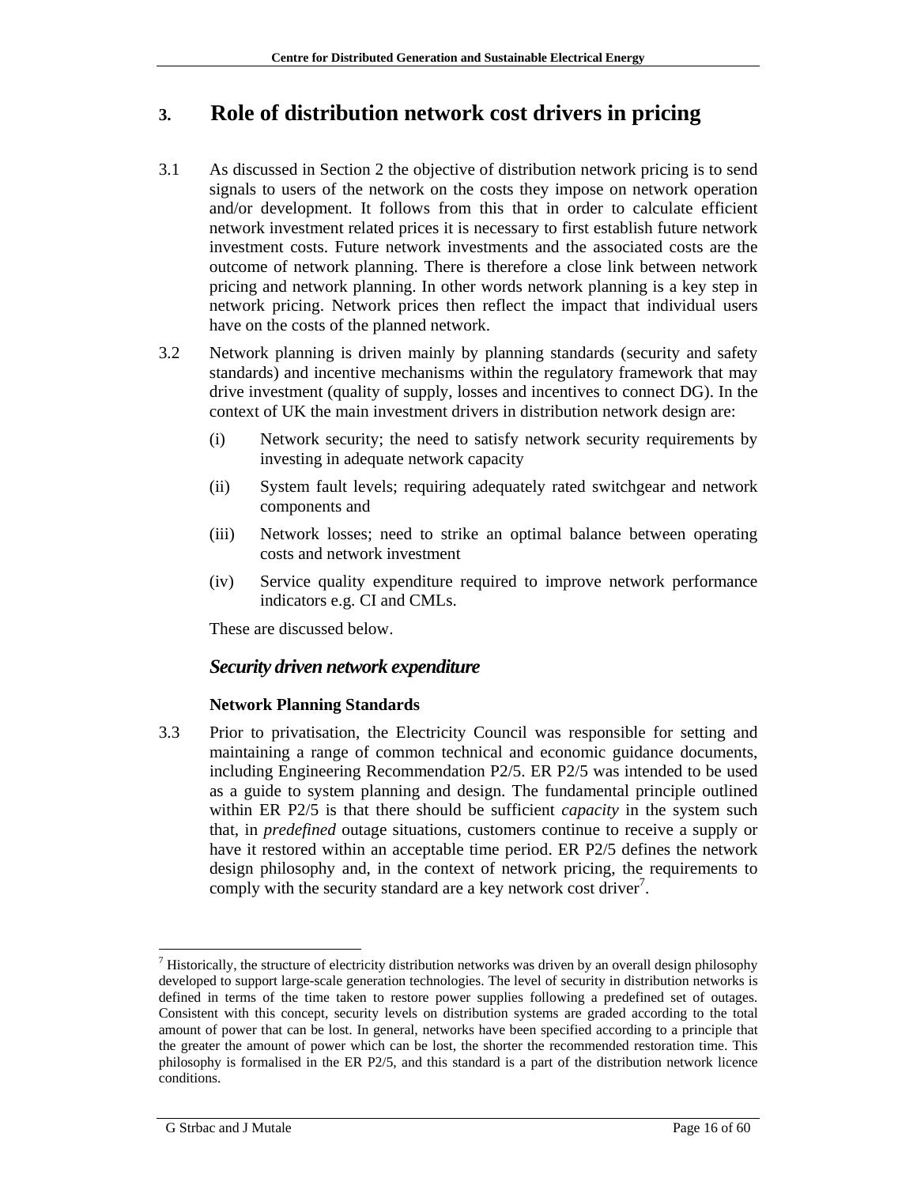# 3. Role of distribution network cost drivers in pricing

3.1 As discussed in Section 2 the objective of distribution network pricing is to send signals to users of the network on the costs they impose on network operation and/or development. It follows from this that in order to calculate efficient network investment related prices it is necessary to first establish future network investment costs. Future network investments and the associated costs are the outcome of network planning. There is therefore a close link between network pricing and network planning. In other words network planning is a key step in network pricing. Network prices then reflect the impact that individual users have on the costs of the planned network.

3.2 Network planning is driven mainly by planning standards (security and safety standards) and incentive mechanisms within the regulatory framework that may drive investment (quality of supply, losses and incentives to connect DG). In the context of UK the main investment drivers in distribution network design are:

(i) Network security; the need to satisfy network security requirements by investing in adequate network capacity

(ii) System fault levels; requiring adequately rated switchgear and network components and

(iii) Network losses; need to strike an optimal balance between operating costs and network investment

(iv) Service quality expenditure required to improve network performance indicators e.g. CI and CMLs.

These are discussed below.

## *Security driven network expenditure*

### Network Planning Standards

3.3 Prior to privatisation, the Electricity Council was responsible for setting and maintaining a range of common technical and economic guidance documents, including Engineering Recommendation P2/5. ER P2/5 was intended to be used as a guide to system planning and design. The fundamental principle outlined within ER P2/5 is that there should be sufficient *capacity* in the system such that, in *predefined* outage situations, customers continue to receive a supply or have it restored within an acceptable time period. ER P2/5 defines the network design philosophy and, in the context of network pricing, the requirements to comply with the security standard are a key network cost driver[7].

---

[7] Historically, the structure of electricity distribution networks was driven by an overall design philosophy developed to support large-scale generation technologies. The level of security in distribution networks is defined in terms of the time taken to restore power supplies following a predefined set of outages. Consistent with this concept, security levels on distribution systems are graded according to the total amount of power that can be lost. In general, networks have been specified according to a principle that the greater the amount of power which can be lost, the shorter the recommended restoration time. This philosophy is formalised in the ER P2/5, and this standard is a part of the distribution network licence conditions.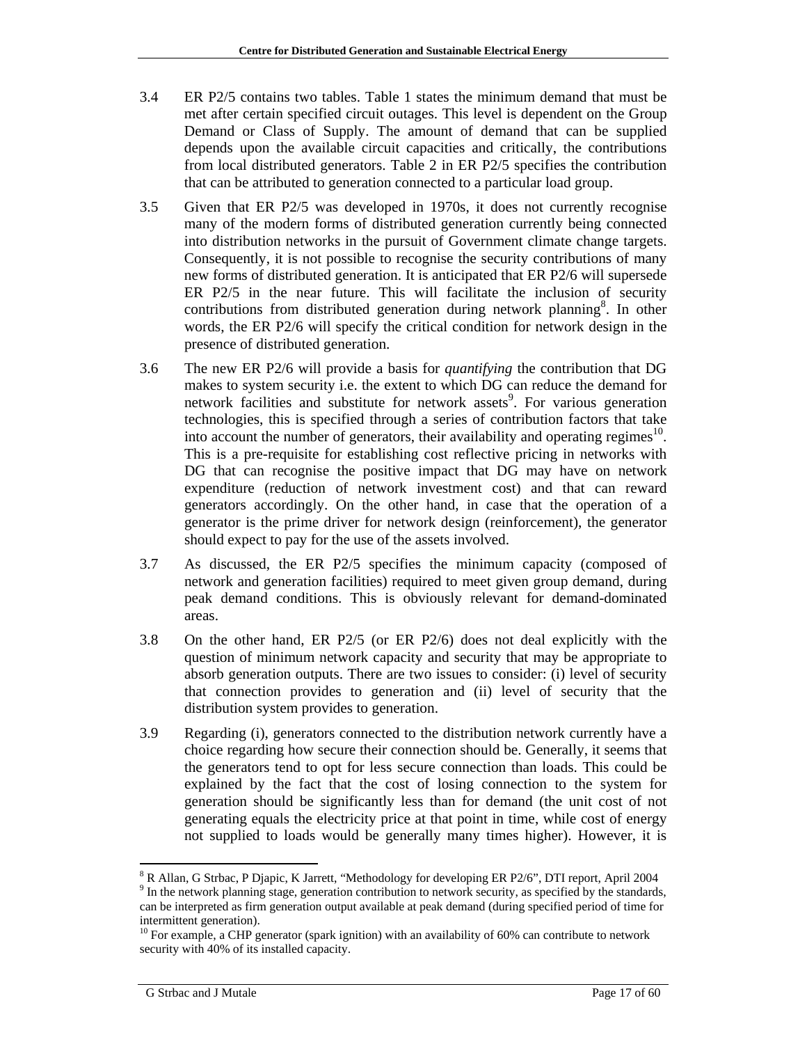3.4 ER P2/5 contains two tables. Table 1 states the minimum demand that must be met after certain specified circuit outages. This level is dependent on the Group Demand or Class of Supply. The amount of demand that can be supplied depends upon the available circuit capacities and critically, the contributions from local distributed generators. Table 2 in ER P2/5 specifies the contribution that can be attributed to generation connected to a particular load group.

3.5 Given that ER P2/5 was developed in 1970s, it does not currently recognise many of the modern forms of distributed generation currently being connected into distribution networks in the pursuit of Government climate change targets. Consequently, it is not possible to recognise the security contributions of many new forms of distributed generation. It is anticipated that ER P2/6 will supersede ER P2/5 in the near future. This will facilitate the inclusion of security contributions from distributed generation during network planning[8]. In other words, the ER P2/6 will specify the critical condition for network design in the presence of distributed generation.

3.6 The new ER P2/6 will provide a basis for *quantifying* the contribution that DG makes to system security i.e. the extent to which DG can reduce the demand for network facilities and substitute for network assets[9]. For various generation technologies, this is specified through a series of contribution factors that take into account the number of generators, their availability and operating regimes[10]. This is a pre-requisite for establishing cost reflective pricing in networks with DG that can recognise the positive impact that DG may have on network expenditure (reduction of network investment cost) and that can reward generators accordingly. On the other hand, in case that the operation of a generator is the prime driver for network design (reinforcement), the generator should expect to pay for the use of the assets involved.

3.7 As discussed, the ER P2/5 specifies the minimum capacity (composed of network and generation facilities) required to meet given group demand, during peak demand conditions. This is obviously relevant for demand-dominated areas.

3.8 On the other hand, ER P2/5 (or ER P2/6) does not deal explicitly with the question of minimum network capacity and security that may be appropriate to absorb generation outputs. There are two issues to consider: (i) level of security that connection provides to generation and (ii) level of security that the distribution system provides to generation.

3.9 Regarding (i), generators connected to the distribution network currently have a choice regarding how secure their connection should be. Generally, it seems that the generators tend to opt for less secure connection than loads. This could be explained by the fact that the cost of losing connection to the system for generation should be significantly less than for demand (the unit cost of not generating equals the electricity price at that point in time, while cost of energy not supplied to loads would be generally many times higher). However, it is

---

[8] R Allan, G Strbac, P Djapic, K Jarrett, "Methodology for developing ER P2/6", DTI report, April 2004

[9] In the network planning stage, generation contribution to network security, as specified by the standards, can be interpreted as firm generation output available at peak demand (during specified period of time for intermittent generation).

[10] For example, a CHP generator (spark ignition) with an availability of 60% can contribute to network security with 40% of its installed capacity.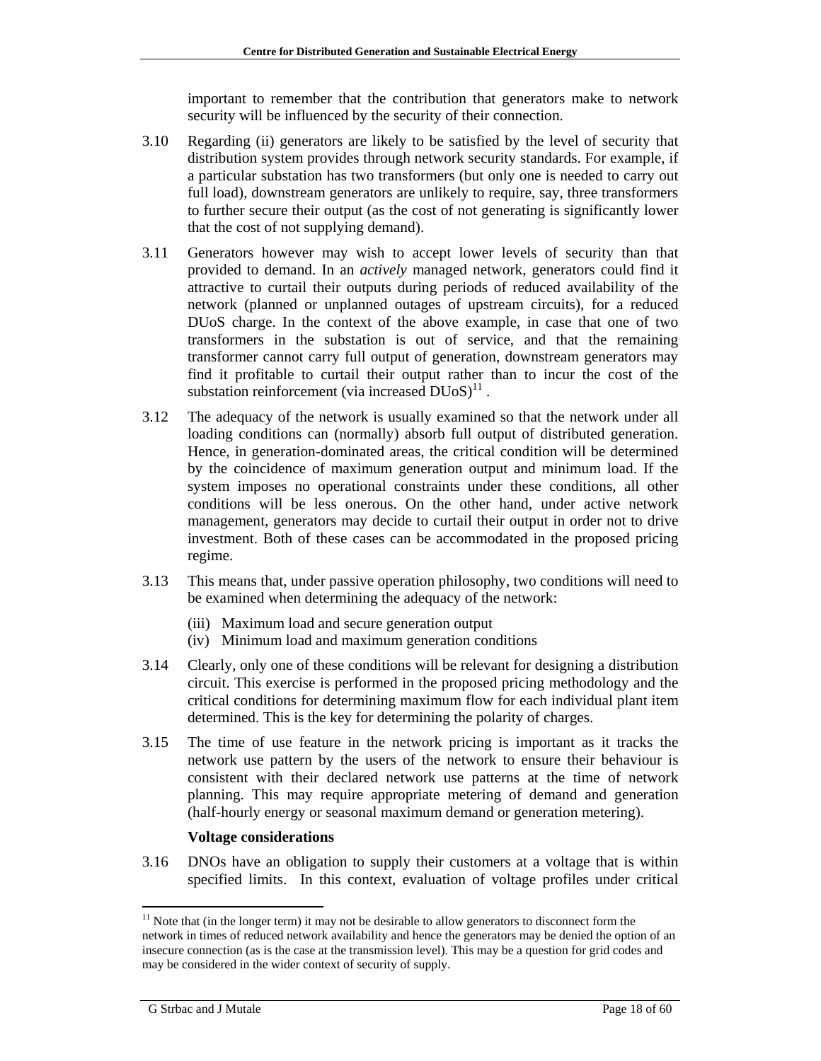important to remember that the contribution that generators make to network security will be influenced by the security of their connection.

3.10 Regarding (ii) generators are likely to be satisfied by the level of security that distribution system provides through network security standards. For example, if a particular substation has two transformers (but only one is needed to carry out full load), downstream generators are unlikely to require, say, three transformers to further secure their output (as the cost of not generating is significantly lower that the cost of not supplying demand).

3.11 Generators however may wish to accept lower levels of security than that provided to demand. In an *actively* managed network, generators could find it attractive to curtail their outputs during periods of reduced availability of the network (planned or unplanned outages of upstream circuits), for a reduced DUoS charge. In the context of the above example, in case that one of two transformers in the substation is out of service, and that the remaining transformer cannot carry full output of generation, downstream generators may find it profitable to curtail their output rather than to incur the cost of the substation reinforcement (via increased DUoS)[11] .

3.12 The adequacy of the network is usually examined so that the network under all loading conditions can (normally) absorb full output of distributed generation. Hence, in generation-dominated areas, the critical condition will be determined by the coincidence of maximum generation output and minimum load. If the system imposes no operational constraints under these conditions, all other conditions will be less onerous. On the other hand, under active network management, generators may decide to curtail their output in order not to drive investment. Both of these cases can be accommodated in the proposed pricing regime.

3.13 This means that, under passive operation philosophy, two conditions will need to be examined when determining the adequacy of the network:

(iii) Maximum load and secure generation output
(iv) Minimum load and maximum generation conditions

3.14 Clearly, only one of these conditions will be relevant for designing a distribution circuit. This exercise is performed in the proposed pricing methodology and the critical conditions for determining maximum flow for each individual plant item determined. This is the key for determining the polarity of charges.

3.15 The time of use feature in the network pricing is important as it tracks the network use pattern by the users of the network to ensure their behaviour is consistent with their declared network use patterns at the time of network planning. This may require appropriate metering of demand and generation (half-hourly energy or seasonal maximum demand or generation metering).

**Voltage considerations**

3.16 DNOs have an obligation to supply their customers at a voltage that is within specified limits. In this context, evaluation of voltage profiles under critical

[11] Note that (in the longer term) it may not be desirable to allow generators to disconnect form the network in times of reduced network availability and hence the generators may be denied the option of an insecure connection (as is the case at the transmission level). This may be a question for grid codes and may be considered in the wider context of security of supply.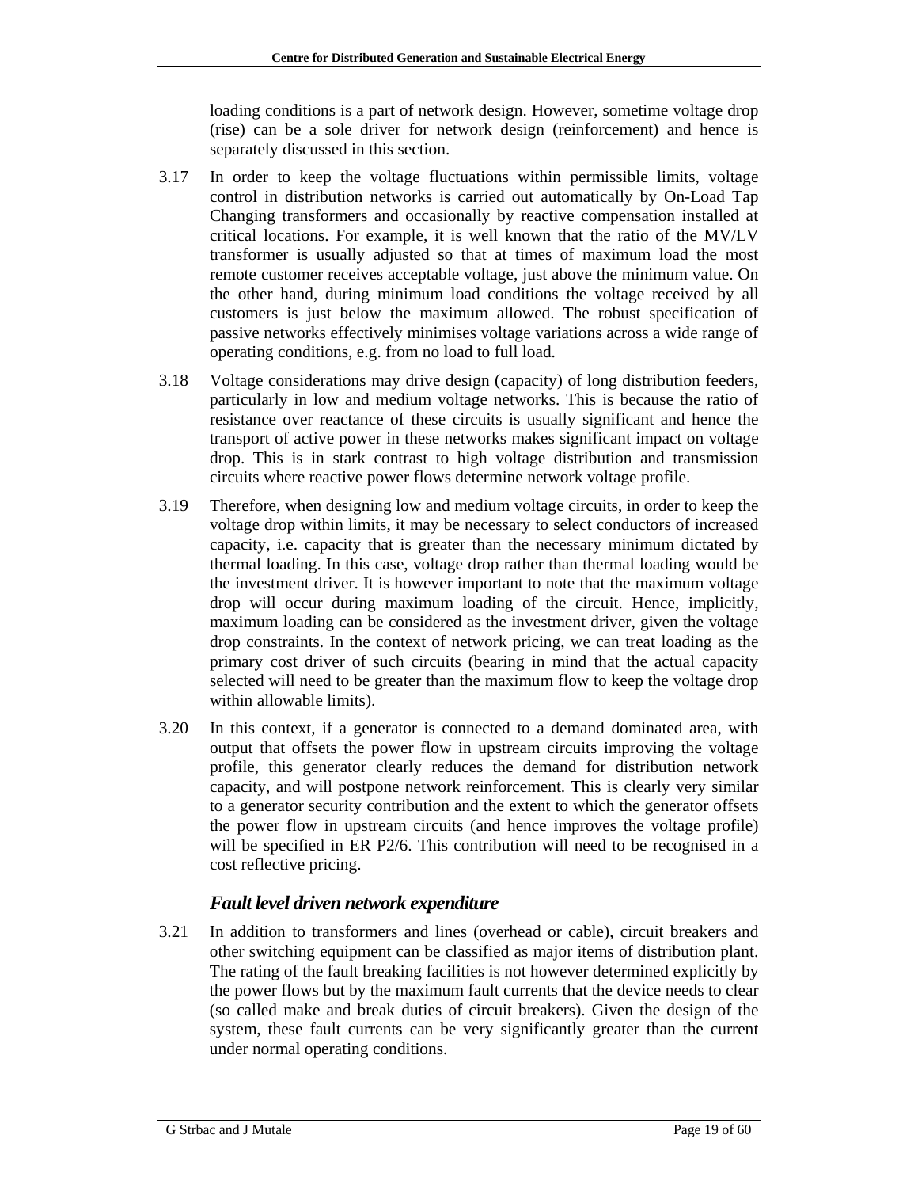loading conditions is a part of network design. However, sometime voltage drop (rise) can be a sole driver for network design (reinforcement) and hence is separately discussed in this section.

3.17 In order to keep the voltage fluctuations within permissible limits, voltage control in distribution networks is carried out automatically by On-Load Tap Changing transformers and occasionally by reactive compensation installed at critical locations. For example, it is well known that the ratio of the MV/LV transformer is usually adjusted so that at times of maximum load the most remote customer receives acceptable voltage, just above the minimum value. On the other hand, during minimum load conditions the voltage received by all customers is just below the maximum allowed. The robust specification of passive networks effectively minimises voltage variations across a wide range of operating conditions, e.g. from no load to full load.

3.18 Voltage considerations may drive design (capacity) of long distribution feeders, particularly in low and medium voltage networks. This is because the ratio of resistance over reactance of these circuits is usually significant and hence the transport of active power in these networks makes significant impact on voltage drop. This is in stark contrast to high voltage distribution and transmission circuits where reactive power flows determine network voltage profile.

3.19 Therefore, when designing low and medium voltage circuits, in order to keep the voltage drop within limits, it may be necessary to select conductors of increased capacity, i.e. capacity that is greater than the necessary minimum dictated by thermal loading. In this case, voltage drop rather than thermal loading would be the investment driver. It is however important to note that the maximum voltage drop will occur during maximum loading of the circuit. Hence, implicitly, maximum loading can be considered as the investment driver, given the voltage drop constraints. In the context of network pricing, we can treat loading as the primary cost driver of such circuits (bearing in mind that the actual capacity selected will need to be greater than the maximum flow to keep the voltage drop within allowable limits).

3.20 In this context, if a generator is connected to a demand dominated area, with output that offsets the power flow in upstream circuits improving the voltage profile, this generator clearly reduces the demand for distribution network capacity, and will postpone network reinforcement. This is clearly very similar to a generator security contribution and the extent to which the generator offsets the power flow in upstream circuits (and hence improves the voltage profile) will be specified in ER P2/6. This contribution will need to be recognised in a cost reflective pricing.

### *Fault level driven network expenditure*

3.21 In addition to transformers and lines (overhead or cable), circuit breakers and other switching equipment can be classified as major items of distribution plant. The rating of the fault breaking facilities is not however determined explicitly by the power flows but by the maximum fault currents that the device needs to clear (so called make and break duties of circuit breakers). Given the design of the system, these fault currents can be very significantly greater than the current under normal operating conditions.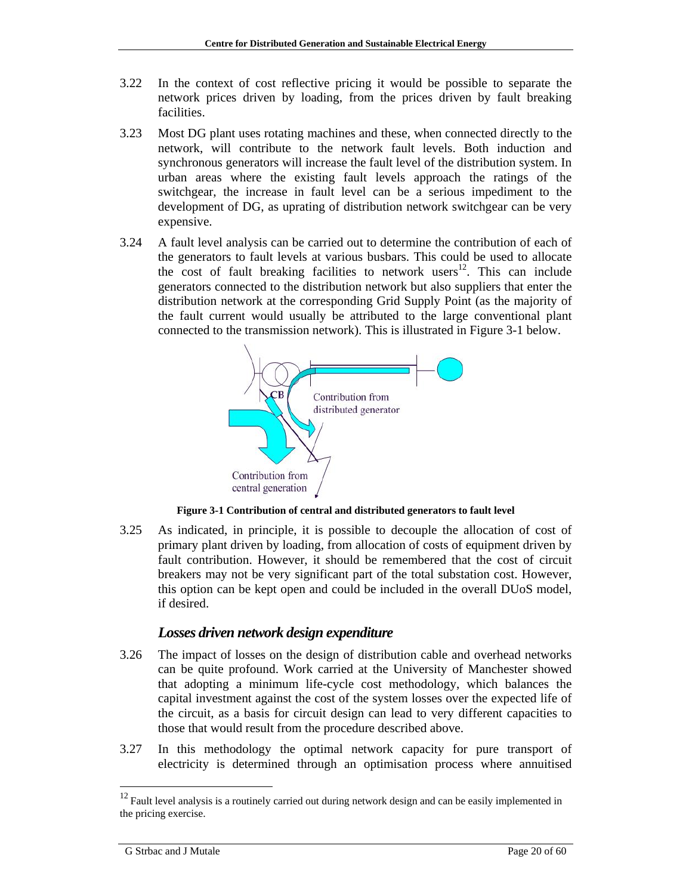3.22 In the context of cost reflective pricing it would be possible to separate the network prices driven by loading, from the prices driven by fault breaking facilities.

3.23 Most DG plant uses rotating machines and these, when connected directly to the network, will contribute to the network fault levels. Both induction and synchronous generators will increase the fault level of the distribution system. In urban areas where the existing fault levels approach the ratings of the switchgear, the increase in fault level can be a serious impediment to the development of DG, as uprating of distribution network switchgear can be very expensive.

3.24 A fault level analysis can be carried out to determine the contribution of each of the generators to fault levels at various busbars. This could be used to allocate the cost of fault breaking facilities to network users[12]. This can include generators connected to the distribution network but also suppliers that enter the distribution network at the corresponding Grid Supply Point (as the majority of the fault current would usually be attributed to the large conventional plant connected to the transmission network). This is illustrated in Figure 3-1 below.

**Figure 3-1 Contribution of central and distributed generators to fault level**

3.25 As indicated, in principle, it is possible to decouple the allocation of cost of primary plant driven by loading, from allocation of costs of equipment driven by fault contribution. However, it should be remembered that the cost of circuit breakers may not be very significant part of the total substation cost. However, this option can be kept open and could be included in the overall DUoS model, if desired.

### *Losses driven network design expenditure*

3.26 The impact of losses on the design of distribution cable and overhead networks can be quite profound. Work carried at the University of Manchester showed that adopting a minimum life-cycle cost methodology, which balances the capital investment against the cost of the system losses over the expected life of the circuit, as a basis for circuit design can lead to very different capacities to those that would result from the procedure described above.

3.27 In this methodology the optimal network capacity for pure transport of electricity is determined through an optimisation process where annuitised

[12] Fault level analysis is a routinely carried out during network design and can be easily implemented in the pricing exercise.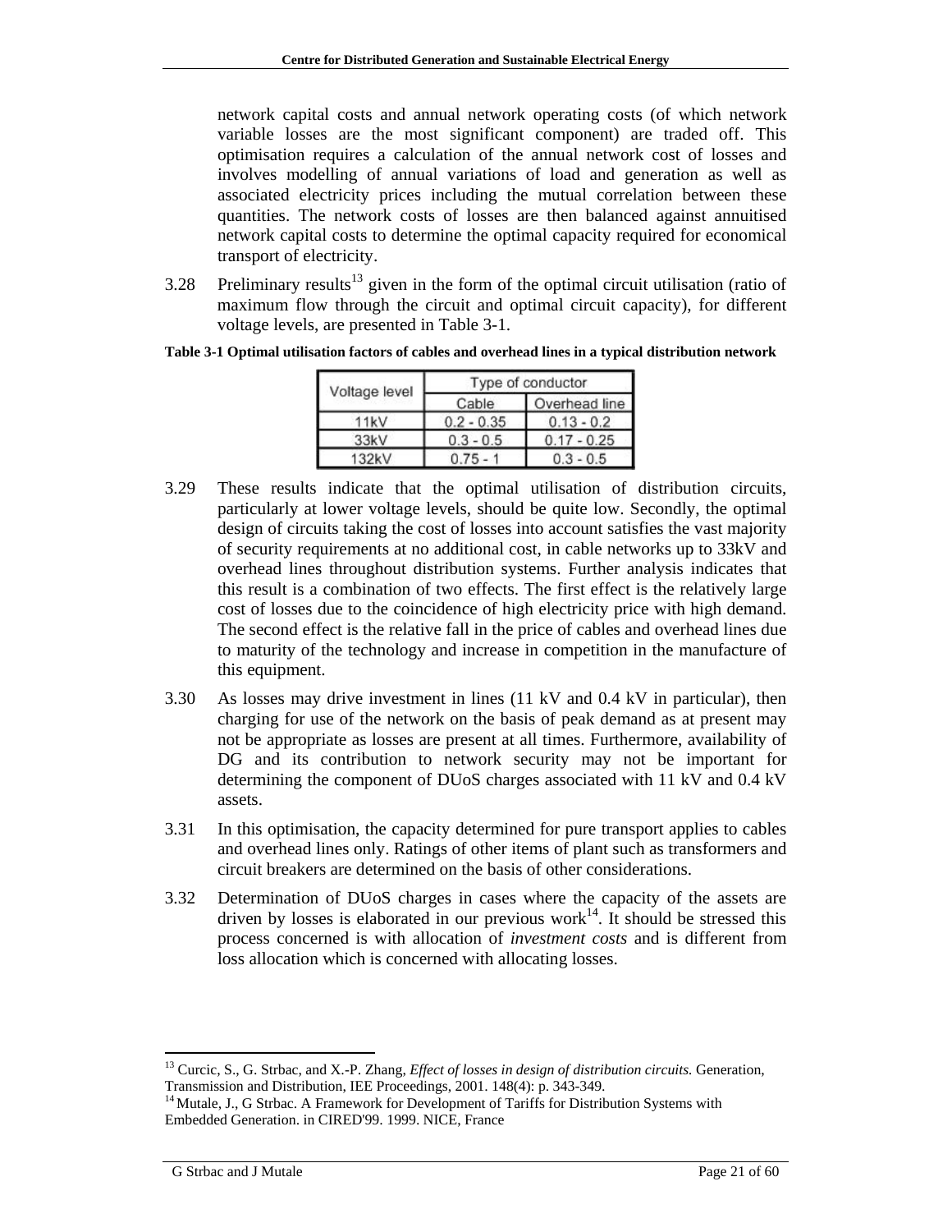network capital costs and annual network operating costs (of which network variable losses are the most significant component) are traded off. This optimisation requires a calculation of the annual network cost of losses and involves modelling of annual variations of load and generation as well as associated electricity prices including the mutual correlation between these quantities. The network costs of losses are then balanced against annuitised network capital costs to determine the optimal capacity required for economical transport of electricity.

3.28 Preliminary results[13] given in the form of the optimal circuit utilisation (ratio of maximum flow through the circuit and optimal circuit capacity), for different voltage levels, are presented in Table 3-1.

**Table 3-1 Optimal utilisation factors of cables and overhead lines in a typical distribution network**

| Voltage level | Type of conductor | |
|---|---|---|
| | Cable | Overhead line |
| 11kV | 0.2 - 0.35 | 0.13 - 0.2 |
| 33kV | 0.3 - 0.5 | 0.17 - 0.25 |
| 132kV | 0.75 - 1 | 0.3 - 0.5 |

3.29 These results indicate that the optimal utilisation of distribution circuits, particularly at lower voltage levels, should be quite low. Secondly, the optimal design of circuits taking the cost of losses into account satisfies the vast majority of security requirements at no additional cost, in cable networks up to 33kV and overhead lines throughout distribution systems. Further analysis indicates that this result is a combination of two effects. The first effect is the relatively large cost of losses due to the coincidence of high electricity price with high demand. The second effect is the relative fall in the price of cables and overhead lines due to maturity of the technology and increase in competition in the manufacture of this equipment.

3.30 As losses may drive investment in lines (11 kV and 0.4 kV in particular), then charging for use of the network on the basis of peak demand as at present may not be appropriate as losses are present at all times. Furthermore, availability of DG and its contribution to network security may not be important for determining the component of DUoS charges associated with 11 kV and 0.4 kV assets.

3.31 In this optimisation, the capacity determined for pure transport applies to cables and overhead lines only. Ratings of other items of plant such as transformers and circuit breakers are determined on the basis of other considerations.

3.32 Determination of DUoS charges in cases where the capacity of the assets are driven by losses is elaborated in our previous work[14]. It should be stressed this process concerned is with allocation of *investment costs* and is different from loss allocation which is concerned with allocating losses.

---

[13] Curcic, S., G. Strbac, and X.-P. Zhang, *Effect of losses in design of distribution circuits.* Generation, Transmission and Distribution, IEE Proceedings, 2001. 148(4): p. 343-349.

[14] Mutale, J., G Strbac. A Framework for Development of Tariffs for Distribution Systems with Embedded Generation. in CIRED'99. 1999. NICE, France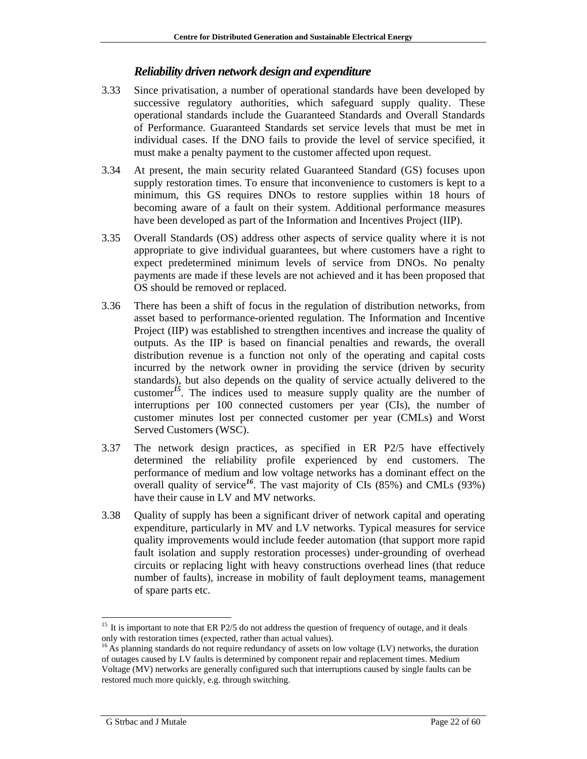### *Reliability driven network design and expenditure*

3.33 Since privatisation, a number of operational standards have been developed by successive regulatory authorities, which safeguard supply quality. These operational standards include the Guaranteed Standards and Overall Standards of Performance. Guaranteed Standards set service levels that must be met in individual cases. If the DNO fails to provide the level of service specified, it must make a penalty payment to the customer affected upon request.

3.34 At present, the main security related Guaranteed Standard (GS) focuses upon supply restoration times. To ensure that inconvenience to customers is kept to a minimum, this GS requires DNOs to restore supplies within 18 hours of becoming aware of a fault on their system. Additional performance measures have been developed as part of the Information and Incentives Project (IIP).

3.35 Overall Standards (OS) address other aspects of service quality where it is not appropriate to give individual guarantees, but where customers have a right to expect predetermined minimum levels of service from DNOs. No penalty payments are made if these levels are not achieved and it has been proposed that OS should be removed or replaced.

3.36 There has been a shift of focus in the regulation of distribution networks, from asset based to performance-oriented regulation. The Information and Incentive Project (IIP) was established to strengthen incentives and increase the quality of outputs. As the IIP is based on financial penalties and rewards, the overall distribution revenue is a function not only of the operating and capital costs incurred by the network owner in providing the service (driven by security standards), but also depends on the quality of service actually delivered to the customer[15]. The indices used to measure supply quality are the number of interruptions per 100 connected customers per year (CIs), the number of customer minutes lost per connected customer per year (CMLs) and Worst Served Customers (WSC).

3.37 The network design practices, as specified in ER P2/5 have effectively determined the reliability profile experienced by end customers. The performance of medium and low voltage networks has a dominant effect on the overall quality of service[16]. The vast majority of CIs (85%) and CMLs (93%) have their cause in LV and MV networks.

3.38 Quality of supply has been a significant driver of network capital and operating expenditure, particularly in MV and LV networks. Typical measures for service quality improvements would include feeder automation (that support more rapid fault isolation and supply restoration processes) under-grounding of overhead circuits or replacing light with heavy constructions overhead lines (that reduce number of faults), increase in mobility of fault deployment teams, management of spare parts etc.

---

[15] It is important to note that ER P2/5 do not address the question of frequency of outage, and it deals only with restoration times (expected, rather than actual values).

[16] As planning standards do not require redundancy of assets on low voltage (LV) networks, the duration of outages caused by LV faults is determined by component repair and replacement times. Medium Voltage (MV) networks are generally configured such that interruptions caused by single faults can be restored much more quickly, e.g. through switching.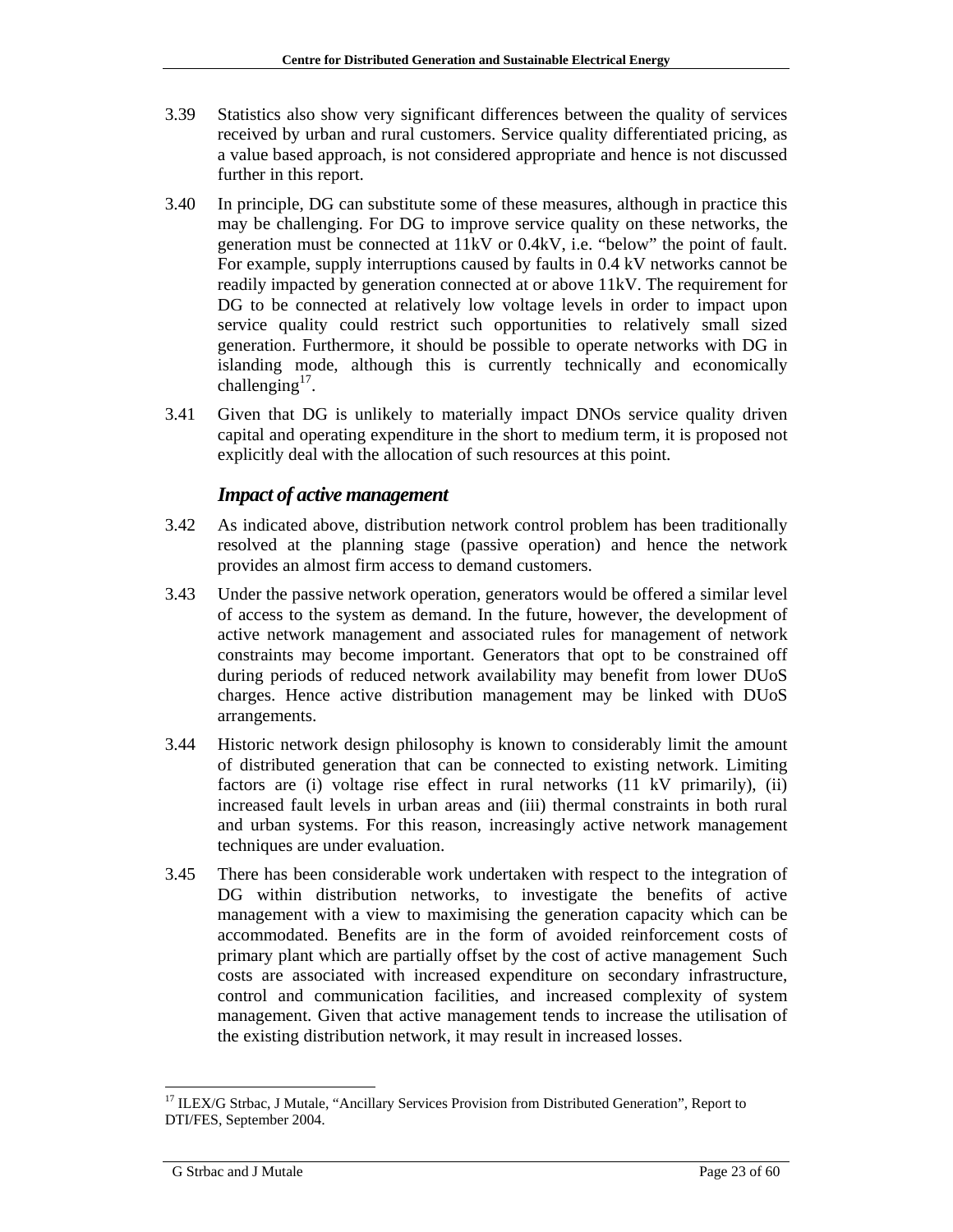3.39 Statistics also show very significant differences between the quality of services received by urban and rural customers. Service quality differentiated pricing, as a value based approach, is not considered appropriate and hence is not discussed further in this report.

3.40 In principle, DG can substitute some of these measures, although in practice this may be challenging. For DG to improve service quality on these networks, the generation must be connected at 11kV or 0.4kV, i.e. "below" the point of fault. For example, supply interruptions caused by faults in 0.4 kV networks cannot be readily impacted by generation connected at or above 11kV. The requirement for DG to be connected at relatively low voltage levels in order to impact upon service quality could restrict such opportunities to relatively small sized generation. Furthermore, it should be possible to operate networks with DG in islanding mode, although this is currently technically and economically challenging[17].

3.41 Given that DG is unlikely to materially impact DNOs service quality driven capital and operating expenditure in the short to medium term, it is proposed not explicitly deal with the allocation of such resources at this point.

### *Impact of active management*

3.42 As indicated above, distribution network control problem has been traditionally resolved at the planning stage (passive operation) and hence the network provides an almost firm access to demand customers.

3.43 Under the passive network operation, generators would be offered a similar level of access to the system as demand. In the future, however, the development of active network management and associated rules for management of network constraints may become important. Generators that opt to be constrained off during periods of reduced network availability may benefit from lower DUoS charges. Hence active distribution management may be linked with DUoS arrangements.

3.44 Historic network design philosophy is known to considerably limit the amount of distributed generation that can be connected to existing network. Limiting factors are (i) voltage rise effect in rural networks (11 kV primarily), (ii) increased fault levels in urban areas and (iii) thermal constraints in both rural and urban systems. For this reason, increasingly active network management techniques are under evaluation.

3.45 There has been considerable work undertaken with respect to the integration of DG within distribution networks, to investigate the benefits of active management with a view to maximising the generation capacity which can be accommodated. Benefits are in the form of avoided reinforcement costs of primary plant which are partially offset by the cost of active management Such costs are associated with increased expenditure on secondary infrastructure, control and communication facilities, and increased complexity of system management. Given that active management tends to increase the utilisation of the existing distribution network, it may result in increased losses.

---

[17] ILEX/G Strbac, J Mutale, "Ancillary Services Provision from Distributed Generation", Report to DTI/FES, September 2004.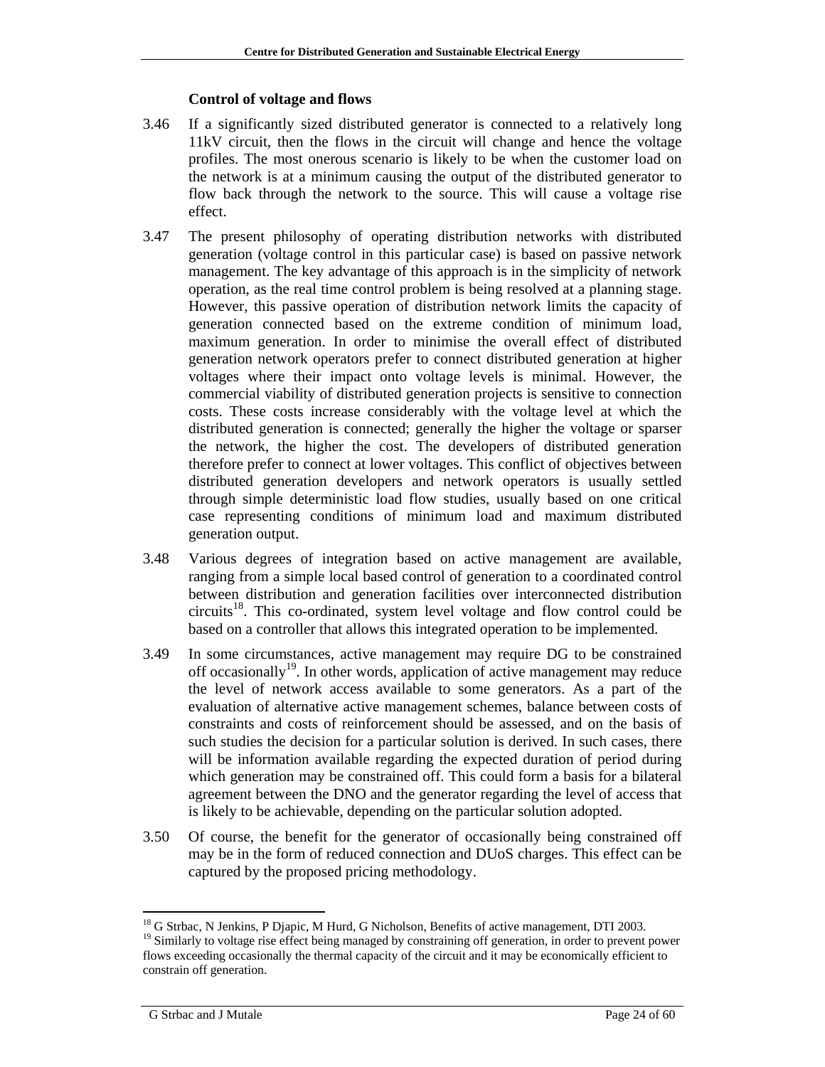### Control of voltage and flows

3.46 If a significantly sized distributed generator is connected to a relatively long 11kV circuit, then the flows in the circuit will change and hence the voltage profiles. The most onerous scenario is likely to be when the customer load on the network is at a minimum causing the output of the distributed generator to flow back through the network to the source. This will cause a voltage rise effect.

3.47 The present philosophy of operating distribution networks with distributed generation (voltage control in this particular case) is based on passive network management. The key advantage of this approach is in the simplicity of network operation, as the real time control problem is being resolved at a planning stage. However, this passive operation of distribution network limits the capacity of generation connected based on the extreme condition of minimum load, maximum generation. In order to minimise the overall effect of distributed generation network operators prefer to connect distributed generation at higher voltages where their impact onto voltage levels is minimal. However, the commercial viability of distributed generation projects is sensitive to connection costs. These costs increase considerably with the voltage level at which the distributed generation is connected; generally the higher the voltage or sparser the network, the higher the cost. The developers of distributed generation therefore prefer to connect at lower voltages. This conflict of objectives between distributed generation developers and network operators is usually settled through simple deterministic load flow studies, usually based on one critical case representing conditions of minimum load and maximum distributed generation output.

3.48 Various degrees of integration based on active management are available, ranging from a simple local based control of generation to a coordinated control between distribution and generation facilities over interconnected distribution circuits[18]. This co-ordinated, system level voltage and flow control could be based on a controller that allows this integrated operation to be implemented.

3.49 In some circumstances, active management may require DG to be constrained off occasionally[19]. In other words, application of active management may reduce the level of network access available to some generators. As a part of the evaluation of alternative active management schemes, balance between costs of constraints and costs of reinforcement should be assessed, and on the basis of such studies the decision for a particular solution is derived. In such cases, there will be information available regarding the expected duration of period during which generation may be constrained off. This could form a basis for a bilateral agreement between the DNO and the generator regarding the level of access that is likely to be achievable, depending on the particular solution adopted.

3.50 Of course, the benefit for the generator of occasionally being constrained off may be in the form of reduced connection and DUoS charges. This effect can be captured by the proposed pricing methodology.

---

[18] G Strbac, N Jenkins, P Djapic, M Hurd, G Nicholson, Benefits of active management, DTI 2003.

[19] Similarly to voltage rise effect being managed by constraining off generation, in order to prevent power flows exceeding occasionally the thermal capacity of the circuit and it may be economically efficient to constrain off generation.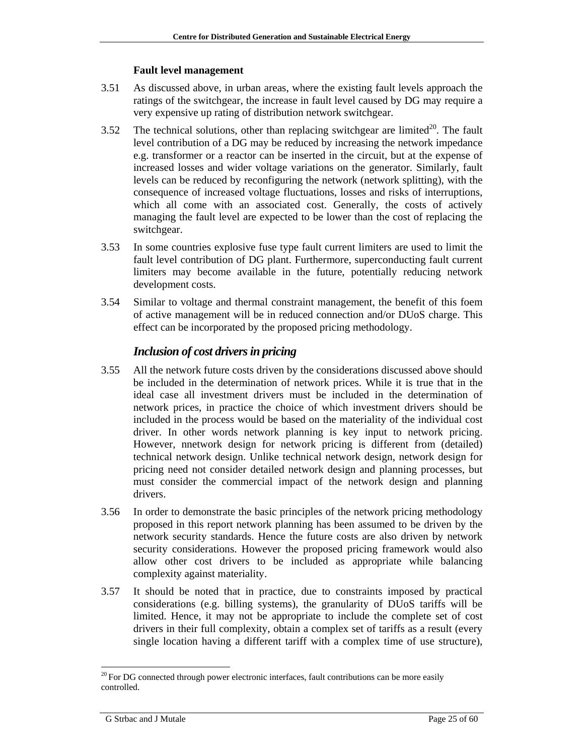**Fault level management**

3.51 As discussed above, in urban areas, where the existing fault levels approach the ratings of the switchgear, the increase in fault level caused by DG may require a very expensive up rating of distribution network switchgear.

3.52 The technical solutions, other than replacing switchgear are limited[20]. The fault level contribution of a DG may be reduced by increasing the network impedance e.g. transformer or a reactor can be inserted in the circuit, but at the expense of increased losses and wider voltage variations on the generator. Similarly, fault levels can be reduced by reconfiguring the network (network splitting), with the consequence of increased voltage fluctuations, losses and risks of interruptions, which all come with an associated cost. Generally, the costs of actively managing the fault level are expected to be lower than the cost of replacing the switchgear.

3.53 In some countries explosive fuse type fault current limiters are used to limit the fault level contribution of DG plant. Furthermore, superconducting fault current limiters may become available in the future, potentially reducing network development costs.

3.54 Similar to voltage and thermal constraint management, the benefit of this foem of active management will be in reduced connection and/or DUoS charge. This effect can be incorporated by the proposed pricing methodology.

### *Inclusion of cost drivers in pricing*

3.55 All the network future costs driven by the considerations discussed above should be included in the determination of network prices. While it is true that in the ideal case all investment drivers must be included in the determination of network prices, in practice the choice of which investment drivers should be included in the process would be based on the materiality of the individual cost driver. In other words network planning is key input to network pricing. However, nnetwork design for network pricing is different from (detailed) technical network design. Unlike technical network design, network design for pricing need not consider detailed network design and planning processes, but must consider the commercial impact of the network design and planning drivers.

3.56 In order to demonstrate the basic principles of the network pricing methodology proposed in this report network planning has been assumed to be driven by the network security standards. Hence the future costs are also driven by network security considerations. However the proposed pricing framework would also allow other cost drivers to be included as appropriate while balancing complexity against materiality.

3.57 It should be noted that in practice, due to constraints imposed by practical considerations (e.g. billing systems), the granularity of DUoS tariffs will be limited. Hence, it may not be appropriate to include the complete set of cost drivers in their full complexity, obtain a complex set of tariffs as a result (every single location having a different tariff with a complex time of use structure),

---

[20] For DG connected through power electronic interfaces, fault contributions can be more easily controlled.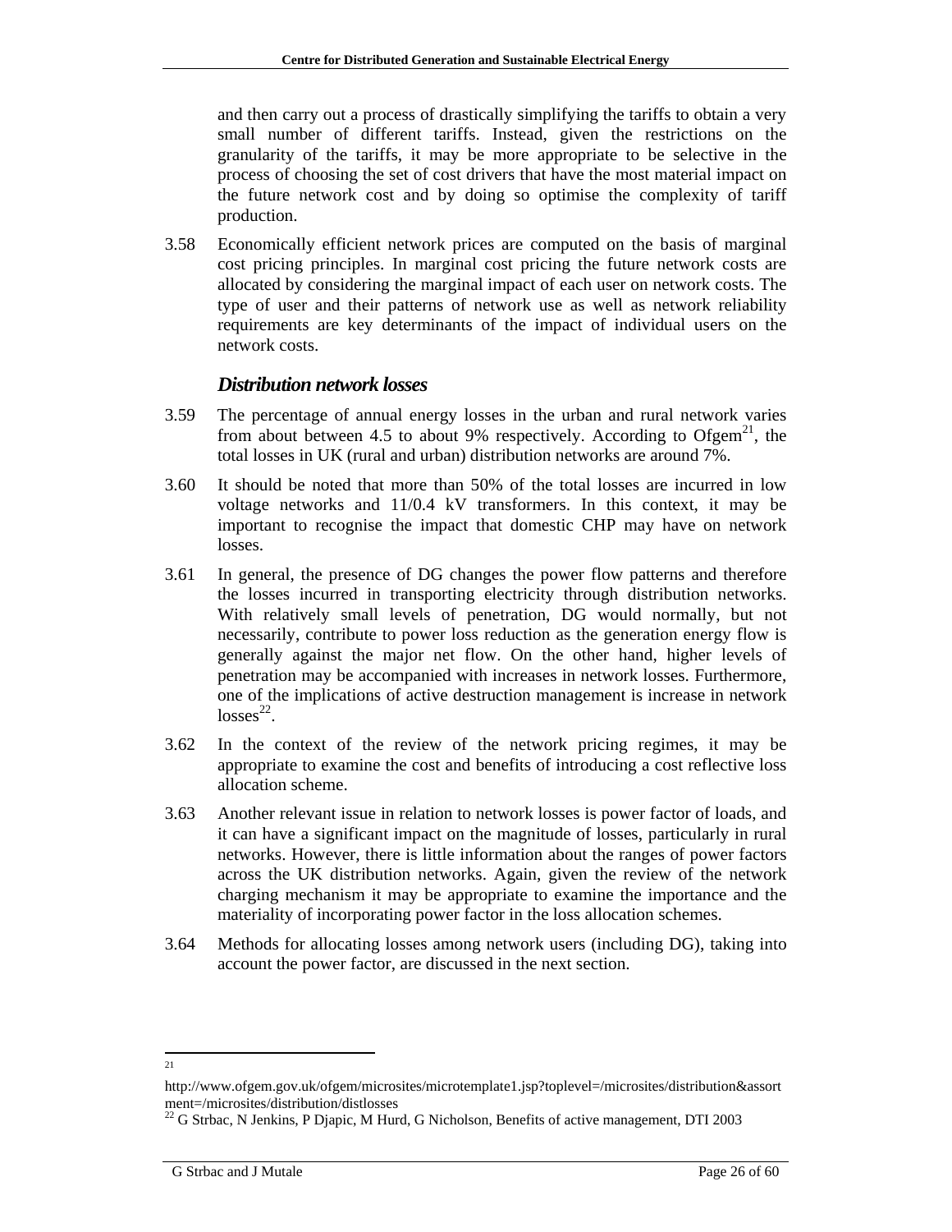and then carry out a process of drastically simplifying the tariffs to obtain a very small number of different tariffs. Instead, given the restrictions on the granularity of the tariffs, it may be more appropriate to be selective in the process of choosing the set of cost drivers that have the most material impact on the future network cost and by doing so optimise the complexity of tariff production.

3.58 Economically efficient network prices are computed on the basis of marginal cost pricing principles. In marginal cost pricing the future network costs are allocated by considering the marginal impact of each user on network costs. The type of user and their patterns of network use as well as network reliability requirements are key determinants of the impact of individual users on the network costs.

### *Distribution network losses*

3.59 The percentage of annual energy losses in the urban and rural network varies from about between 4.5 to about 9% respectively. According to Ofgem[21], the total losses in UK (rural and urban) distribution networks are around 7%.

3.60 It should be noted that more than 50% of the total losses are incurred in low voltage networks and 11/0.4 kV transformers. In this context, it may be important to recognise the impact that domestic CHP may have on network losses.

3.61 In general, the presence of DG changes the power flow patterns and therefore the losses incurred in transporting electricity through distribution networks. With relatively small levels of penetration, DG would normally, but not necessarily, contribute to power loss reduction as the generation energy flow is generally against the major net flow. On the other hand, higher levels of penetration may be accompanied with increases in network losses. Furthermore, one of the implications of active destruction management is increase in network losses[22].

3.62 In the context of the review of the network pricing regimes, it may be appropriate to examine the cost and benefits of introducing a cost reflective loss allocation scheme.

3.63 Another relevant issue in relation to network losses is power factor of loads, and it can have a significant impact on the magnitude of losses, particularly in rural networks. However, there is little information about the ranges of power factors across the UK distribution networks. Again, given the review of the network charging mechanism it may be appropriate to examine the importance and the materiality of incorporating power factor in the loss allocation schemes.

3.64 Methods for allocating losses among network users (including DG), taking into account the power factor, are discussed in the next section.

---

[21] http://www.ofgem.gov.uk/ofgem/microsites/microtemplate1.jsp?toplevel=/microsites/distribution&assortment=/microsites/distribution/distlosses

[22] G Strbac, N Jenkins, P Djapic, M Hurd, G Nicholson, Benefits of active management, DTI 2003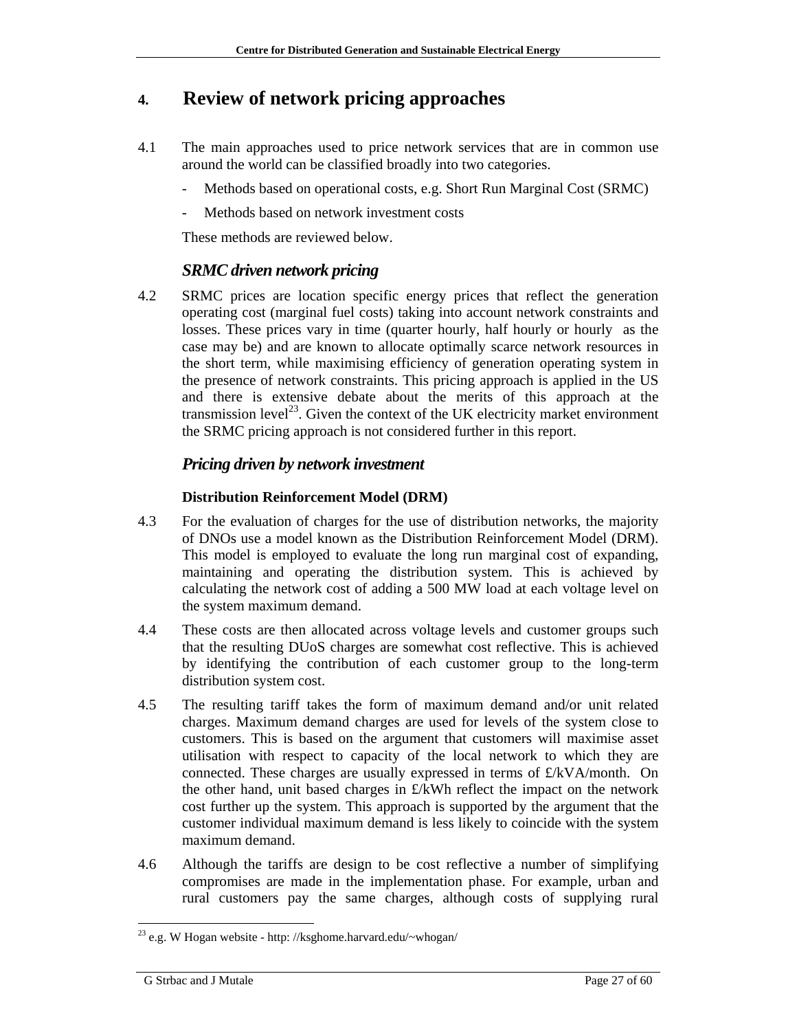# 4. Review of network pricing approaches

4.1 The main approaches used to price network services that are in common use around the world can be classified broadly into two categories.

- Methods based on operational costs, e.g. Short Run Marginal Cost (SRMC)
- Methods based on network investment costs

These methods are reviewed below.

### *SRMC driven network pricing*

4.2 SRMC prices are location specific energy prices that reflect the generation operating cost (marginal fuel costs) taking into account network constraints and losses. These prices vary in time (quarter hourly, half hourly or hourly as the case may be) and are known to allocate optimally scarce network resources in the short term, while maximising efficiency of generation operating system in the presence of network constraints. This pricing approach is applied in the US and there is extensive debate about the merits of this approach at the transmission level[23]. Given the context of the UK electricity market environment the SRMC pricing approach is not considered further in this report.

### *Pricing driven by network investment*

#### **Distribution Reinforcement Model (DRM)**

4.3 For the evaluation of charges for the use of distribution networks, the majority of DNOs use a model known as the Distribution Reinforcement Model (DRM). This model is employed to evaluate the long run marginal cost of expanding, maintaining and operating the distribution system. This is achieved by calculating the network cost of adding a 500 MW load at each voltage level on the system maximum demand.

4.4 These costs are then allocated across voltage levels and customer groups such that the resulting DUoS charges are somewhat cost reflective. This is achieved by identifying the contribution of each customer group to the long-term distribution system cost.

4.5 The resulting tariff takes the form of maximum demand and/or unit related charges. Maximum demand charges are used for levels of the system close to customers. This is based on the argument that customers will maximise asset utilisation with respect to capacity of the local network to which they are connected. These charges are usually expressed in terms of £/kVA/month. On the other hand, unit based charges in £/kWh reflect the impact on the network cost further up the system. This approach is supported by the argument that the customer individual maximum demand is less likely to coincide with the system maximum demand.

4.6 Although the tariffs are design to be cost reflective a number of simplifying compromises are made in the implementation phase. For example, urban and rural customers pay the same charges, although costs of supplying rural

[23] e.g. W Hogan website - http: //ksghome.harvard.edu/~whogan/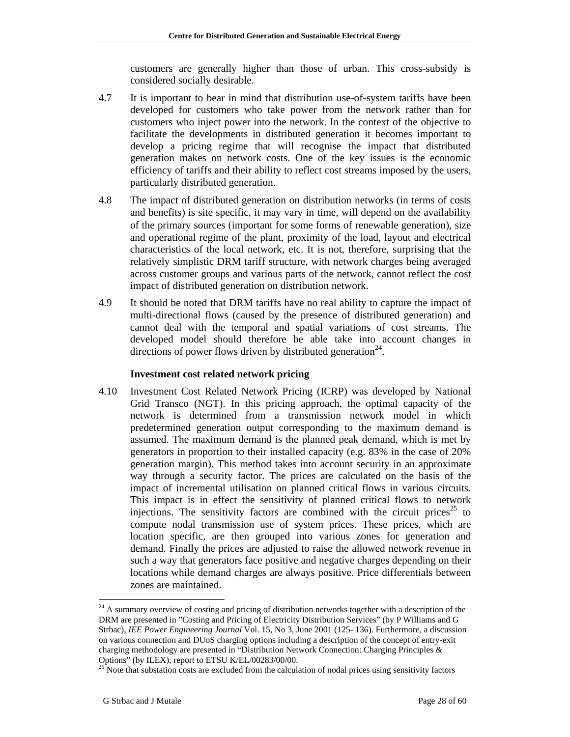customers are generally higher than those of urban. This cross-subsidy is considered socially desirable.

4.7 It is important to bear in mind that distribution use-of-system tariffs have been developed for customers who take power from the network rather than for customers who inject power into the network. In the context of the objective to facilitate the developments in distributed generation it becomes important to develop a pricing regime that will recognise the impact that distributed generation makes on network costs. One of the key issues is the economic efficiency of tariffs and their ability to reflect cost streams imposed by the users, particularly distributed generation.

4.8 The impact of distributed generation on distribution networks (in terms of costs and benefits) is site specific, it may vary in time, will depend on the availability of the primary sources (important for some forms of renewable generation), size and operational regime of the plant, proximity of the load, layout and electrical characteristics of the local network, etc. It is not, therefore, surprising that the relatively simplistic DRM tariff structure, with network charges being averaged across customer groups and various parts of the network, cannot reflect the cost impact of distributed generation on distribution network.

4.9 It should be noted that DRM tariffs have no real ability to capture the impact of multi-directional flows (caused by the presence of distributed generation) and cannot deal with the temporal and spatial variations of cost streams. The developed model should therefore be able take into account changes in directions of power flows driven by distributed generation[24].

**Investment cost related network pricing**

4.10 Investment Cost Related Network Pricing (ICRP) was developed by National Grid Transco (NGT). In this pricing approach, the optimal capacity of the network is determined from a transmission network model in which predetermined generation output corresponding to the maximum demand is assumed. The maximum demand is the planned peak demand, which is met by generators in proportion to their installed capacity (e.g. 83% in the case of 20% generation margin). This method takes into account security in an approximate way through a security factor. The prices are calculated on the basis of the impact of incremental utilisation on planned critical flows in various circuits. This impact is in effect the sensitivity of planned critical flows to network injections. The sensitivity factors are combined with the circuit prices[25] to compute nodal transmission use of system prices. These prices, which are location specific, are then grouped into various zones for generation and demand. Finally the prices are adjusted to raise the allowed network revenue in such a way that generators face positive and negative charges depending on their locations while demand charges are always positive. Price differentials between zones are maintained.

---

[24] A summary overview of costing and pricing of distribution networks together with a description of the DRM are presented in "Costing and Pricing of Electricity Distribution Services" (by P Williams and G Strbac), *IEE Power Engineering Journal* Vol. 15, No 3, June 2001 (125- 136). Furthermore, a discussion on various connection and DUoS charging options including a description of the concept of entry-exit charging methodology are presented in "Distribution Network Connection: Charging Principles & Options" (by ILEX), report to ETSU K/EL/00283/00/00.

[25] Note that substation costs are excluded from the calculation of nodal prices using sensitivity factors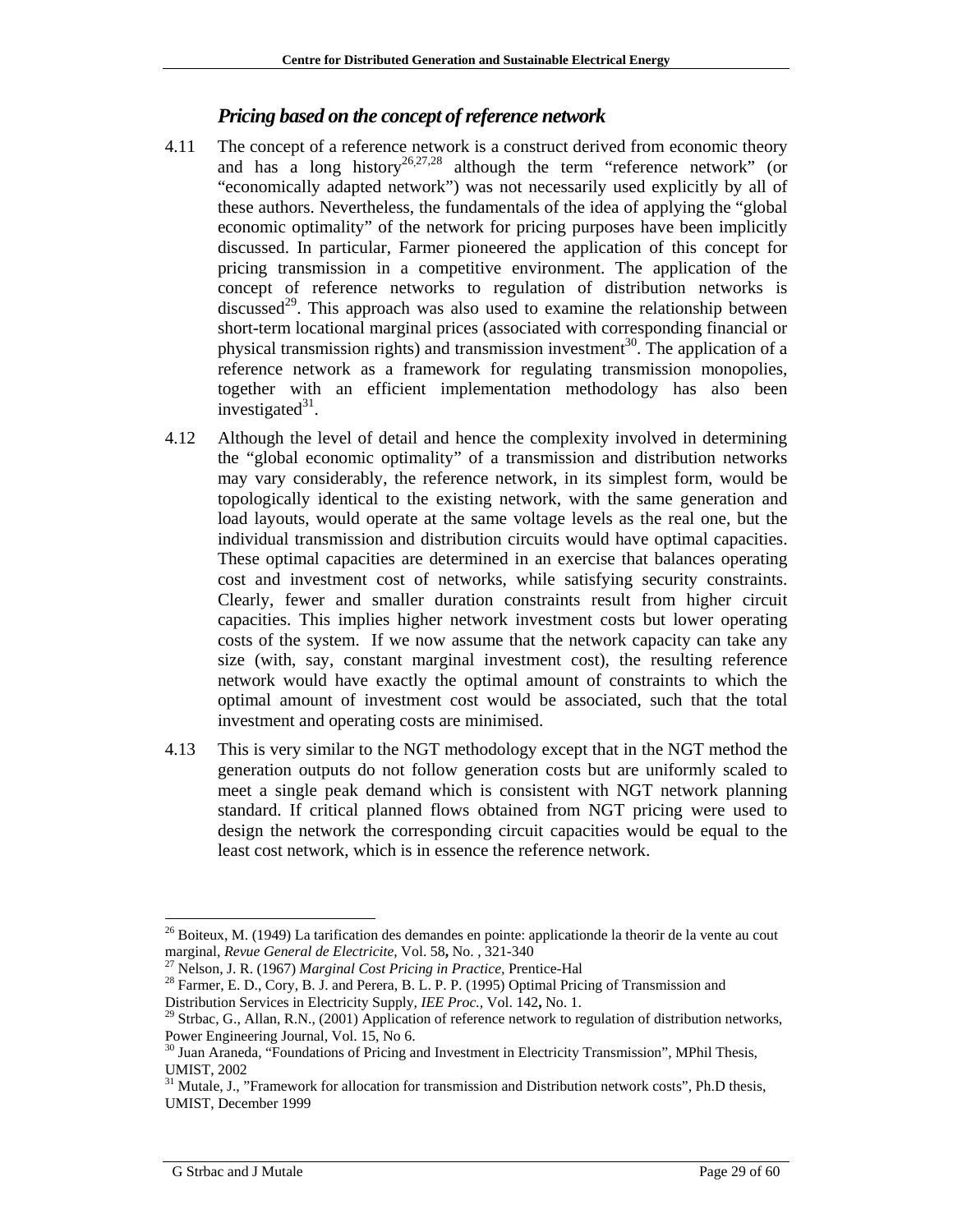### *Pricing based on the concept of reference network*

4.11 The concept of a reference network is a construct derived from economic theory and has a long history[26,27,28] although the term "reference network" (or "economically adapted network") was not necessarily used explicitly by all of these authors. Nevertheless, the fundamentals of the idea of applying the "global economic optimality" of the network for pricing purposes have been implicitly discussed. In particular, Farmer pioneered the application of this concept for pricing transmission in a competitive environment. The application of the concept of reference networks to regulation of distribution networks is discussed[29]. This approach was also used to examine the relationship between short-term locational marginal prices (associated with corresponding financial or physical transmission rights) and transmission investment[30]. The application of a reference network as a framework for regulating transmission monopolies, together with an efficient implementation methodology has also been investigated[31].

4.12 Although the level of detail and hence the complexity involved in determining the "global economic optimality" of a transmission and distribution networks may vary considerably, the reference network, in its simplest form, would be topologically identical to the existing network, with the same generation and load layouts, would operate at the same voltage levels as the real one, but the individual transmission and distribution circuits would have optimal capacities. These optimal capacities are determined in an exercise that balances operating cost and investment cost of networks, while satisfying security constraints. Clearly, fewer and smaller duration constraints result from higher circuit capacities. This implies higher network investment costs but lower operating costs of the system. If we now assume that the network capacity can take any size (with, say, constant marginal investment cost), the resulting reference network would have exactly the optimal amount of constraints to which the optimal amount of investment cost would be associated, such that the total investment and operating costs are minimised.

4.13 This is very similar to the NGT methodology except that in the NGT method the generation outputs do not follow generation costs but are uniformly scaled to meet a single peak demand which is consistent with NGT network planning standard. If critical planned flows obtained from NGT pricing were used to design the network the corresponding circuit capacities would be equal to the least cost network, which is in essence the reference network.

---

[26] Boiteux, M. (1949) La tarification des demandes en pointe: applicationde la theorir de la vente au cout marginal, *Revue General de Electricite*, Vol. 58**,** No. , 321-340

[27] Nelson, J. R. (1967) *Marginal Cost Pricing in Practice*, Prentice-Hal

[28] Farmer, E. D., Cory, B. J. and Perera, B. L. P. P. (1995) Optimal Pricing of Transmission and Distribution Services in Electricity Supply, *IEE Proc.*, Vol. 142**,** No. 1.

[29] Strbac, G., Allan, R.N., (2001) Application of reference network to regulation of distribution networks, Power Engineering Journal, Vol. 15, No 6.

[30] Juan Araneda, "Foundations of Pricing and Investment in Electricity Transmission", MPhil Thesis, UMIST, 2002

[31] Mutale, J., "Framework for allocation for transmission and Distribution network costs", Ph.D thesis, UMIST, December 1999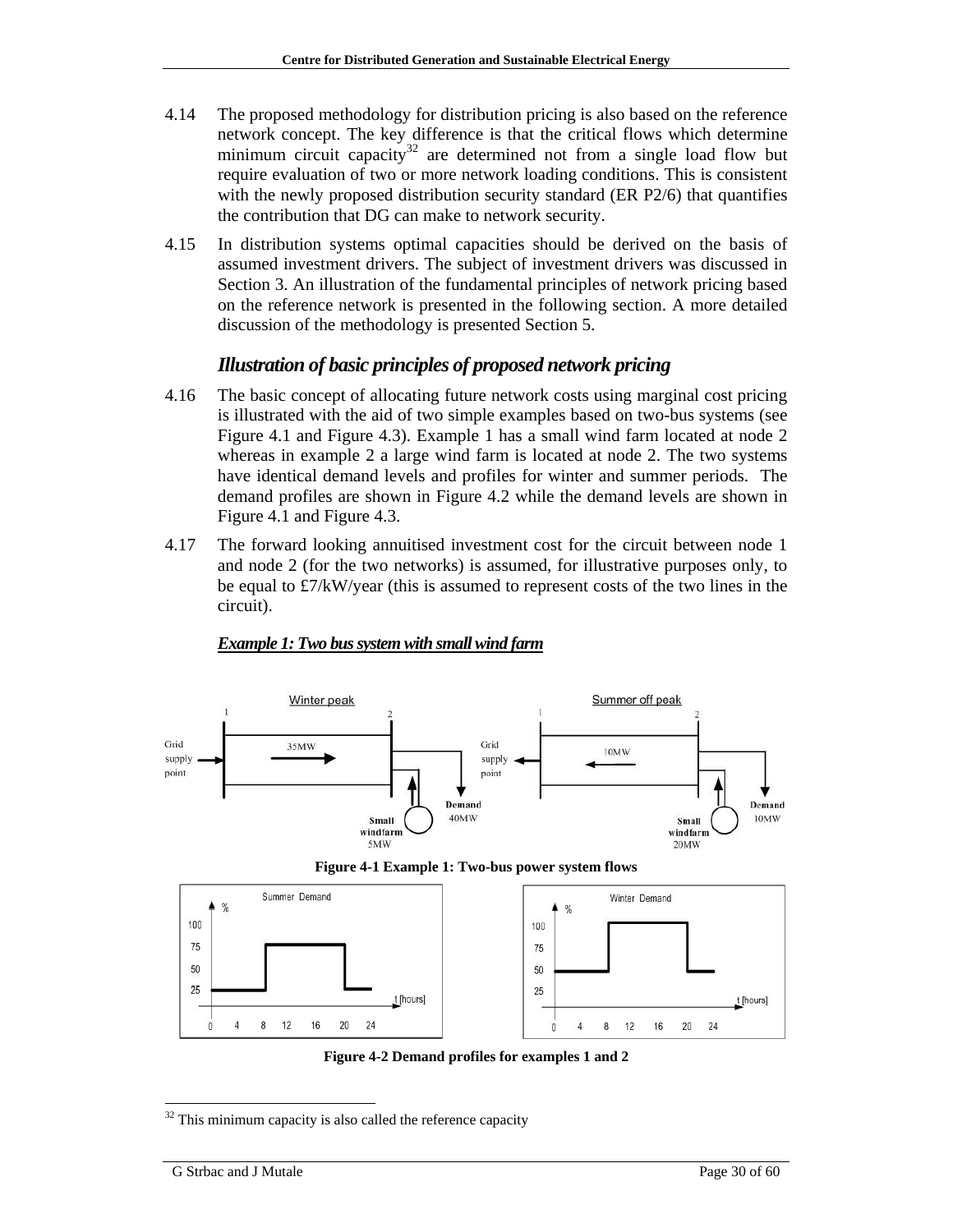4.14 The proposed methodology for distribution pricing is also based on the reference network concept. The key difference is that the critical flows which determine minimum circuit capacity[32] are determined not from a single load flow but require evaluation of two or more network loading conditions. This is consistent with the newly proposed distribution security standard (ER P2/6) that quantifies the contribution that DG can make to network security.

4.15 In distribution systems optimal capacities should be derived on the basis of assumed investment drivers. The subject of investment drivers was discussed in Section 3. An illustration of the fundamental principles of network pricing based on the reference network is presented in the following section. A more detailed discussion of the methodology is presented Section 5.

## *Illustration of basic principles of proposed network pricing*

4.16 The basic concept of allocating future network costs using marginal cost pricing is illustrated with the aid of two simple examples based on two-bus systems (see Figure 4.1 and Figure 4.3). Example 1 has a small wind farm located at node 2 whereas in example 2 a large wind farm is located at node 2. The two systems have identical demand levels and profiles for winter and summer periods. The demand profiles are shown in Figure 4.2 while the demand levels are shown in Figure 4.1 and Figure 4.3.

4.17 The forward looking annuitised investment cost for the circuit between node 1 and node 2 (for the two networks) is assumed, for illustrative purposes only, to be equal to £7/kW/year (this is assumed to represent costs of the two lines in the circuit).

### ***Example 1: Two bus system with small wind farm***

**Figure 4-1 Example 1: Two-bus power system flows**

**Figure 4-2 Demand profiles for examples 1 and 2**

---

[32] This minimum capacity is also called the reference capacity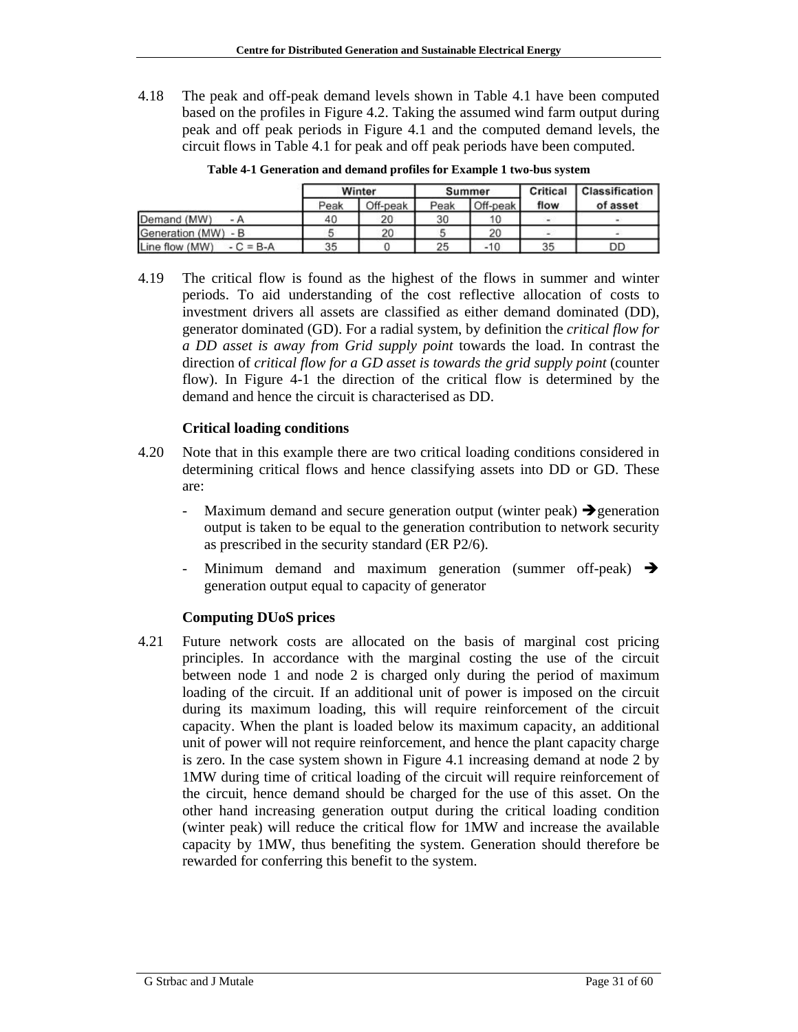4.18 The peak and off-peak demand levels shown in Table 4.1 have been computed based on the profiles in Figure 4.2. Taking the assumed wind farm output during peak and off peak periods in Figure 4.1 and the computed demand levels, the circuit flows in Table 4.1 for peak and off peak periods have been computed.

**Table 4-1 Generation and demand profiles for Example 1 two-bus system**

| | Winter | | Summer | | Critical flow | Classification of asset |
|---|---|---|---|---|---|---|
| | Peak | Off-peak | Peak | Off-peak | | |
| Demand (MW) - A | 40 | 20 | 30 | 10 | - | - |
| Generation (MW) - B | 5 | 20 | 5 | 20 | - | - |
| Line flow (MW) - C = B-A | 35 | 0 | 25 | -10 | 35 | DD |

4.19 The critical flow is found as the highest of the flows in summer and winter periods. To aid understanding of the cost reflective allocation of costs to investment drivers all assets are classified as either demand dominated (DD), generator dominated (GD). For a radial system, by definition the *critical flow for a DD asset is away from Grid supply point* towards the load. In contrast the direction of *critical flow for a GD asset is towards the grid supply point* (counter flow). In Figure 4-1 the direction of the critical flow is determined by the demand and hence the circuit is characterised as DD.

### Critical loading conditions

4.20 Note that in this example there are two critical loading conditions considered in determining critical flows and hence classifying assets into DD or GD. These are:

- Maximum demand and secure generation output (winter peak) ➔generation output is taken to be equal to the generation contribution to network security as prescribed in the security standard (ER P2/6).
- Minimum demand and maximum generation (summer off-peak) ➔ generation output equal to capacity of generator

### Computing DUoS prices

4.21 Future network costs are allocated on the basis of marginal cost pricing principles. In accordance with the marginal costing the use of the circuit between node 1 and node 2 is charged only during the period of maximum loading of the circuit. If an additional unit of power is imposed on the circuit during its maximum loading, this will require reinforcement of the circuit capacity. When the plant is loaded below its maximum capacity, an additional unit of power will not require reinforcement, and hence the plant capacity charge is zero. In the case system shown in Figure 4.1 increasing demand at node 2 by 1MW during time of critical loading of the circuit will require reinforcement of the circuit, hence demand should be charged for the use of this asset. On the other hand increasing generation output during the critical loading condition (winter peak) will reduce the critical flow for 1MW and increase the available capacity by 1MW, thus benefiting the system. Generation should therefore be rewarded for conferring this benefit to the system.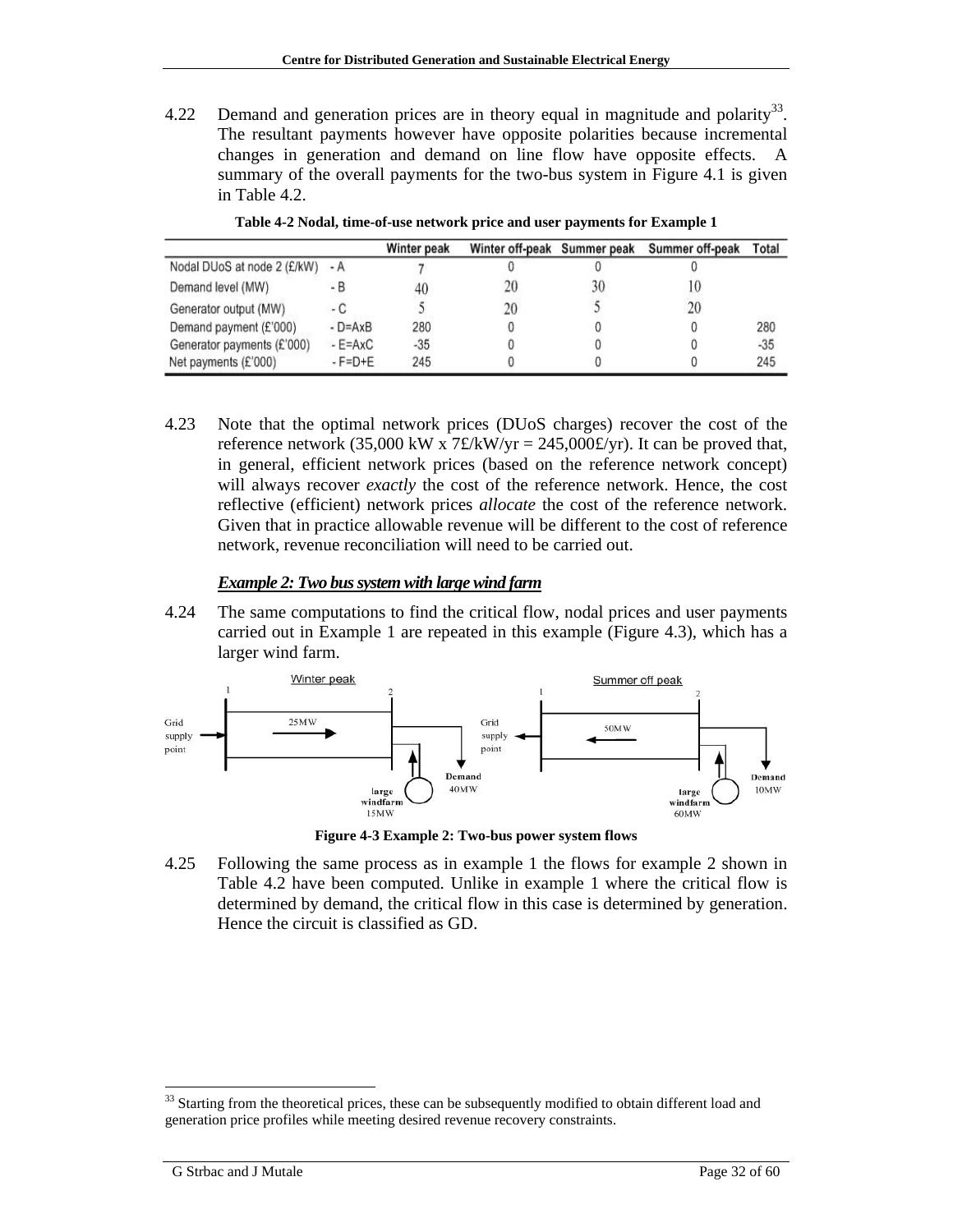4.22 Demand and generation prices are in theory equal in magnitude and polarity[33]. The resultant payments however have opposite polarities because incremental changes in generation and demand on line flow have opposite effects. A summary of the overall payments for the two-bus system in Figure 4.1 is given in Table 4.2.

**Table 4-2 Nodal, time-of-use network price and user payments for Example 1**

| | | Winter peak | Winter off-peak | Summer peak | Summer off-peak | Total |
|---|---|---|---|---|---|---|
| Nodal DUoS at node 2 (£/kW) | - A | 7 | 0 | 0 | 0 | |
| Demand level (MW) | - B | 40 | 20 | 30 | 10 | |
| Generator output (MW) | - C | 5 | 20 | 5 | 20 | |
| Demand payment (£'000) | - D=AxB | 280 | 0 | 0 | 0 | 280 |
| Generator payments (£'000) | - E=AxC | -35 | 0 | 0 | 0 | -35 |
| Net payments (£'000) | - F=D+E | 245 | 0 | 0 | 0 | 245 |

4.23 Note that the optimal network prices (DUoS charges) recover the cost of the reference network (35,000 kW x 7£/kW/yr = 245,000£/yr). It can be proved that, in general, efficient network prices (based on the reference network concept) will always recover *exactly* the cost of the reference network. Hence, the cost reflective (efficient) network prices *allocate* the cost of the reference network. Given that in practice allowable revenue will be different to the cost of reference network, revenue reconciliation will need to be carried out.

***Example 2: Two bus system with large wind farm***

4.24 The same computations to find the critical flow, nodal prices and user payments carried out in Example 1 are repeated in this example (Figure 4.3), which has a larger wind farm.

Figure 4-3 Example 2: Two-bus power system flows

4.25 Following the same process as in example 1 the flows for example 2 shown in Table 4.2 have been computed. Unlike in example 1 where the critical flow is determined by demand, the critical flow in this case is determined by generation. Hence the circuit is classified as GD.

---

[33] Starting from the theoretical prices, these can be subsequently modified to obtain different load and generation price profiles while meeting desired revenue recovery constraints.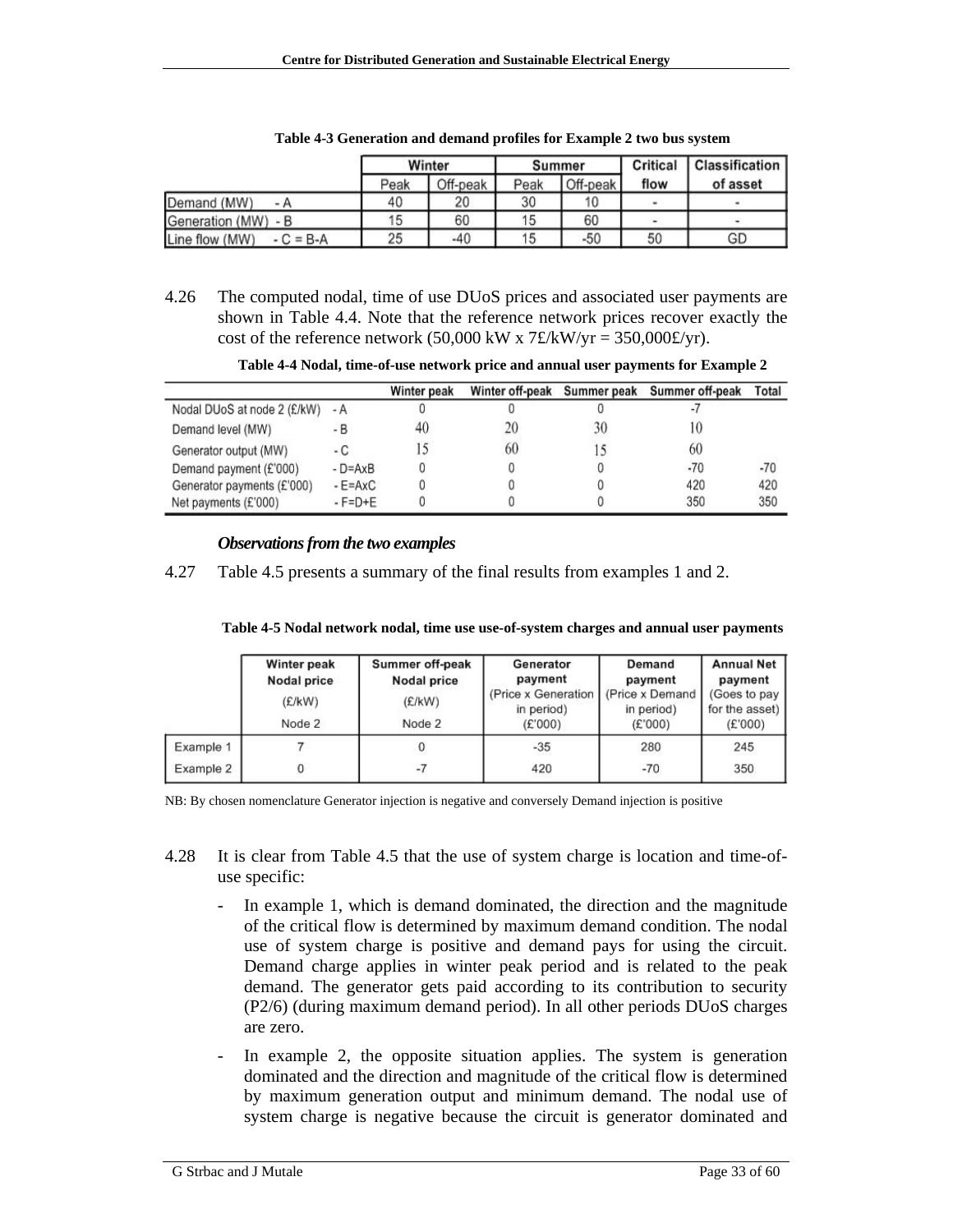**Table 4-3 Generation and demand profiles for Example 2 two bus system**

| | Winter | | Summer | | Critical flow | Classification of asset |
|---|---|---|---|---|---|---|
| | Peak | Off-peak | Peak | Off-peak | | |
| Demand (MW) - A | 40 | 20 | 30 | 10 | - | - |
| Generation (MW) - B | 15 | 60 | 15 | 60 | - | - |
| Line flow (MW) - C = B-A | 25 | -40 | 15 | -50 | 50 | GD |

4.26 The computed nodal, time of use DUoS prices and associated user payments are shown in Table 4.4. Note that the reference network prices recover exactly the cost of the reference network (50,000 kW x 7£/kW/yr = 350,000£/yr).

**Table 4-4 Nodal, time-of-use network price and annual user payments for Example 2**

| | | Winter peak | Winter off-peak | Summer peak | Summer off-peak | Total |
|---|---|---|---|---|---|---|
| Nodal DUoS at node 2 (£/kW) | - A | 0 | 0 | 0 | -7 | |
| Demand level (MW) | - B | 40 | 20 | 30 | 10 | |
| Generator output (MW) | - C | 15 | 60 | 15 | 60 | |
| Demand payment (£'000) | - D=AxB | 0 | 0 | 0 | -70 | -70 |
| Generator payments (£'000) | - E=AxC | 0 | 0 | 0 | 420 | 420 |
| Net payments (£'000) | - F=D+E | 0 | 0 | 0 | 350 | 350 |

### *Observations from the two examples*

4.27 Table 4.5 presents a summary of the final results from examples 1 and 2.

**Table 4-5 Nodal network nodal, time use use-of-system charges and annual user payments**

| | Winter peak Nodal price (£/kW) Node 2 | Summer off-peak Nodal price (£/kW) Node 2 | Generator payment (Price x Generation in period) (£'000) | Demand payment (Price x Demand in period) (£'000) | Annual Net payment (Goes to pay for the asset) (£'000) |
|---|---|---|---|---|---|
| Example 1 | 7 | 0 | -35 | 280 | 245 |
| Example 2 | 0 | -7 | 420 | -70 | 350 |

NB: By chosen nomenclature Generator injection is negative and conversely Demand injection is positive

4.28 It is clear from Table 4.5 that the use of system charge is location and time-of-use specific:

- In example 1, which is demand dominated, the direction and the magnitude of the critical flow is determined by maximum demand condition. The nodal use of system charge is positive and demand pays for using the circuit. Demand charge applies in winter peak period and is related to the peak demand. The generator gets paid according to its contribution to security (P2/6) (during maximum demand period). In all other periods DUoS charges are zero.
- In example 2, the opposite situation applies. The system is generation dominated and the direction and magnitude of the critical flow is determined by maximum generation output and minimum demand. The nodal use of system charge is negative because the circuit is generator dominated and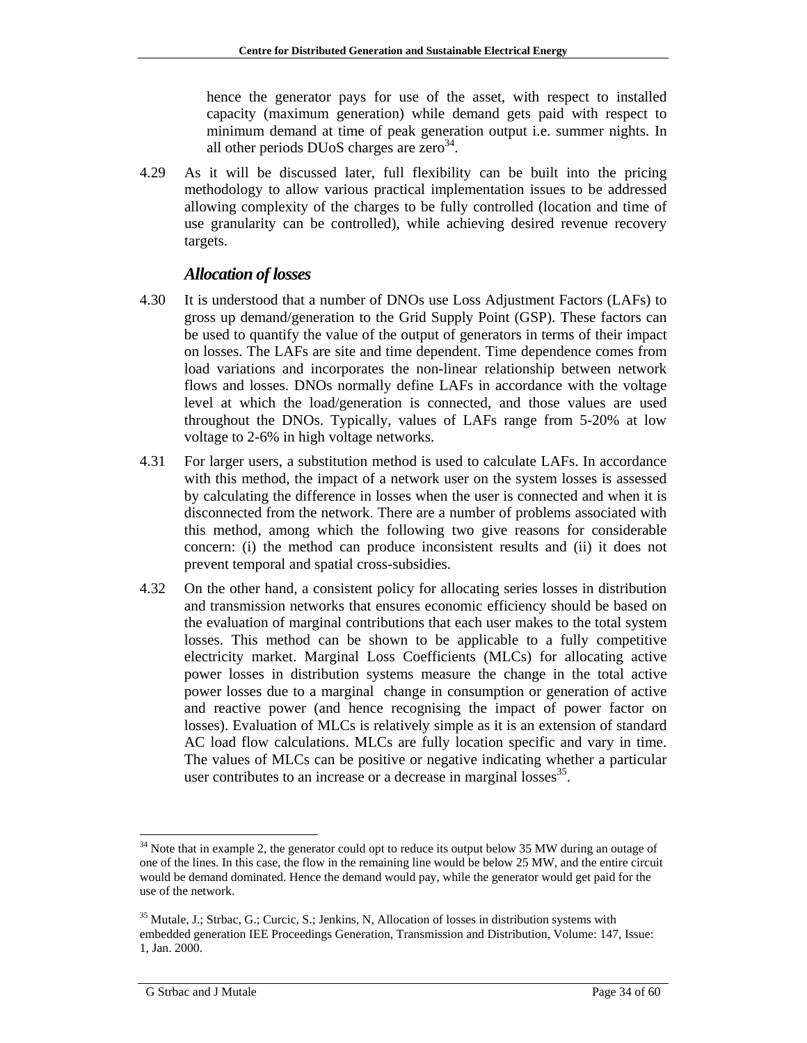hence the generator pays for use of the asset, with respect to installed capacity (maximum generation) while demand gets paid with respect to minimum demand at time of peak generation output i.e. summer nights. In all other periods DUoS charges are zero[34].

4.29 As it will be discussed later, full flexibility can be built into the pricing methodology to allow various practical implementation issues to be addressed allowing complexity of the charges to be fully controlled (location and time of use granularity can be controlled), while achieving desired revenue recovery targets.

### *Allocation of losses*

4.30 It is understood that a number of DNOs use Loss Adjustment Factors (LAFs) to gross up demand/generation to the Grid Supply Point (GSP). These factors can be used to quantify the value of the output of generators in terms of their impact on losses. The LAFs are site and time dependent. Time dependence comes from load variations and incorporates the non-linear relationship between network flows and losses. DNOs normally define LAFs in accordance with the voltage level at which the load/generation is connected, and those values are used throughout the DNOs. Typically, values of LAFs range from 5-20% at low voltage to 2-6% in high voltage networks.

4.31 For larger users, a substitution method is used to calculate LAFs. In accordance with this method, the impact of a network user on the system losses is assessed by calculating the difference in losses when the user is connected and when it is disconnected from the network. There are a number of problems associated with this method, among which the following two give reasons for considerable concern: (i) the method can produce inconsistent results and (ii) it does not prevent temporal and spatial cross-subsidies.

4.32 On the other hand, a consistent policy for allocating series losses in distribution and transmission networks that ensures economic efficiency should be based on the evaluation of marginal contributions that each user makes to the total system losses. This method can be shown to be applicable to a fully competitive electricity market. Marginal Loss Coefficients (MLCs) for allocating active power losses in distribution systems measure the change in the total active power losses due to a marginal change in consumption or generation of active and reactive power (and hence recognising the impact of power factor on losses). Evaluation of MLCs is relatively simple as it is an extension of standard AC load flow calculations. MLCs are fully location specific and vary in time. The values of MLCs can be positive or negative indicating whether a particular user contributes to an increase or a decrease in marginal losses[35].

---

[34] Note that in example 2, the generator could opt to reduce its output below 35 MW during an outage of one of the lines. In this case, the flow in the remaining line would be below 25 MW, and the entire circuit would be demand dominated. Hence the demand would pay, while the generator would get paid for the use of the network.

[35] Mutale, J.; Strbac, G.; Curcic, S.; Jenkins, N, Allocation of losses in distribution systems with embedded generation IEE Proceedings Generation, Transmission and Distribution, Volume: 147, Issue: 1, Jan. 2000.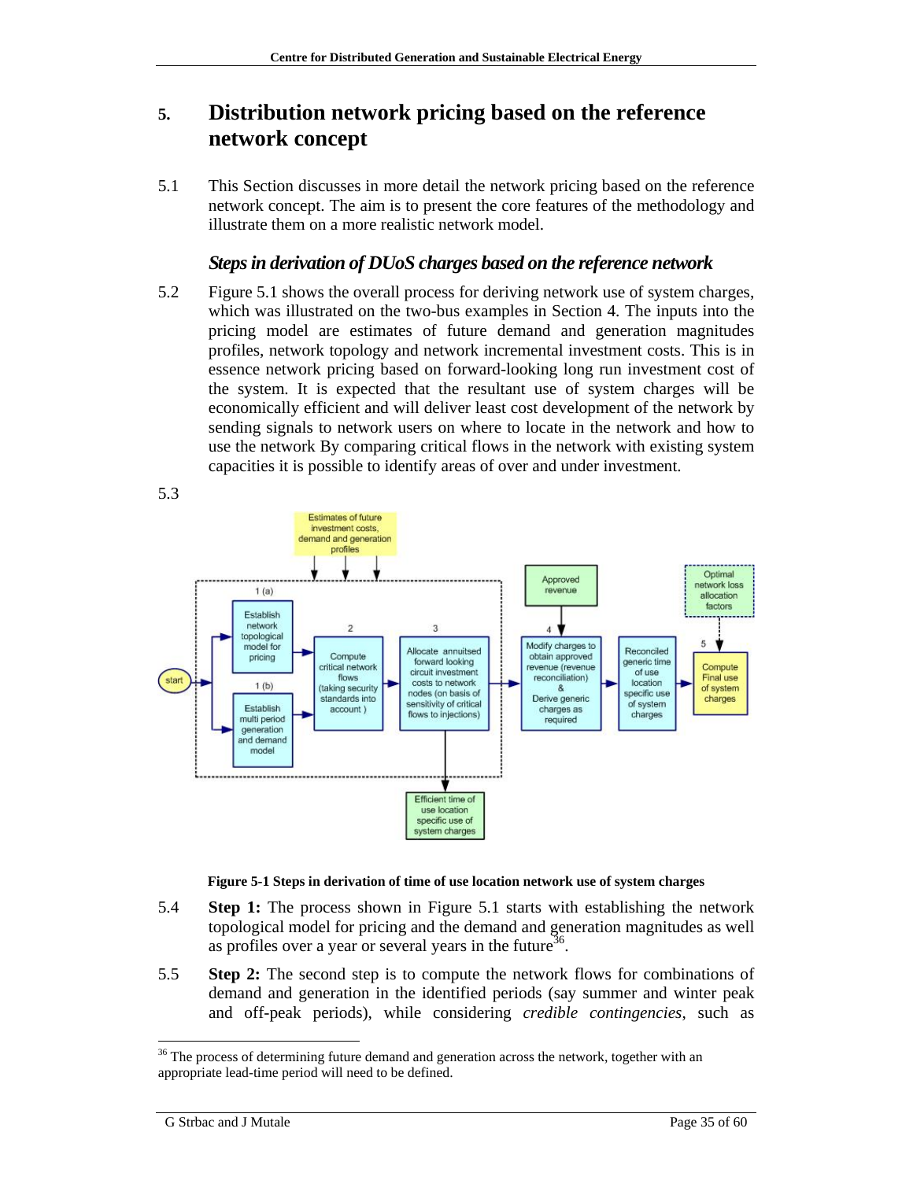# 5. Distribution network pricing based on the reference network concept

5.1 This Section discusses in more detail the network pricing based on the reference network concept. The aim is to present the core features of the methodology and illustrate them on a more realistic network model.

### *Steps in derivation of DUoS charges based on the reference network*

5.2 Figure 5.1 shows the overall process for deriving network use of system charges, which was illustrated on the two-bus examples in Section 4. The inputs into the pricing model are estimates of future demand and generation magnitudes profiles, network topology and network incremental investment costs. This is in essence network pricing based on forward-looking long run investment cost of the system. It is expected that the resultant use of system charges will be economically efficient and will deliver least cost development of the network by sending signals to network users on where to locate in the network and how to use the network By comparing critical flows in the network with existing system capacities it is possible to identify areas of over and under investment.

5.3

**Figure 5-1 Steps in derivation of time of use location network use of system charges**

5.4 **Step 1:** The process shown in Figure 5.1 starts with establishing the network topological model for pricing and the demand and generation magnitudes as well as profiles over a year or several years in the future[36].

5.5 **Step 2:** The second step is to compute the network flows for combinations of demand and generation in the identified periods (say summer and winter peak and off-peak periods), while considering *credible contingencies*, such as

[36] The process of determining future demand and generation across the network, together with an appropriate lead-time period will need to be defined.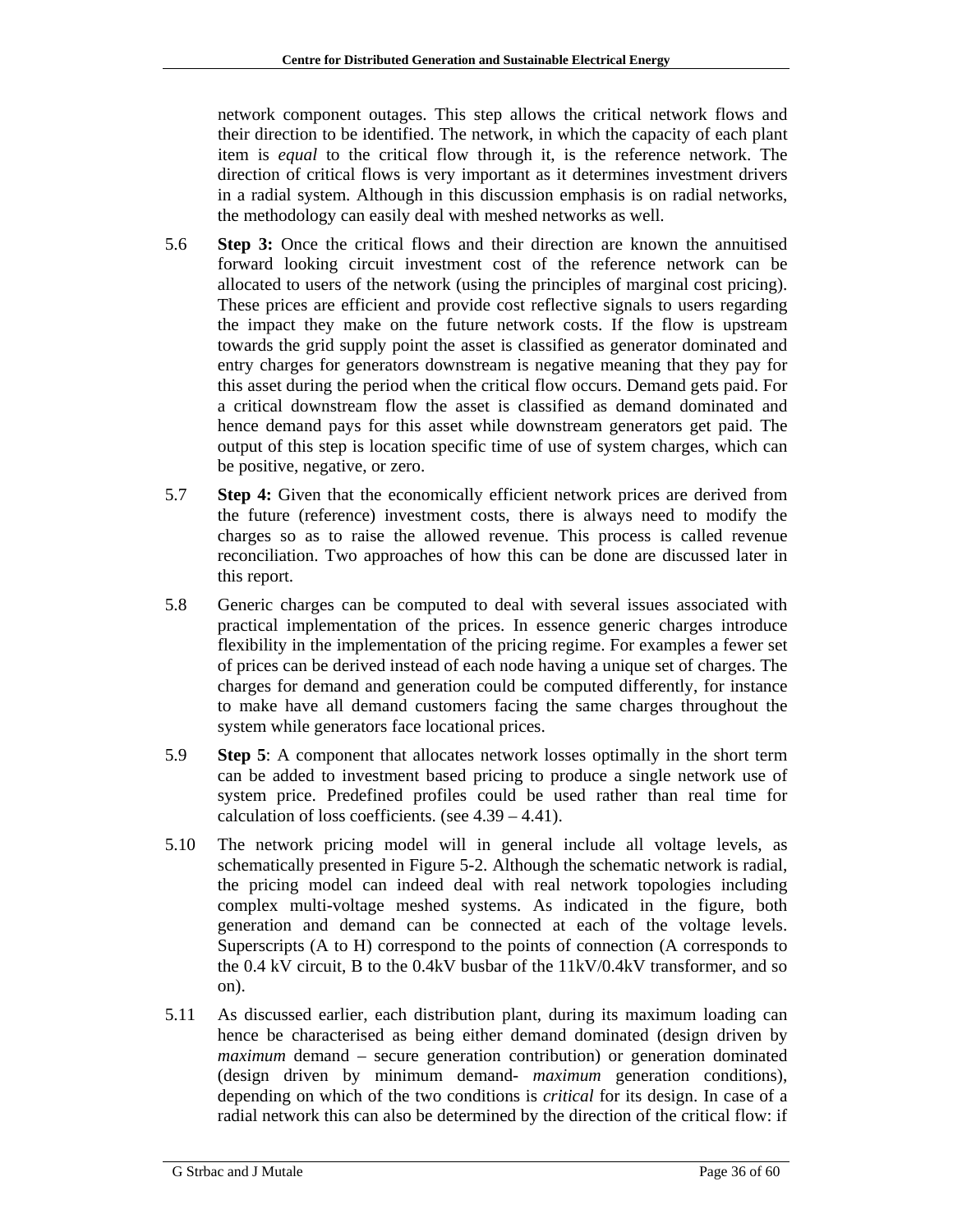network component outages. This step allows the critical network flows and their direction to be identified. The network, in which the capacity of each plant item is *equal* to the critical flow through it, is the reference network. The direction of critical flows is very important as it determines investment drivers in a radial system. Although in this discussion emphasis is on radial networks, the methodology can easily deal with meshed networks as well.

5.6 **Step 3:** Once the critical flows and their direction are known the annuitised forward looking circuit investment cost of the reference network can be allocated to users of the network (using the principles of marginal cost pricing). These prices are efficient and provide cost reflective signals to users regarding the impact they make on the future network costs. If the flow is upstream towards the grid supply point the asset is classified as generator dominated and entry charges for generators downstream is negative meaning that they pay for this asset during the period when the critical flow occurs. Demand gets paid. For a critical downstream flow the asset is classified as demand dominated and hence demand pays for this asset while downstream generators get paid. The output of this step is location specific time of use of system charges, which can be positive, negative, or zero.

5.7 **Step 4:** Given that the economically efficient network prices are derived from the future (reference) investment costs, there is always need to modify the charges so as to raise the allowed revenue. This process is called revenue reconciliation. Two approaches of how this can be done are discussed later in this report.

5.8 Generic charges can be computed to deal with several issues associated with practical implementation of the prices. In essence generic charges introduce flexibility in the implementation of the pricing regime. For examples a fewer set of prices can be derived instead of each node having a unique set of charges. The charges for demand and generation could be computed differently, for instance to make have all demand customers facing the same charges throughout the system while generators face locational prices.

5.9 **Step 5**: A component that allocates network losses optimally in the short term can be added to investment based pricing to produce a single network use of system price. Predefined profiles could be used rather than real time for calculation of loss coefficients. (see 4.39 – 4.41).

5.10 The network pricing model will in general include all voltage levels, as schematically presented in Figure 5-2. Although the schematic network is radial, the pricing model can indeed deal with real network topologies including complex multi-voltage meshed systems. As indicated in the figure, both generation and demand can be connected at each of the voltage levels. Superscripts (A to H) correspond to the points of connection (A corresponds to the 0.4 kV circuit, B to the 0.4kV busbar of the 11kV/0.4kV transformer, and so on).

5.11 As discussed earlier, each distribution plant, during its maximum loading can hence be characterised as being either demand dominated (design driven by *maximum* demand – secure generation contribution) or generation dominated (design driven by minimum demand- *maximum* generation conditions), depending on which of the two conditions is *critical* for its design. In case of a radial network this can also be determined by the direction of the critical flow: if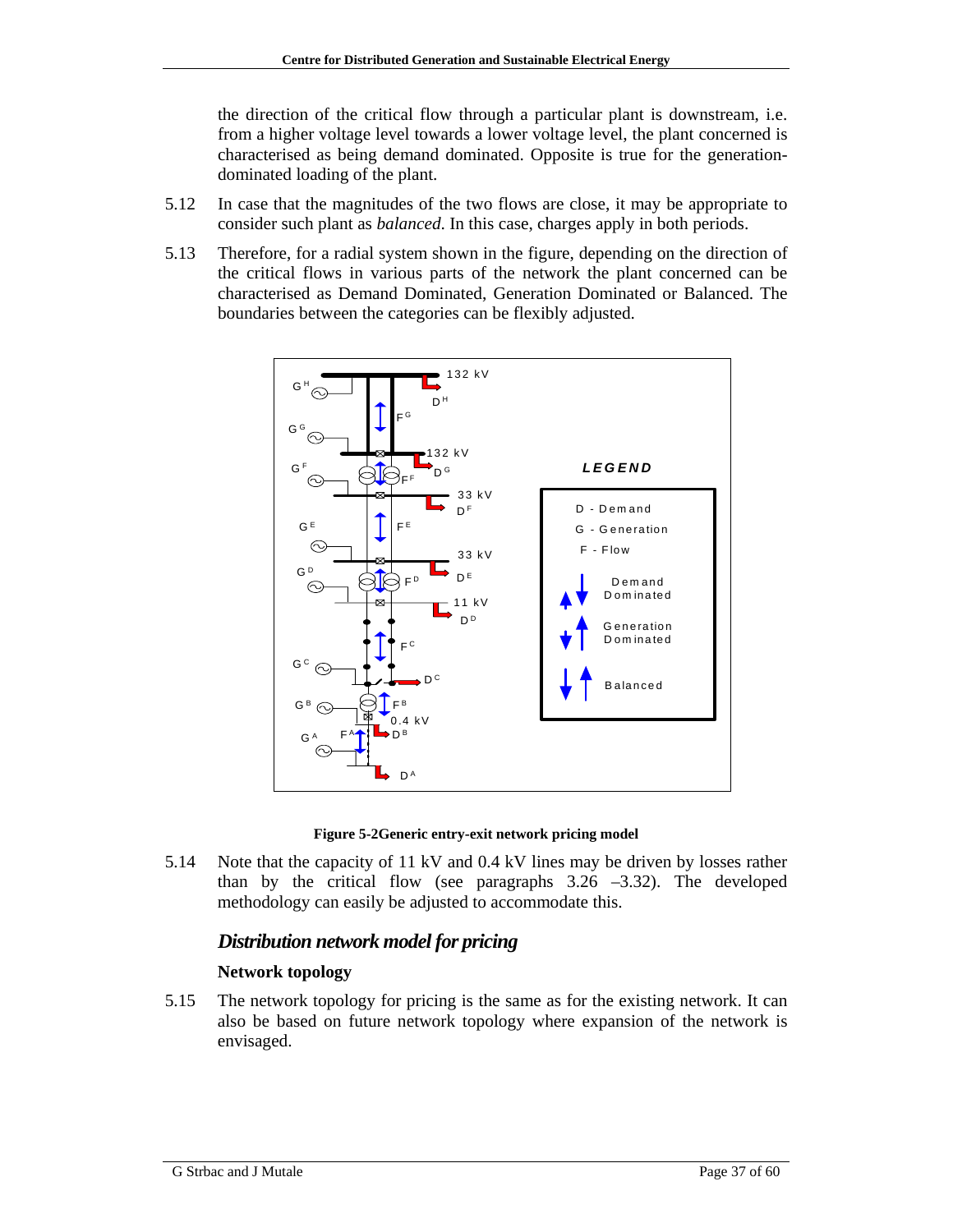the direction of the critical flow through a particular plant is downstream, i.e. from a higher voltage level towards a lower voltage level, the plant concerned is characterised as being demand dominated. Opposite is true for the generation-dominated loading of the plant.

5.12 In case that the magnitudes of the two flows are close, it may be appropriate to consider such plant as *balanced*. In this case, charges apply in both periods.

5.13 Therefore, for a radial system shown in the figure, depending on the direction of the critical flows in various parts of the network the plant concerned can be characterised as Demand Dominated, Generation Dominated or Balanced. The boundaries between the categories can be flexibly adjusted.

**Figure 5-2Generic entry-exit network pricing model**

5.14 Note that the capacity of 11 kV and 0.4 kV lines may be driven by losses rather than by the critical flow (see paragraphs 3.26 –3.32). The developed methodology can easily be adjusted to accommodate this.

## *Distribution network model for pricing*

### Network topology

5.15 The network topology for pricing is the same as for the existing network. It can also be based on future network topology where expansion of the network is envisaged.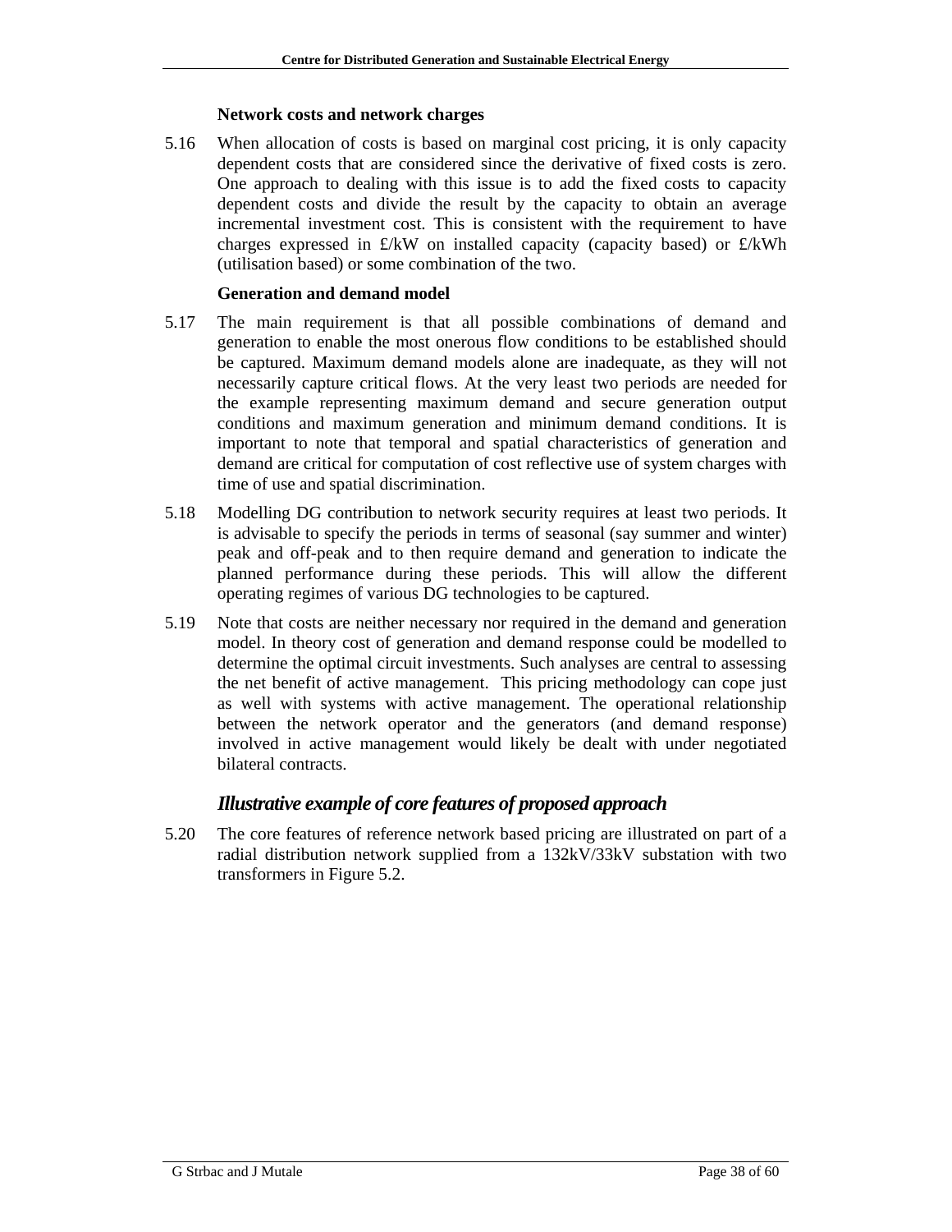### Network costs and network charges

5.16 When allocation of costs is based on marginal cost pricing, it is only capacity dependent costs that are considered since the derivative of fixed costs is zero. One approach to dealing with this issue is to add the fixed costs to capacity dependent costs and divide the result by the capacity to obtain an average incremental investment cost. This is consistent with the requirement to have charges expressed in £/kW on installed capacity (capacity based) or £/kWh (utilisation based) or some combination of the two.

### Generation and demand model

5.17 The main requirement is that all possible combinations of demand and generation to enable the most onerous flow conditions to be established should be captured. Maximum demand models alone are inadequate, as they will not necessarily capture critical flows. At the very least two periods are needed for the example representing maximum demand and secure generation output conditions and maximum generation and minimum demand conditions. It is important to note that temporal and spatial characteristics of generation and demand are critical for computation of cost reflective use of system charges with time of use and spatial discrimination.

5.18 Modelling DG contribution to network security requires at least two periods. It is advisable to specify the periods in terms of seasonal (say summer and winter) peak and off-peak and to then require demand and generation to indicate the planned performance during these periods. This will allow the different operating regimes of various DG technologies to be captured.

5.19 Note that costs are neither necessary nor required in the demand and generation model. In theory cost of generation and demand response could be modelled to determine the optimal circuit investments. Such analyses are central to assessing the net benefit of active management. This pricing methodology can cope just as well with systems with active management. The operational relationship between the network operator and the generators (and demand response) involved in active management would likely be dealt with under negotiated bilateral contracts.

## *Illustrative example of core features of proposed approach*

5.20 The core features of reference network based pricing are illustrated on part of a radial distribution network supplied from a 132kV/33kV substation with two transformers in Figure 5.2.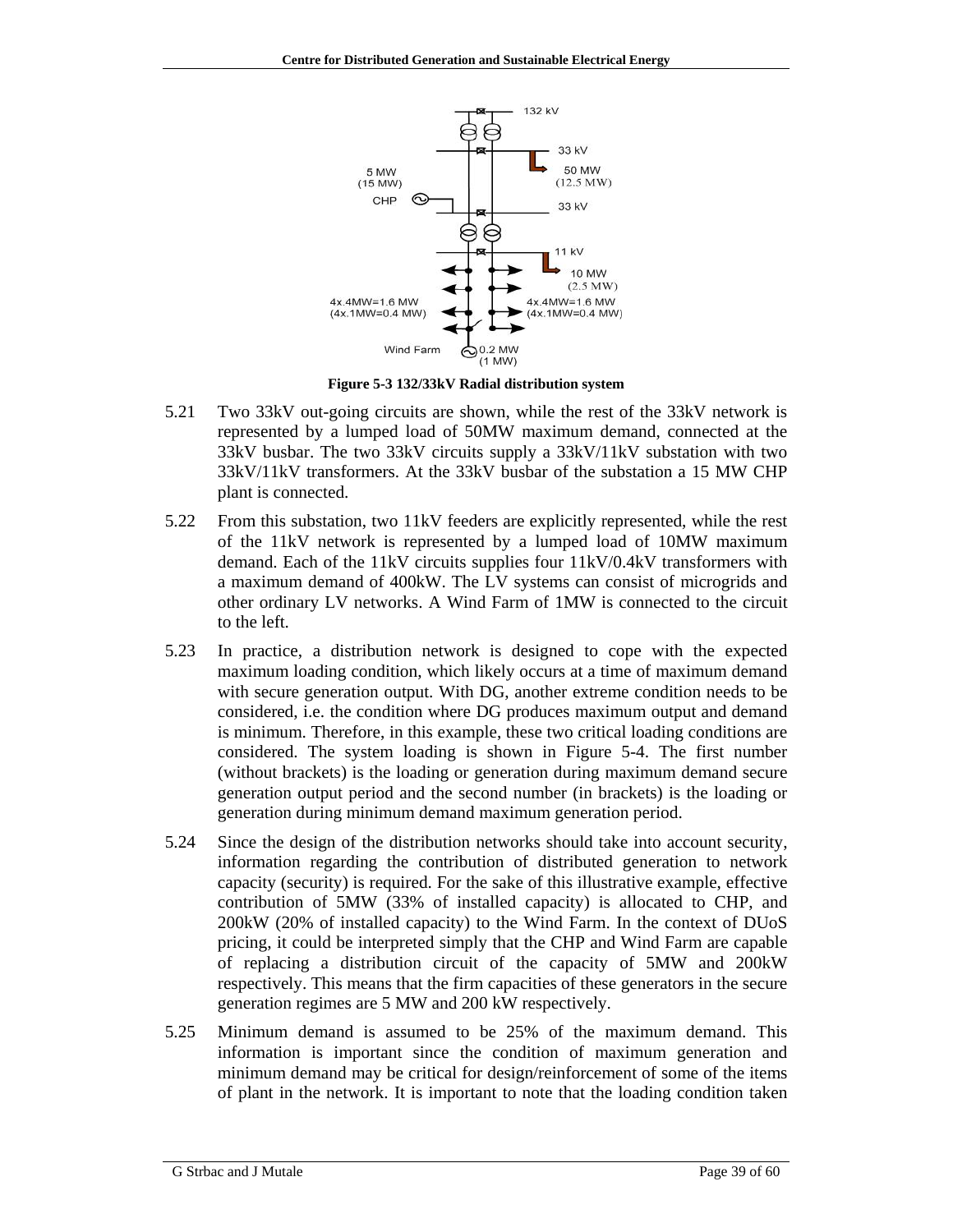**Figure 5-3 132/33kV Radial distribution system**

5.21 Two 33kV out-going circuits are shown, while the rest of the 33kV network is represented by a lumped load of 50MW maximum demand, connected at the 33kV busbar. The two 33kV circuits supply a 33kV/11kV substation with two 33kV/11kV transformers. At the 33kV busbar of the substation a 15 MW CHP plant is connected.

5.22 From this substation, two 11kV feeders are explicitly represented, while the rest of the 11kV network is represented by a lumped load of 10MW maximum demand. Each of the 11kV circuits supplies four 11kV/0.4kV transformers with a maximum demand of 400kW. The LV systems can consist of micrognids and other ordinary LV networks. A Wind Farm of 1MW is connected to the circuit to the left.

5.23 In practice, a distribution network is designed to cope with the expected maximum loading condition, which likely occurs at a time of maximum demand with secure generation output. With DG, another extreme condition needs to be considered, i.e. the condition where DG produces maximum output and demand is minimum. Therefore, in this example, these two critical loading conditions are considered. The system loading is shown in Figure 5-4. The first number (without brackets) is the loading or generation during maximum demand secure generation output period and the second number (in brackets) is the loading or generation during minimum demand maximum generation period.

5.24 Since the design of the distribution networks should take into account security, information regarding the contribution of distributed generation to network capacity (security) is required. For the sake of this illustrative example, effective contribution of 5MW (33% of installed capacity) is allocated to CHP, and 200kW (20% of installed capacity) to the Wind Farm. In the context of DUoS pricing, it could be interpreted simply that the CHP and Wind Farm are capable of replacing a distribution circuit of the capacity of 5MW and 200kW respectively. This means that the firm capacities of these generators in the secure generation regimes are 5 MW and 200 kW respectively.

5.25 Minimum demand is assumed to be 25% of the maximum demand. This information is important since the condition of maximum generation and minimum demand may be critical for design/reinforcement of some of the items of plant in the network. It is important to note that the loading condition taken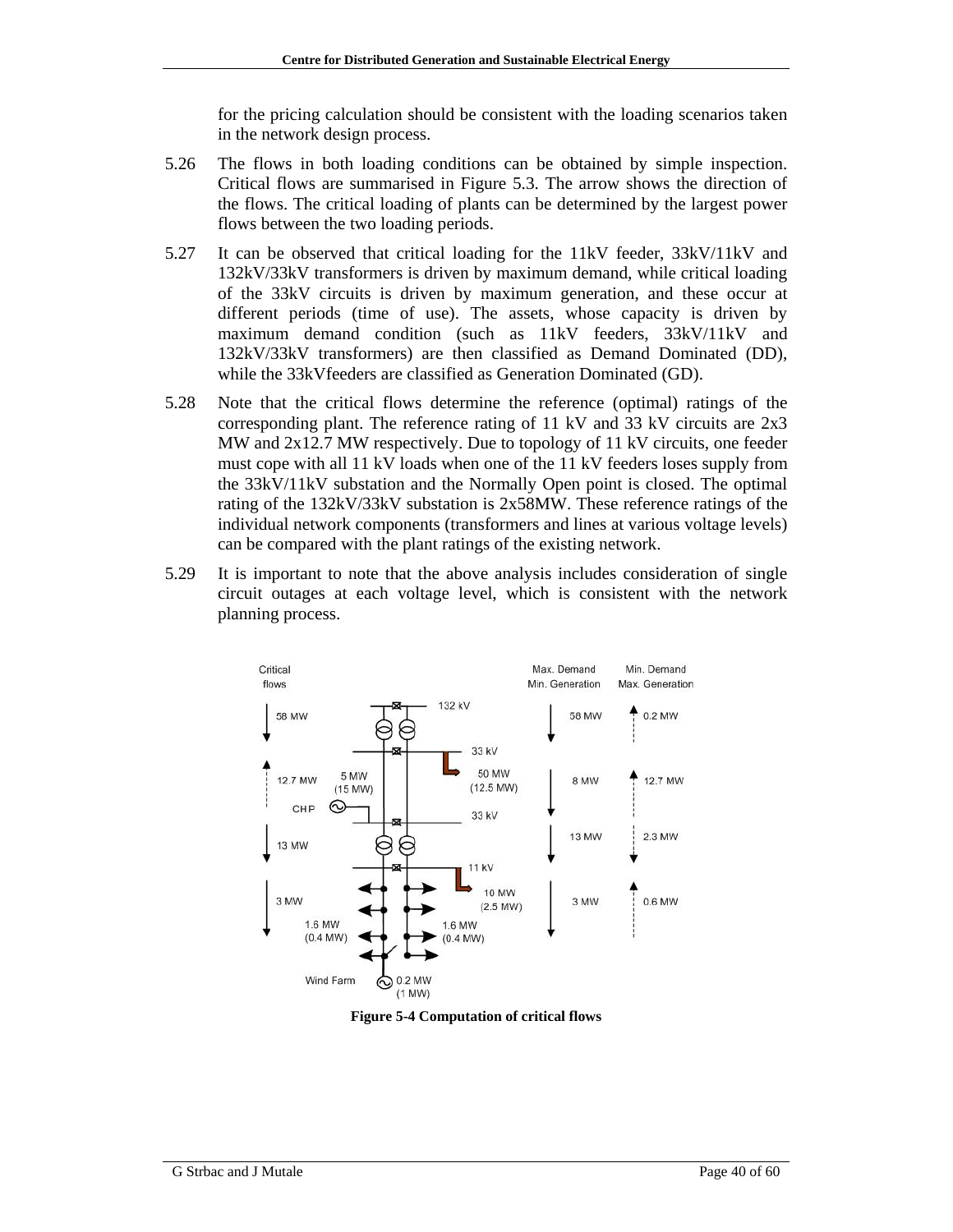for the pricing calculation should be consistent with the loading scenarios taken in the network design process.

5.26 The flows in both loading conditions can be obtained by simple inspection. Critical flows are summarised in Figure 5.3. The arrow shows the direction of the flows. The critical loading of plants can be determined by the largest power flows between the two loading periods.

5.27 It can be observed that critical loading for the 11kV feeder, 33kV/11kV and 132kV/33kV transformers is driven by maximum demand, while critical loading of the 33kV circuits is driven by maximum generation, and these occur at different periods (time of use). The assets, whose capacity is driven by maximum demand condition (such as 11kV feeders, 33kV/11kV and 132kV/33kV transformers) are then classified as Demand Dominated (DD), while the 33kVfeeders are classified as Generation Dominated (GD).

5.28 Note that the critical flows determine the reference (optimal) ratings of the corresponding plant. The reference rating of 11 kV and 33 kV circuits are 2x3 MW and 2x12.7 MW respectively. Due to topology of 11 kV circuits, one feeder must cope with all 11 kV loads when one of the 11 kV feeders loses supply from the 33kV/11kV substation and the Normally Open point is closed. The optimal rating of the 132kV/33kV substation is 2x58MW. These reference ratings of the individual network components (transformers and lines at various voltage levels) can be compared with the plant ratings of the existing network.

5.29 It is important to note that the above analysis includes consideration of single circuit outages at each voltage level, which is consistent with the network planning process.

**Figure 5-4 Computation of critical flows**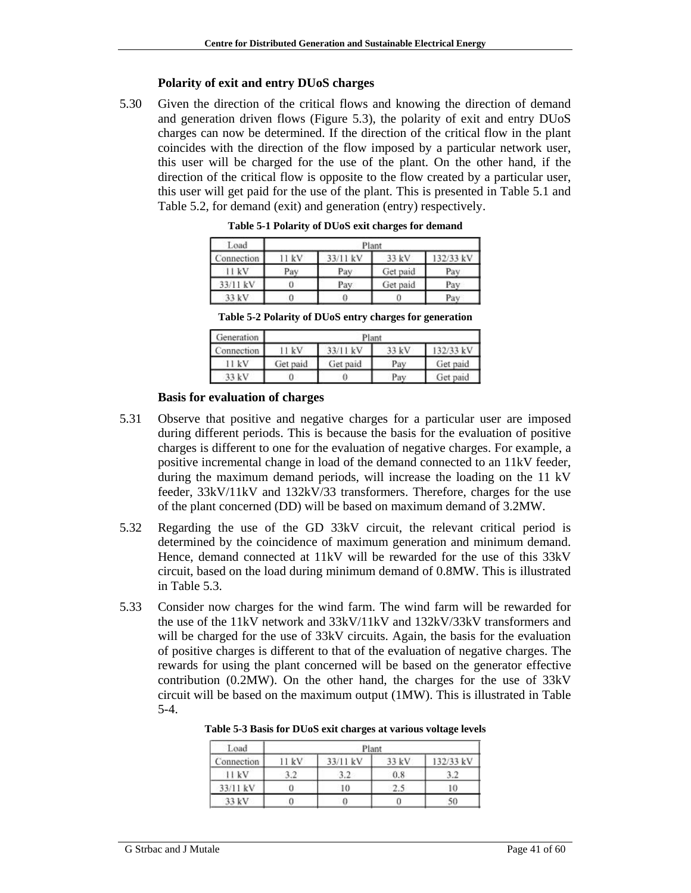### Polarity of exit and entry DUoS charges

5.30 Given the direction of the critical flows and knowing the direction of demand and generation driven flows (Figure 5.3), the polarity of exit and entry DUoS charges can now be determined. If the direction of the critical flow in the plant coincides with the direction of the flow imposed by a particular network user, this user will be charged for the use of the plant. On the other hand, if the direction of the critical flow is opposite to the flow created by a particular user, this user will get paid for the use of the plant. This is presented in Table 5.1 and Table 5.2, for demand (exit) and generation (entry) respectively.

**Table 5-1 Polarity of DUoS exit charges for demand**

| Load | Plant | | | |
|---|---|---|---|---|
| Connection | 11 kV | 33/11 kV | 33 kV | 132/33 kV |
| 11 kV | Pay | Pay | Get paid | Pay |
| 33/11 kV | 0 | Pay | Get paid | Pay |
| 33 kV | 0 | 0 | 0 | Pay |

**Table 5-2 Polarity of DUoS entry charges for generation**

| Generation | Plant | | | |
|---|---|---|---|---|
| Connection | 11 kV | 33/11 kV | 33 kV | 132/33 kV |
| 11 kV | Get paid | Get paid | Pay | Get paid |
| 33 kV | 0 | 0 | Pay | Get paid |

### Basis for evaluation of charges

5.31 Observe that positive and negative charges for a particular user are imposed during different periods. This is because the basis for the evaluation of positive charges is different to one for the evaluation of negative charges. For example, a positive incremental change in load of the demand connected to an 11kV feeder, during the maximum demand periods, will increase the loading on the 11 kV feeder, 33kV/11kV and 132kV/33 transformers. Therefore, charges for the use of the plant concerned (DD) will be based on maximum demand of 3.2MW.

5.32 Regarding the use of the GD 33kV circuit, the relevant critical period is determined by the coincidence of maximum generation and minimum demand. Hence, demand connected at 11kV will be rewarded for the use of this 33kV circuit, based on the load during minimum demand of 0.8MW. This is illustrated in Table 5.3.

5.33 Consider now charges for the wind farm. The wind farm will be rewarded for the use of the 11kV network and 33kV/11kV and 132kV/33kV transformers and will be charged for the use of 33kV circuits. Again, the basis for the evaluation of positive charges is different to that of the evaluation of negative charges. The rewards for using the plant concerned will be based on the generator effective contribution (0.2MW). On the other hand, the charges for the use of 33kV circuit will be based on the maximum output (1MW). This is illustrated in Table 5-4.

**Table 5-3 Basis for DUoS exit charges at various voltage levels**

| Load | Plant | | | |
|---|---|---|---|---|
| Connection | 11 kV | 33/11 kV | 33 kV | 132/33 kV |
| 11 kV | 3.2 | 3.2 | 0.8 | 3.2 |
| 33/11 kV | 0 | 10 | 2.5 | 10 |
| 33 kV | 0 | 0 | 0 | 50 |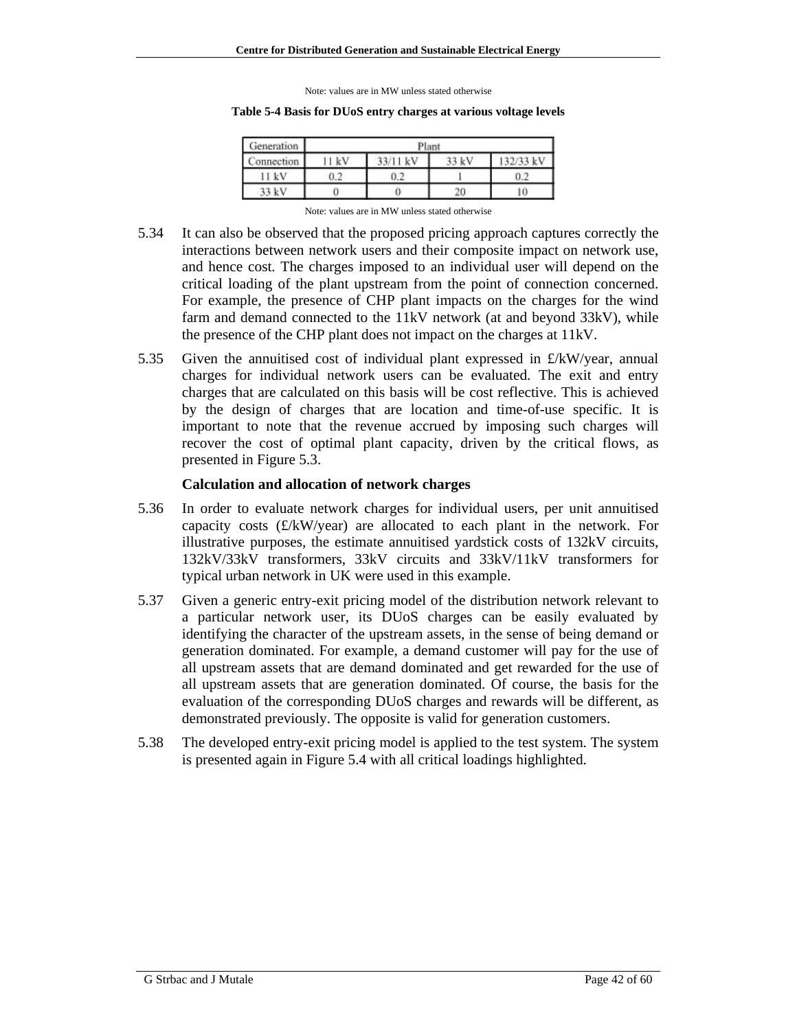Note: values are in MW unless stated otherwise

**Table 5-4 Basis for DUoS entry charges at various voltage levels**

| Generation | Plant | | | |
|---|---|---|---|---|
| Connection | 11 kV | 33/11 kV | 33 kV | 132/33 kV |
| 11 kV | 0.2 | 0.2 | 1 | 0.2 |
| 33 kV | 0 | 0 | 20 | 10 |

Note: values are in MW unless stated otherwise

5.34 It can also be observed that the proposed pricing approach captures correctly the interactions between network users and their composite impact on network use, and hence cost. The charges imposed to an individual user will depend on the critical loading of the plant upstream from the point of connection concerned. For example, the presence of CHP plant impacts on the charges for the wind farm and demand connected to the 11kV network (at and beyond 33kV), while the presence of the CHP plant does not impact on the charges at 11kV.

5.35 Given the annuitised cost of individual plant expressed in £/kW/year, annual charges for individual network users can be evaluated. The exit and entry charges that are calculated on this basis will be cost reflective. This is achieved by the design of charges that are location and time-of-use specific. It is important to note that the revenue accrued by imposing such charges will recover the cost of optimal plant capacity, driven by the critical flows, as presented in Figure 5.3.

**Calculation and allocation of network charges**

5.36 In order to evaluate network charges for individual users, per unit annuitised capacity costs (£/kW/year) are allocated to each plant in the network. For illustrative purposes, the estimate annuitised yardstick costs of 132kV circuits, 132kV/33kV transformers, 33kV circuits and 33kV/11kV transformers for typical urban network in UK were used in this example.

5.37 Given a generic entry-exit pricing model of the distribution network relevant to a particular network user, its DUoS charges can be easily evaluated by identifying the character of the upstream assets, in the sense of being demand or generation dominated. For example, a demand customer will pay for the use of all upstream assets that are demand dominated and get rewarded for the use of all upstream assets that are generation dominated. Of course, the basis for the evaluation of the corresponding DUoS charges and rewards will be different, as demonstrated previously. The opposite is valid for generation customers.

5.38 The developed entry-exit pricing model is applied to the test system. The system is presented again in Figure 5.4 with all critical loadings highlighted.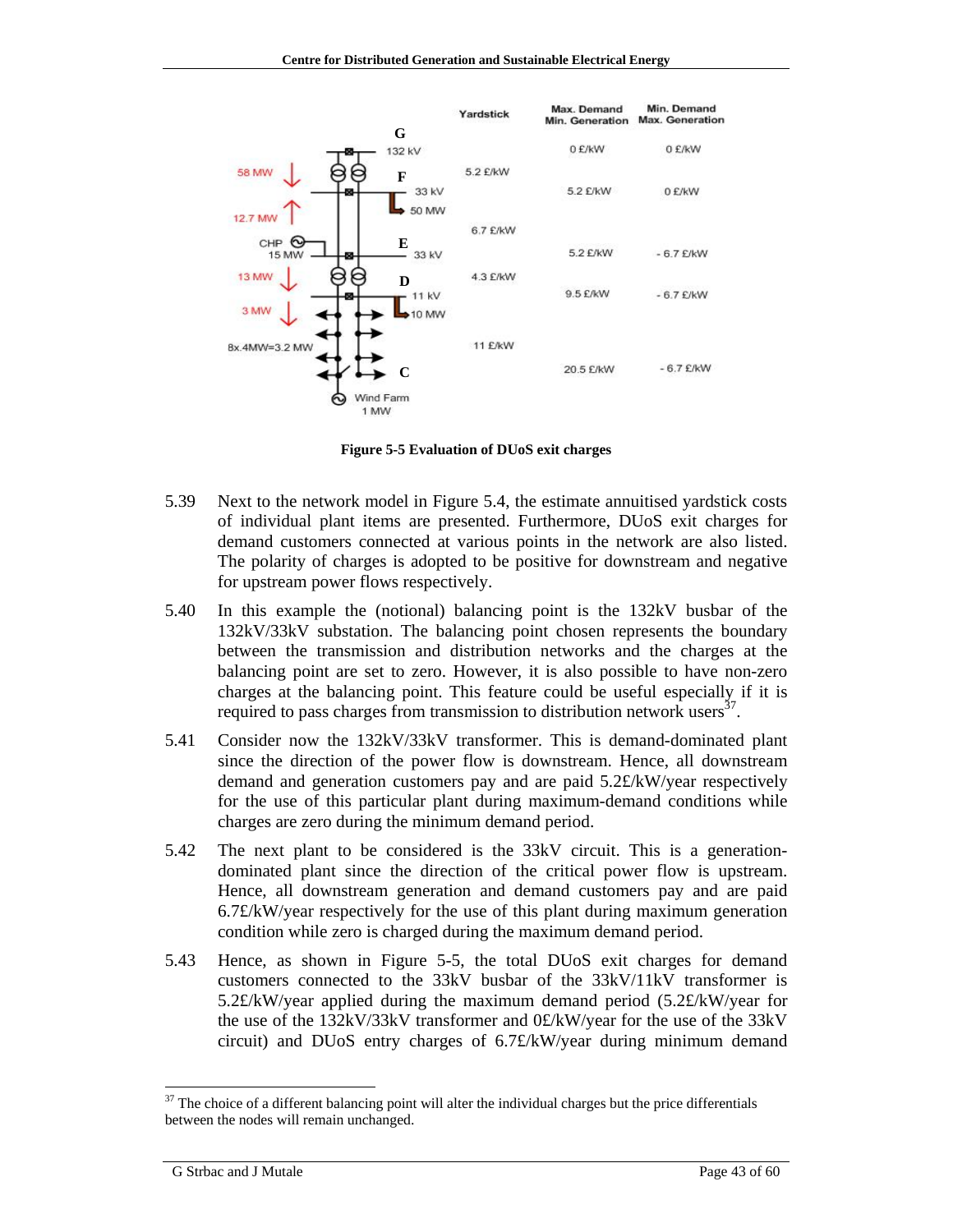Figure 5-5 Evaluation of DUoS exit charges

5.39 Next to the network model in Figure 5.4, the estimate annuitised yardstick costs of individual plant items are presented. Furthermore, DUoS exit charges for demand customers connected at various points in the network are also listed. The polarity of charges is adopted to be positive for downstream and negative for upstream power flows respectively.

5.40 In this example the (notional) balancing point is the 132kV busbar of the 132kV/33kV substation. The balancing point chosen represents the boundary between the transmission and distribution networks and the charges at the balancing point are set to zero. However, it is also possible to have non-zero charges at the balancing point. This feature could be useful especially if it is required to pass charges from transmission to distribution network users[37].

5.41 Consider now the 132kV/33kV transformer. This is demand-dominated plant since the direction of the power flow is downstream. Hence, all downstream demand and generation customers pay and are paid 5.2£/kW/year respectively for the use of this particular plant during maximum-demand conditions while charges are zero during the minimum demand period.

5.42 The next plant to be considered is the 33kV circuit. This is a generation-dominated plant since the direction of the critical power flow is upstream. Hence, all downstream generation and demand customers pay and are paid 6.7£/kW/year respectively for the use of this plant during maximum generation condition while zero is charged during the maximum demand period.

5.43 Hence, as shown in Figure 5-5, the total DUoS exit charges for demand customers connected to the 33kV busbar of the 33kV/11kV transformer is 5.2£/kW/year applied during the maximum demand period (5.2£/kW/year for the use of the 132kV/33kV transformer and 0£/kW/year for the use of the 33kV circuit) and DUoS entry charges of 6.7£/kW/year during minimum demand

[37] The choice of a different balancing point will alter the individual charges but the price differentials between the nodes will remain unchanged.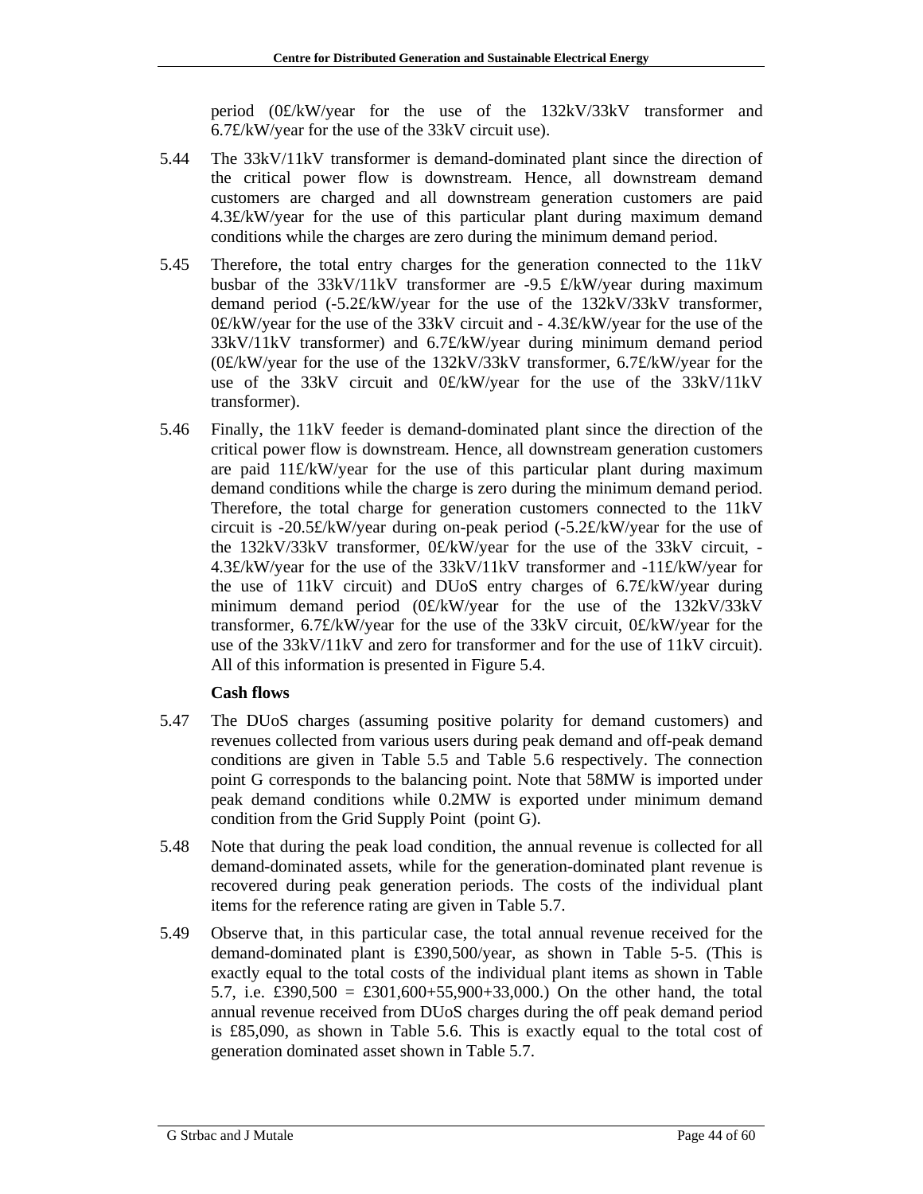period (0£/kW/year for the use of the 132kV/33kV transformer and 6.7£/kW/year for the use of the 33kV circuit use).

5.44 The 33kV/11kV transformer is demand-dominated plant since the direction of the critical power flow is downstream. Hence, all downstream demand customers are charged and all downstream generation customers are paid 4.3£/kW/year for the use of this particular plant during maximum demand conditions while the charges are zero during the minimum demand period.

5.45 Therefore, the total entry charges for the generation connected to the 11kV busbar of the 33kV/11kV transformer are -9.5 £/kW/year during maximum demand period (-5.2£/kW/year for the use of the 132kV/33kV transformer, 0£/kW/year for the use of the 33kV circuit and - 4.3£/kW/year for the use of the 33kV/11kV transformer) and 6.7£/kW/year during minimum demand period (0£/kW/year for the use of the 132kV/33kV transformer, 6.7£/kW/year for the use of the 33kV circuit and 0£/kW/year for the use of the 33kV/11kV transformer).

5.46 Finally, the 11kV feeder is demand-dominated plant since the direction of the critical power flow is downstream. Hence, all downstream generation customers are paid 11£/kW/year for the use of this particular plant during maximum demand conditions while the charge is zero during the minimum demand period. Therefore, the total charge for generation customers connected to the 11kV circuit is -20.5£/kW/year during on-peak period (-5.2£/kW/year for the use of the 132kV/33kV transformer, 0£/kW/year for the use of the 33kV circuit, -4.3£/kW/year for the use of the 33kV/11kV transformer and -11£/kW/year for the use of 11kV circuit) and DUoS entry charges of 6.7£/kW/year during minimum demand period (0£/kW/year for the use of the 132kV/33kV transformer, 6.7£/kW/year for the use of the 33kV circuit, 0£/kW/year for the use of the 33kV/11kV and zero for transformer and for the use of 11kV circuit). All of this information is presented in Figure 5.4.

**Cash flows**

5.47 The DUoS charges (assuming positive polarity for demand customers) and revenues collected from various users during peak demand and off-peak demand conditions are given in Table 5.5 and Table 5.6 respectively. The connection point G corresponds to the balancing point. Note that 58MW is imported under peak demand conditions while 0.2MW is exported under minimum demand condition from the Grid Supply Point (point G).

5.48 Note that during the peak load condition, the annual revenue is collected for all demand-dominated assets, while for the generation-dominated plant revenue is recovered during peak generation periods. The costs of the individual plant items for the reference rating are given in Table 5.7.

5.49 Observe that, in this particular case, the total annual revenue received for the demand-dominated plant is £390,500/year, as shown in Table 5-5. (This is exactly equal to the total costs of the individual plant items as shown in Table 5.7, i.e. £390,500 = £301,600+55,900+33,000.) On the other hand, the total annual revenue received from DUoS charges during the off peak demand period is £85,090, as shown in Table 5.6. This is exactly equal to the total cost of generation dominated asset shown in Table 5.7.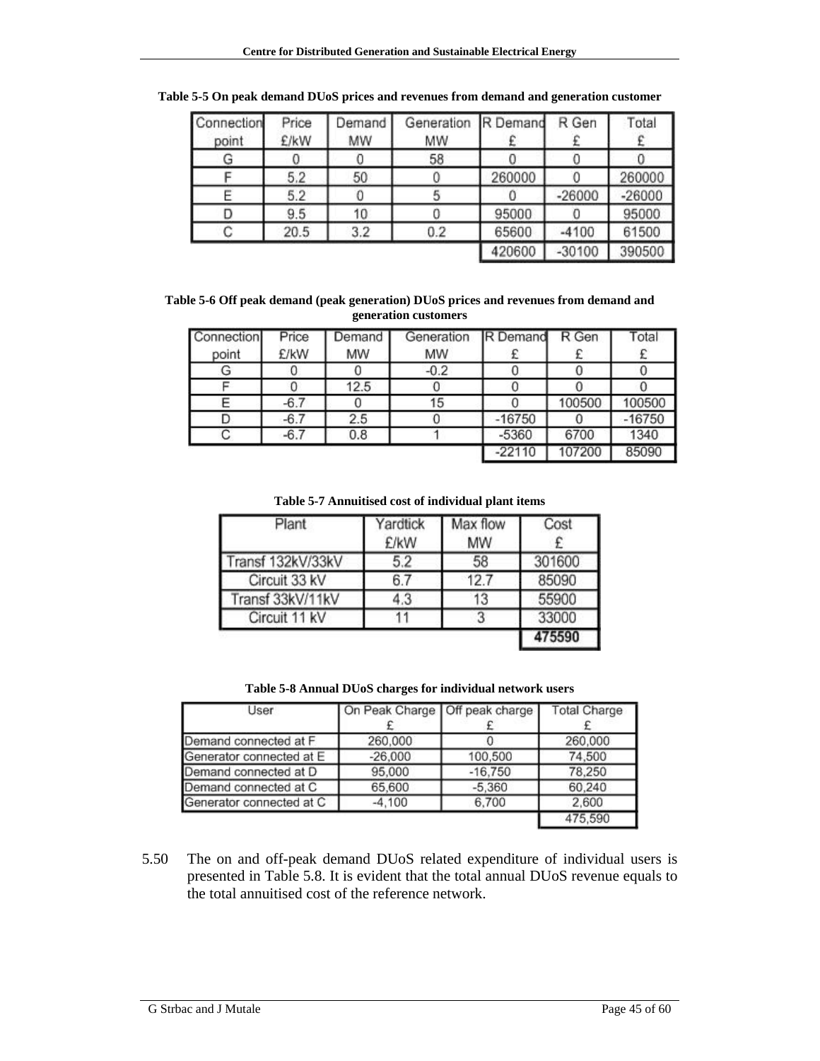**Table 5-5 On peak demand DUoS prices and revenues from demand and generation customer**

| Connection point | Price £/kW | Demand MW | Generation MW | R Demand £ | R Gen £ | Total £ |
|---|---|---|---|---|---|---|
| G | 0 | 0 | 58 | 0 | 0 | 0 |
| F | 5.2 | 50 | 0 | 260000 | 0 | 260000 |
| E | 5.2 | 0 | 5 | 0 | -26000 | -26000 |
| D | 9.5 | 10 | 0 | 95000 | 0 | 95000 |
| C | 20.5 | 3.2 | 0.2 | 65600 | -4100 | 61500 |
| | | | | 420600 | -30100 | 390500 |

**Table 5-6 Off peak demand (peak generation) DUoS prices and revenues from demand and generation customers**

| Connection point | Price £/kW | Demand MW | Generation MW | R Demand £ | R Gen £ | Total £ |
|---|---|---|---|---|---|---|
| G | 0 | 0 | -0.2 | 0 | 0 | 0 |
| F | 0 | 12.5 | 0 | 0 | 0 | 0 |
| E | -6.7 | 0 | 15 | 0 | 100500 | 100500 |
| D | -6.7 | 2.5 | 0 | -16750 | 0 | -16750 |
| C | -6.7 | 0.8 | 1 | -5360 | 6700 | 1340 |
| | | | | -22110 | 107200 | 85090 |

**Table 5-7 Annuitised cost of individual plant items**

| Plant | Yardtick £/kW | Max flow MW | Cost £ |
|---|---|---|---|
| Transf 132kV/33kV | 5.2 | 58 | 301600 |
| Circuit 33 kV | 6.7 | 12.7 | 85090 |
| Transf 33kV/11kV | 4.3 | 13 | 55900 |
| Circuit 11 kV | 11 | 3 | 33000 |
| | | | **475590** |

**Table 5-8 Annual DUoS charges for individual network users**

| User | On Peak Charge £ | Off peak charge £ | Total Charge £ |
|---|---|---|---|
| Demand connected at F | 260,000 | 0 | 260,000 |
| Generator connected at E | -26,000 | 100,500 | 74,500 |
| Demand connected at D | 95,000 | -16,750 | 78,250 |
| Demand connected at C | 65,600 | -5,360 | 60,240 |
| Generator connected at C | -4,100 | 6,700 | 2,600 |
| | | | 475,590 |

5.50 The on and off-peak demand DUoS related expenditure of individual users is presented in Table 5.8. It is evident that the total annual DUoS revenue equals to the total annuitised cost of the reference network.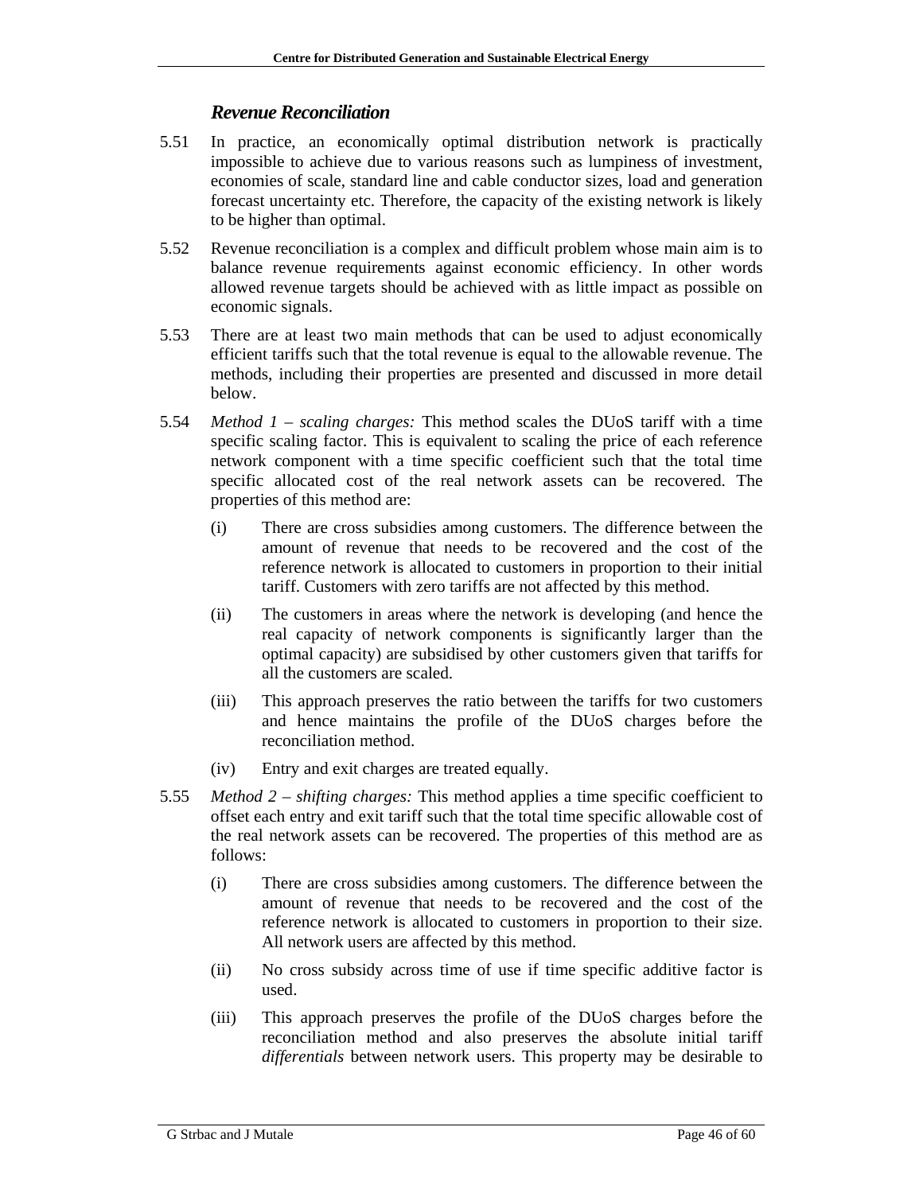### *Revenue Reconciliation*

5.51 In practice, an economically optimal distribution network is practically impossible to achieve due to various reasons such as lumpiness of investment, economies of scale, standard line and cable conductor sizes, load and generation forecast uncertainty etc. Therefore, the capacity of the existing network is likely to be higher than optimal.

5.52 Revenue reconciliation is a complex and difficult problem whose main aim is to balance revenue requirements against economic efficiency. In other words allowed revenue targets should be achieved with as little impact as possible on economic signals.

5.53 There are at least two main methods that can be used to adjust economically efficient tariffs such that the total revenue is equal to the allowable revenue. The methods, including their properties are presented and discussed in more detail below.

5.54 *Method 1 – scaling charges:* This method scales the DUoS tariff with a time specific scaling factor. This is equivalent to scaling the price of each reference network component with a time specific coefficient such that the total time specific allocated cost of the real network assets can be recovered. The properties of this method are:

- (i) There are cross subsidies among customers. The difference between the amount of revenue that needs to be recovered and the cost of the reference network is allocated to customers in proportion to their initial tariff. Customers with zero tariffs are not affected by this method.
- (ii) The customers in areas where the network is developing (and hence the real capacity of network components is significantly larger than the optimal capacity) are subsidised by other customers given that tariffs for all the customers are scaled.
- (iii) This approach preserves the ratio between the tariffs for two customers and hence maintains the profile of the DUoS charges before the reconciliation method.
- (iv) Entry and exit charges are treated equally.

5.55 *Method 2 – shifting charges:* This method applies a time specific coefficient to offset each entry and exit tariff such that the total time specific allowable cost of the real network assets can be recovered. The properties of this method are as follows:

- (i) There are cross subsidies among customers. The difference between the amount of revenue that needs to be recovered and the cost of the reference network is allocated to customers in proportion to their size. All network users are affected by this method.
- (ii) No cross subsidy across time of use if time specific additive factor is used.
- (iii) This approach preserves the profile of the DUoS charges before the reconciliation method and also preserves the absolute initial tariff *differentials* between network users. This property may be desirable to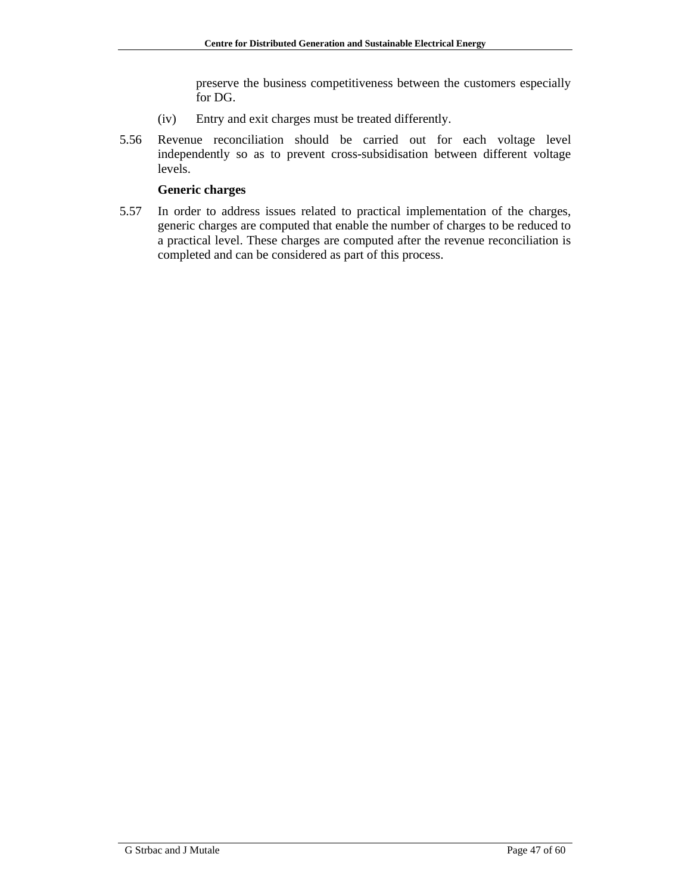preserve the business competitiveness between the customers especially for DG.

(iv) Entry and exit charges must be treated differently.

5.56 Revenue reconciliation should be carried out for each voltage level independently so as to prevent cross-subsidisation between different voltage levels.

**Generic charges**

5.57 In order to address issues related to practical implementation of the charges, generic charges are computed that enable the number of charges to be reduced to a practical level. These charges are computed after the revenue reconciliation is completed and can be considered as part of this process.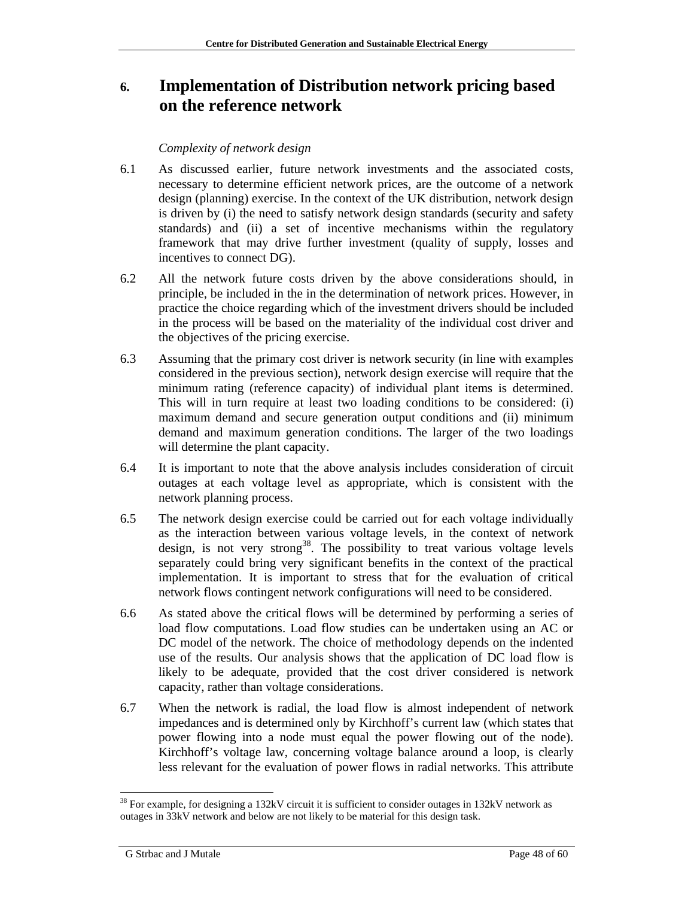# 6. Implementation of Distribution network pricing based on the reference network

*Complexity of network design*

6.1 As discussed earlier, future network investments and the associated costs, necessary to determine efficient network prices, are the outcome of a network design (planning) exercise. In the context of the UK distribution, network design is driven by (i) the need to satisfy network design standards (security and safety standards) and (ii) a set of incentive mechanisms within the regulatory framework that may drive further investment (quality of supply, losses and incentives to connect DG).

6.2 All the network future costs driven by the above considerations should, in principle, be included in the in the determination of network prices. However, in practice the choice regarding which of the investment drivers should be included in the process will be based on the materiality of the individual cost driver and the objectives of the pricing exercise.

6.3 Assuming that the primary cost driver is network security (in line with examples considered in the previous section), network design exercise will require that the minimum rating (reference capacity) of individual plant items is determined. This will in turn require at least two loading conditions to be considered: (i) maximum demand and secure generation output conditions and (ii) minimum demand and maximum generation conditions. The larger of the two loadings will determine the plant capacity.

6.4 It is important to note that the above analysis includes consideration of circuit outages at each voltage level as appropriate, which is consistent with the network planning process.

6.5 The network design exercise could be carried out for each voltage individually as the interaction between various voltage levels, in the context of network design, is not very strong[38]. The possibility to treat various voltage levels separately could bring very significant benefits in the context of the practical implementation. It is important to stress that for the evaluation of critical network flows contingent network configurations will need to be considered.

6.6 As stated above the critical flows will be determined by performing a series of load flow computations. Load flow studies can be undertaken using an AC or DC model of the network. The choice of methodology depends on the indented use of the results. Our analysis shows that the application of DC load flow is likely to be adequate, provided that the cost driver considered is network capacity, rather than voltage considerations.

6.7 When the network is radial, the load flow is almost independent of network impedances and is determined only by Kirchhoff's current law (which states that power flowing into a node must equal the power flowing out of the node). Kirchhoff's voltage law, concerning voltage balance around a loop, is clearly less relevant for the evaluation of power flows in radial networks. This attribute

[38] For example, for designing a 132kV circuit it is sufficient to consider outages in 132kV network as outages in 33kV network and below are not likely to be material for this design task.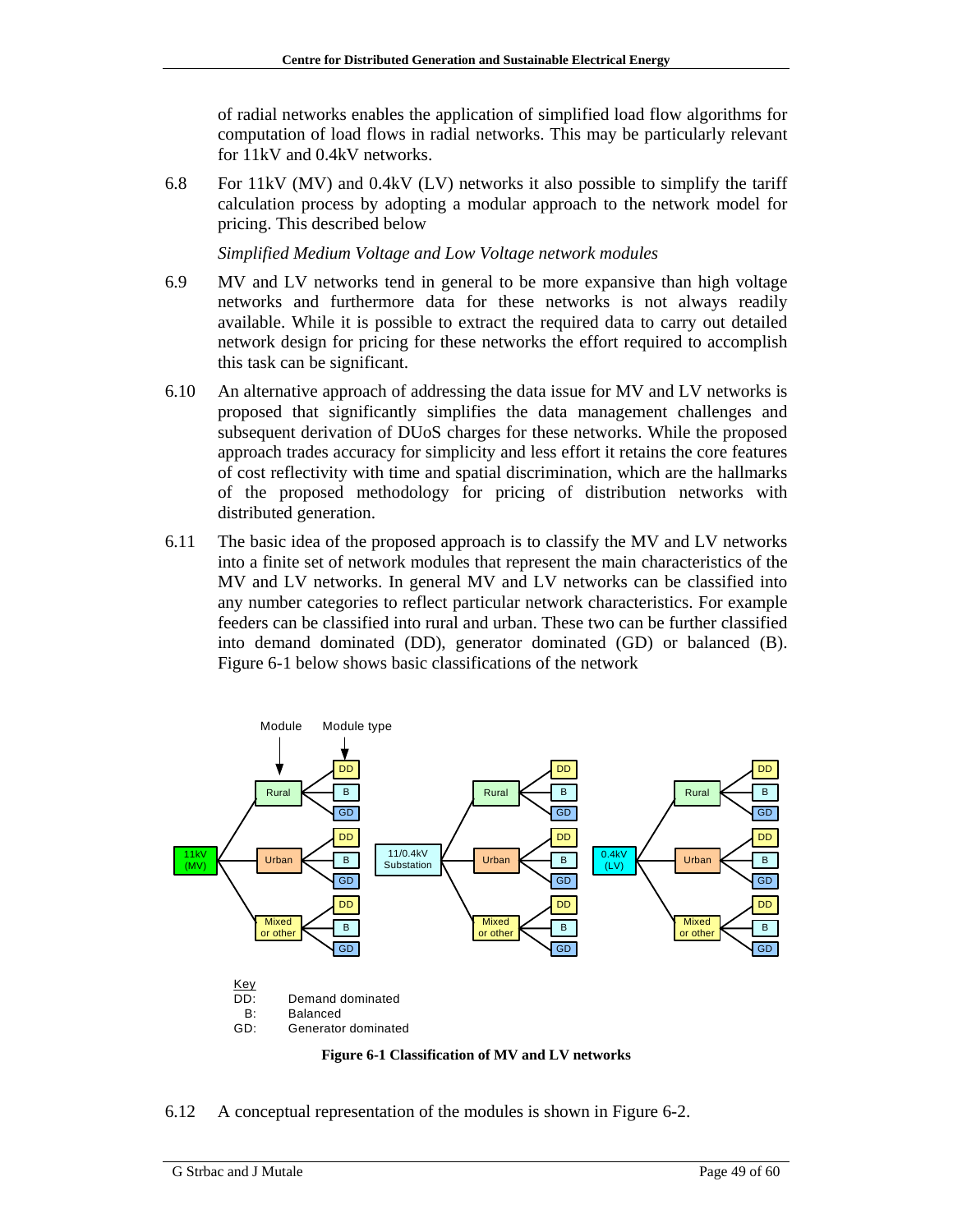of radial networks enables the application of simplified load flow algorithms for computation of load flows in radial networks. This may be particularly relevant for 11kV and 0.4kV networks.

6.8 For 11kV (MV) and 0.4kV (LV) networks it also possible to simplify the tariff calculation process by adopting a modular approach to the network model for pricing. This described below

*Simplified Medium Voltage and Low Voltage network modules*

6.9 MV and LV networks tend in general to be more expansive than high voltage networks and furthermore data for these networks is not always readily available. While it is possible to extract the required data to carry out detailed network design for pricing for these networks the effort required to accomplish this task can be significant.

6.10 An alternative approach of addressing the data issue for MV and LV networks is proposed that significantly simplifies the data management challenges and subsequent derivation of DUoS charges for these networks. While the proposed approach trades accuracy for simplicity and less effort it retains the core features of cost reflectivity with time and spatial discrimination, which are the hallmarks of the proposed methodology for pricing of distribution networks with distributed generation.

6.11 The basic idea of the proposed approach is to classify the MV and LV networks into a finite set of network modules that represent the main characteristics of the MV and LV networks. In general MV and LV networks can be classified into any number categories to reflect particular network characteristics. For example feeders can be classified into rural and urban. These two can be further classified into demand dominated (DD), generator dominated (GD) or balanced (B). Figure 6-1 below shows basic classifications of the network

Key
DD: Demand dominated
B: Balanced
GD: Generator dominated

**Figure 6-1 Classification of MV and LV networks**

6.12 A conceptual representation of the modules is shown in Figure 6-2.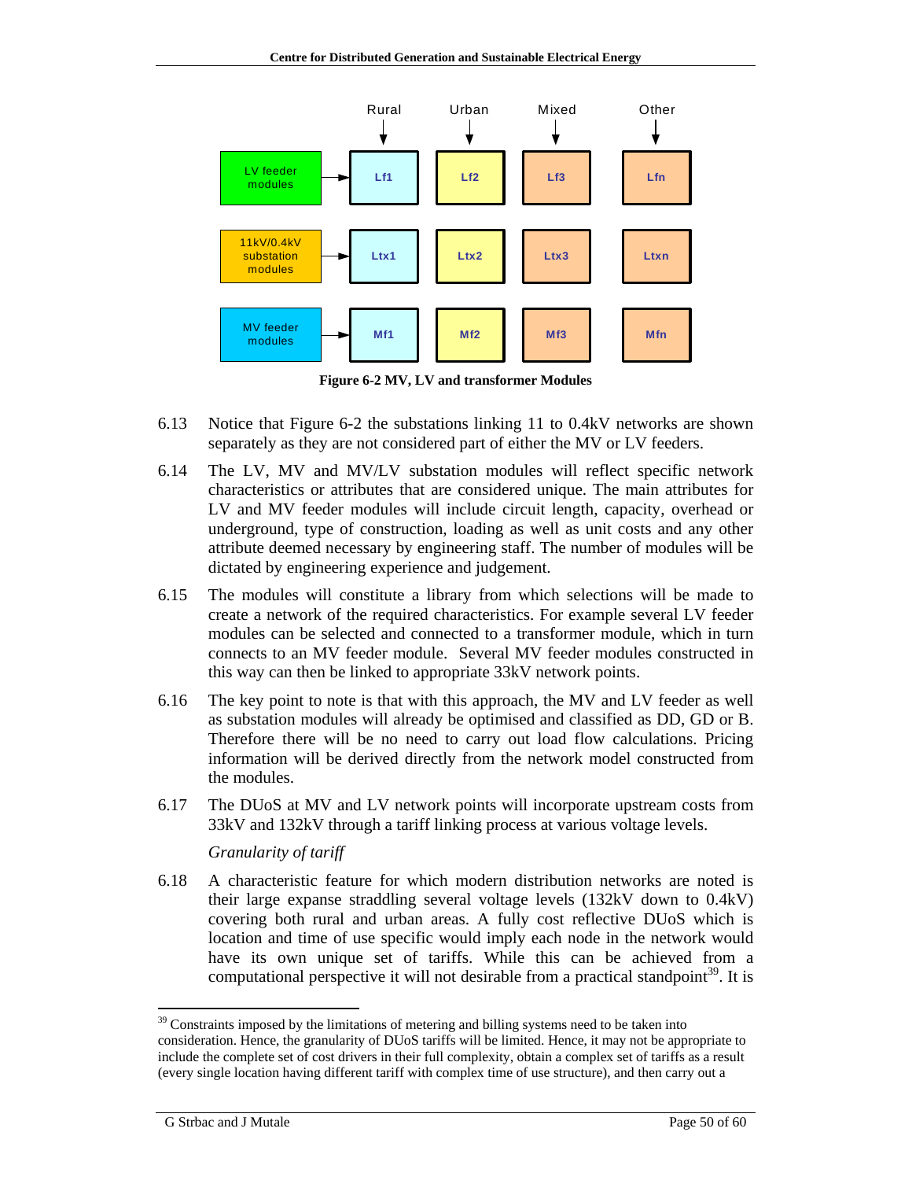| | Rural | Urban | Mixed | Other |
|---|---|---|---|---|
| LV feeder modules | Lf1 | Lf2 | Lf3 | Lfn |
| 11kV/0.4kV substation modules | Ltx1 | Ltx2 | Ltx3 | Ltxn |
| MV feeder modules | Mf1 | Mf2 | Mf3 | Mfn |

**Figure 6-2 MV, LV and transformer Modules**

6.13 Notice that Figure 6-2 the substations linking 11 to 0.4kV networks are shown separately as they are not considered part of either the MV or LV feeders.

6.14 The LV, MV and MV/LV substation modules will reflect specific network characteristics or attributes that are considered unique. The main attributes for LV and MV feeder modules will include circuit length, capacity, overhead or underground, type of construction, loading as well as unit costs and any other attribute deemed necessary by engineering staff. The number of modules will be dictated by engineering experience and judgement.

6.15 The modules will constitute a library from which selections will be made to create a network of the required characteristics. For example several LV feeder modules can be selected and connected to a transformer module, which in turn connects to an MV feeder module. Several MV feeder modules constructed in this way can then be linked to appropriate 33kV network points.

6.16 The key point to note is that with this approach, the MV and LV feeder as well as substation modules will already be optimised and classified as DD, GD or B. Therefore there will be no need to carry out load flow calculations. Pricing information will be derived directly from the network model constructed from the modules.

6.17 The DUoS at MV and LV network points will incorporate upstream costs from 33kV and 132kV through a tariff linking process at various voltage levels.

*Granularity of tariff*

6.18 A characteristic feature for which modern distribution networks are noted is their large expanse straddling several voltage levels (132kV down to 0.4kV) covering both rural and urban areas. A fully cost reflective DUoS which is location and time of use specific would imply each node in the network would have its own unique set of tariffs. While this can be achieved from a computational perspective it will not desirable from a practical standpoint[39]. It is

---

[39] Constraints imposed by the limitations of metering and billing systems need to be taken into consideration. Hence, the granularity of DUoS tariffs will be limited. Hence, it may not be appropriate to include the complete set of cost drivers in their full complexity, obtain a complex set of tariffs as a result (every single location having different tariff with complex time of use structure), and then carry out a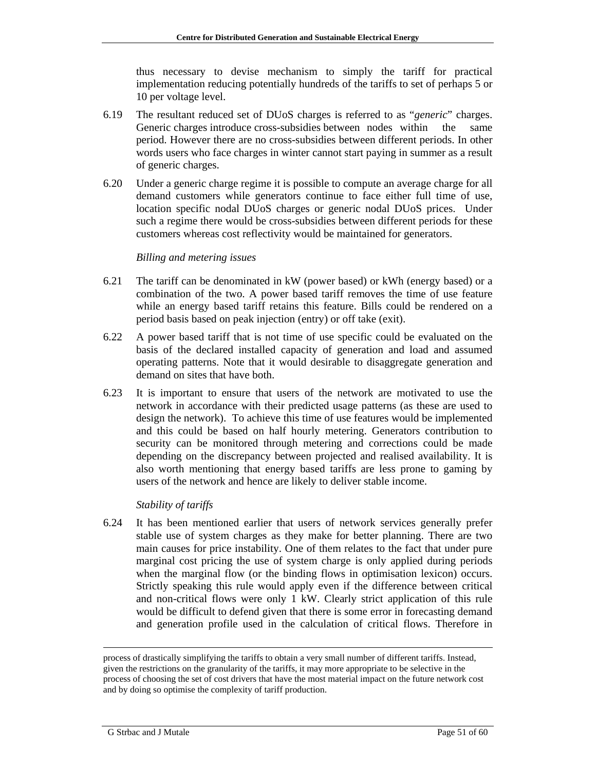thus necessary to devise mechanism to simply the tariff for practical implementation reducing potentially hundreds of the tariffs to set of perhaps 5 or 10 per voltage level.

6.19 The resultant reduced set of DUoS charges is referred to as "*generic*" charges. Generic charges introduce cross-subsidies between nodes within the same period. However there are no cross-subsidies between different periods. In other words users who face charges in winter cannot start paying in summer as a result of generic charges.

6.20 Under a generic charge regime it is possible to compute an average charge for all demand customers while generators continue to face either full time of use, location specific nodal DUoS charges or generic nodal DUoS prices. Under such a regime there would be cross-subsidies between different periods for these customers whereas cost reflectivity would be maintained for generators.

*Billing and metering issues*

6.21 The tariff can be denominated in kW (power based) or kWh (energy based) or a combination of the two. A power based tariff removes the time of use feature while an energy based tariff retains this feature. Bills could be rendered on a period basis based on peak injection (entry) or off take (exit).

6.22 A power based tariff that is not time of use specific could be evaluated on the basis of the declared installed capacity of generation and load and assumed operating patterns. Note that it would desirable to disaggregate generation and demand on sites that have both.

6.23 It is important to ensure that users of the network are motivated to use the network in accordance with their predicted usage patterns (as these are used to design the network). To achieve this time of use features would be implemented and this could be based on half hourly metering. Generators contribution to security can be monitored through metering and corrections could be made depending on the discrepancy between projected and realised availability. It is also worth mentioning that energy based tariffs are less prone to gaming by users of the network and hence are likely to deliver stable income.

*Stability of tariffs*

6.24 It has been mentioned earlier that users of network services generally prefer stable use of system charges as they make for better planning. There are two main causes for price instability. One of them relates to the fact that under pure marginal cost pricing the use of system charge is only applied during periods when the marginal flow (or the binding flows in optimisation lexicon) occurs. Strictly speaking this rule would apply even if the difference between critical and non-critical flows were only 1 kW. Clearly strict application of this rule would be difficult to defend given that there is some error in forecasting demand and generation profile used in the calculation of critical flows. Therefore in

---

process of drastically simplifying the tariffs to obtain a very small number of different tariffs. Instead, given the restrictions on the granularity of the tariffs, it may more appropriate to be selective in the process of choosing the set of cost drivers that have the most material impact on the future network cost and by doing so optimise the complexity of tariff production.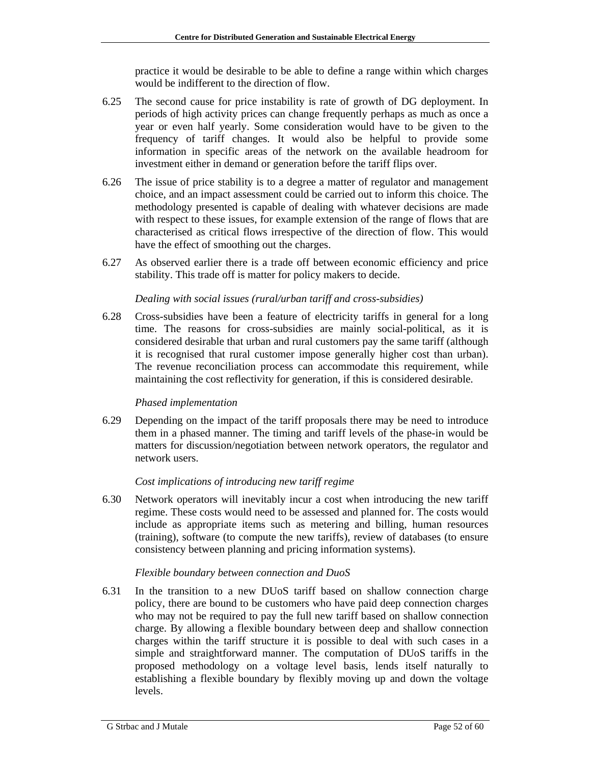practice it would be desirable to be able to define a range within which charges would be indifferent to the direction of flow.

6.25 The second cause for price instability is rate of growth of DG deployment. In periods of high activity prices can change frequently perhaps as much as once a year or even half yearly. Some consideration would have to be given to the frequency of tariff changes. It would also be helpful to provide some information in specific areas of the network on the available headroom for investment either in demand or generation before the tariff flips over.

6.26 The issue of price stability is to a degree a matter of regulator and management choice, and an impact assessment could be carried out to inform this choice. The methodology presented is capable of dealing with whatever decisions are made with respect to these issues, for example extension of the range of flows that are characterised as critical flows irrespective of the direction of flow. This would have the effect of smoothing out the charges.

6.27 As observed earlier there is a trade off between economic efficiency and price stability. This trade off is matter for policy makers to decide.

*Dealing with social issues (rural/urban tariff and cross-subsidies)*

6.28 Cross-subsidies have been a feature of electricity tariffs in general for a long time. The reasons for cross-subsidies are mainly social-political, as it is considered desirable that urban and rural customers pay the same tariff (although it is recognised that rural customer impose generally higher cost than urban). The revenue reconciliation process can accommodate this requirement, while maintaining the cost reflectivity for generation, if this is considered desirable.

*Phased implementation*

6.29 Depending on the impact of the tariff proposals there may be need to introduce them in a phased manner. The timing and tariff levels of the phase-in would be matters for discussion/negotiation between network operators, the regulator and network users.

*Cost implications of introducing new tariff regime*

6.30 Network operators will inevitably incur a cost when introducing the new tariff regime. These costs would need to be assessed and planned for. The costs would include as appropriate items such as metering and billing, human resources (training), software (to compute the new tariffs), review of databases (to ensure consistency between planning and pricing information systems).

*Flexible boundary between connection and DuoS*

6.31 In the transition to a new DUoS tariff based on shallow connection charge policy, there are bound to be customers who have paid deep connection charges who may not be required to pay the full new tariff based on shallow connection charge. By allowing a flexible boundary between deep and shallow connection charges within the tariff structure it is possible to deal with such cases in a simple and straightforward manner. The computation of DUoS tariffs in the proposed methodology on a voltage level basis, lends itself naturally to establishing a flexible boundary by flexibly moving up and down the voltage levels.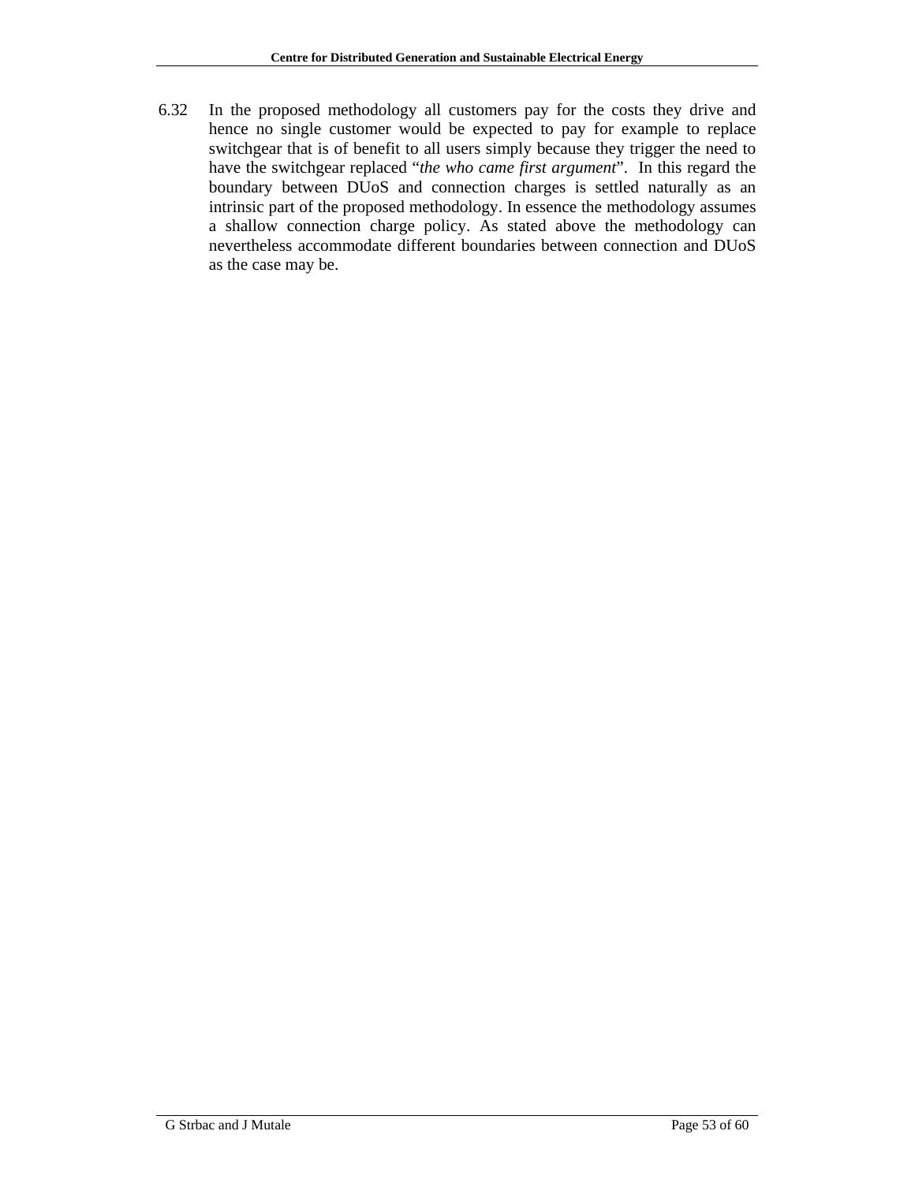6.32 In the proposed methodology all customers pay for the costs they drive and hence no single customer would be expected to pay for example to replace switchgear that is of benefit to all users simply because they trigger the need to have the switchgear replaced "*the who came first argument*". In this regard the boundary between DUoS and connection charges is settled naturally as an intrinsic part of the proposed methodology. In essence the methodology assumes a shallow connection charge policy. As stated above the methodology can nevertheless accommodate different boundaries between connection and DUoS as the case may be.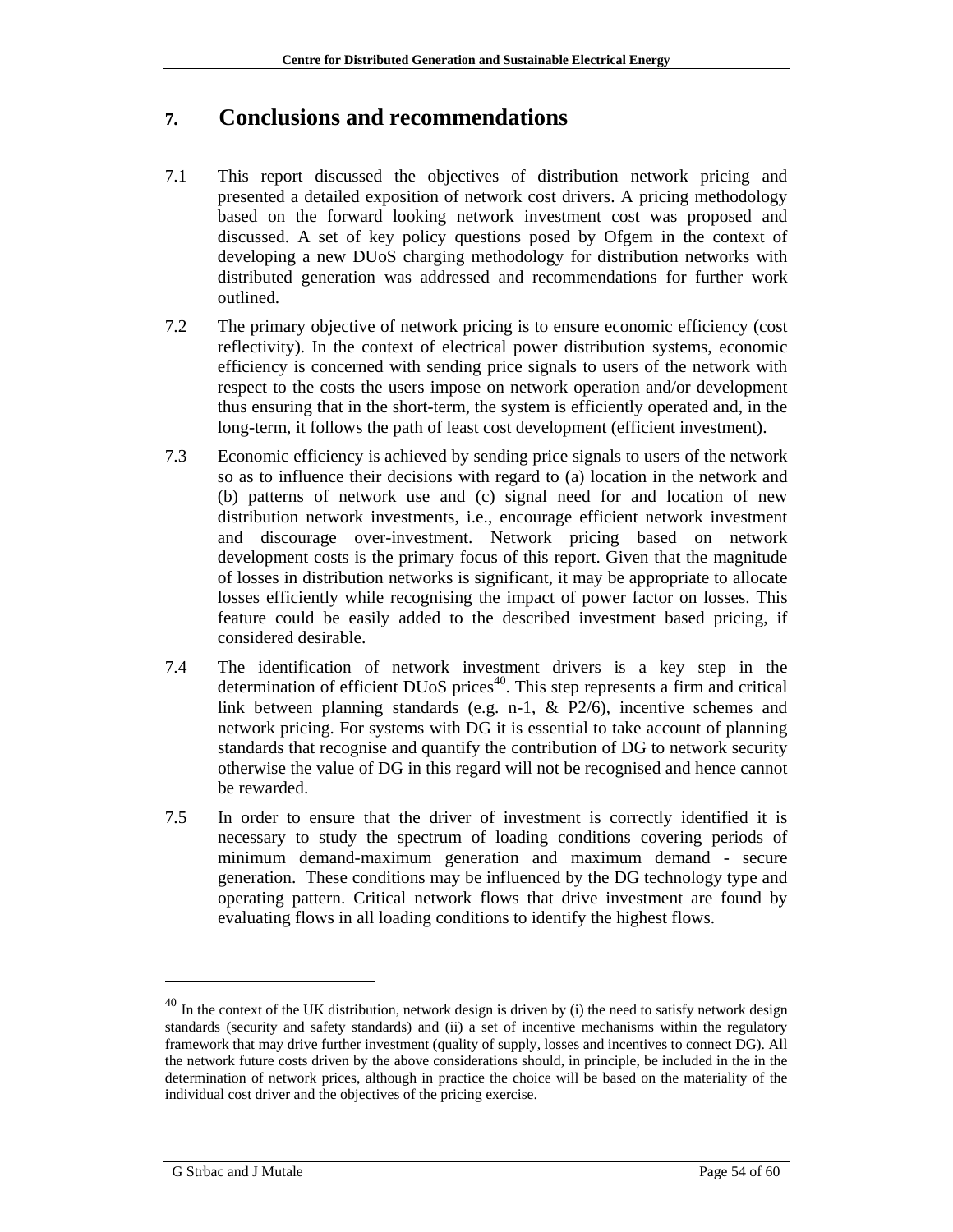# 7. Conclusions and recommendations

7.1 This report discussed the objectives of distribution network pricing and presented a detailed exposition of network cost drivers. A pricing methodology based on the forward looking network investment cost was proposed and discussed. A set of key policy questions posed by Ofgem in the context of developing a new DUoS charging methodology for distribution networks with distributed generation was addressed and recommendations for further work outlined.

7.2 The primary objective of network pricing is to ensure economic efficiency (cost reflectivity). In the context of electrical power distribution systems, economic efficiency is concerned with sending price signals to users of the network with respect to the costs the users impose on network operation and/or development thus ensuring that in the short-term, the system is efficiently operated and, in the long-term, it follows the path of least cost development (efficient investment).

7.3 Economic efficiency is achieved by sending price signals to users of the network so as to influence their decisions with regard to (a) location in the network and (b) patterns of network use and (c) signal need for and location of new distribution network investments, i.e., encourage efficient network investment and discourage over-investment. Network pricing based on network development costs is the primary focus of this report. Given that the magnitude of losses in distribution networks is significant, it may be appropriate to allocate losses efficiently while recognising the impact of power factor on losses. This feature could be easily added to the described investment based pricing, if considered desirable.

7.4 The identification of network investment drivers is a key step in the determination of efficient DUoS prices[40]. This step represents a firm and critical link between planning standards (e.g. n-1, & P2/6), incentive schemes and network pricing. For systems with DG it is essential to take account of planning standards that recognise and quantify the contribution of DG to network security otherwise the value of DG in this regard will not be recognised and hence cannot be rewarded.

7.5 In order to ensure that the driver of investment is correctly identified it is necessary to study the spectrum of loading conditions covering periods of minimum demand-maximum generation and maximum demand - secure generation. These conditions may be influenced by the DG technology type and operating pattern. Critical network flows that drive investment are found by evaluating flows in all loading conditions to identify the highest flows.

---

[40] In the context of the UK distribution, network design is driven by (i) the need to satisfy network design standards (security and safety standards) and (ii) a set of incentive mechanisms within the regulatory framework that may drive further investment (quality of supply, losses and incentives to connect DG). All the network future costs driven by the above considerations should, in principle, be included in the in the determination of network prices, although in practice the choice will be based on the materiality of the individual cost driver and the objectives of the pricing exercise.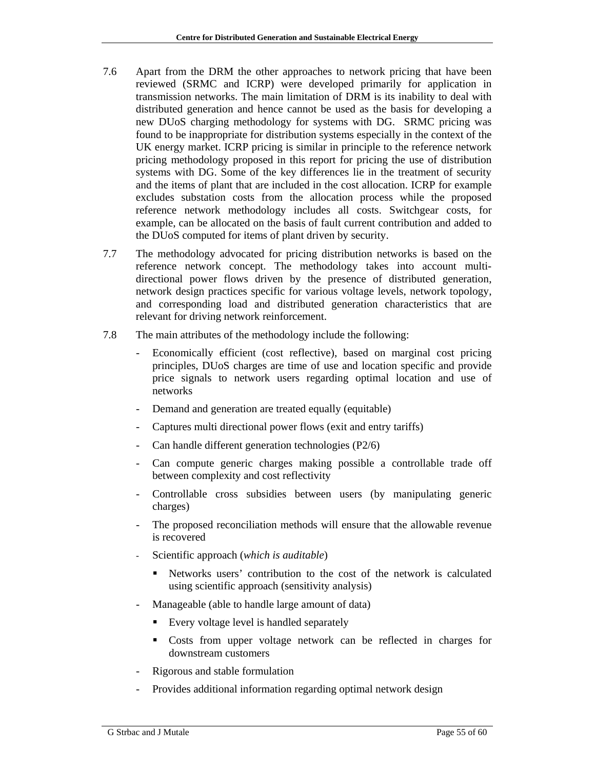7.6 Apart from the DRM the other approaches to network pricing that have been reviewed (SRMC and ICRP) were developed primarily for application in transmission networks. The main limitation of DRM is its inability to deal with distributed generation and hence cannot be used as the basis for developing a new DUoS charging methodology for systems with DG. SRMC pricing was found to be inappropriate for distribution systems especially in the context of the UK energy market. ICRP pricing is similar in principle to the reference network pricing methodology proposed in this report for pricing the use of distribution systems with DG. Some of the key differences lie in the treatment of security and the items of plant that are included in the cost allocation. ICRP for example excludes substation costs from the allocation process while the proposed reference network methodology includes all costs. Switchgear costs, for example, can be allocated on the basis of fault current contribution and added to the DUoS computed for items of plant driven by security.

7.7 The methodology advocated for pricing distribution networks is based on the reference network concept. The methodology takes into account multi-directional power flows driven by the presence of distributed generation, network design practices specific for various voltage levels, network topology, and corresponding load and distributed generation characteristics that are relevant for driving network reinforcement.

7.8 The main attributes of the methodology include the following:

- Economically efficient (cost reflective), based on marginal cost pricing principles, DUoS charges are time of use and location specific and provide price signals to network users regarding optimal location and use of networks
- Demand and generation are treated equally (equitable)
- Captures multi directional power flows (exit and entry tariffs)
- Can handle different generation technologies (P2/6)
- Can compute generic charges making possible a controllable trade off between complexity and cost reflectivity
- Controllable cross subsidies between users (by manipulating generic charges)
- The proposed reconciliation methods will ensure that the allowable revenue is recovered
- Scientific approach (*which is auditable*)
  - Networks users' contribution to the cost of the network is calculated using scientific approach (sensitivity analysis)
- Manageable (able to handle large amount of data)
  - Every voltage level is handled separately
  - Costs from upper voltage network can be reflected in charges for downstream customers
- Rigorous and stable formulation
- Provides additional information regarding optimal network design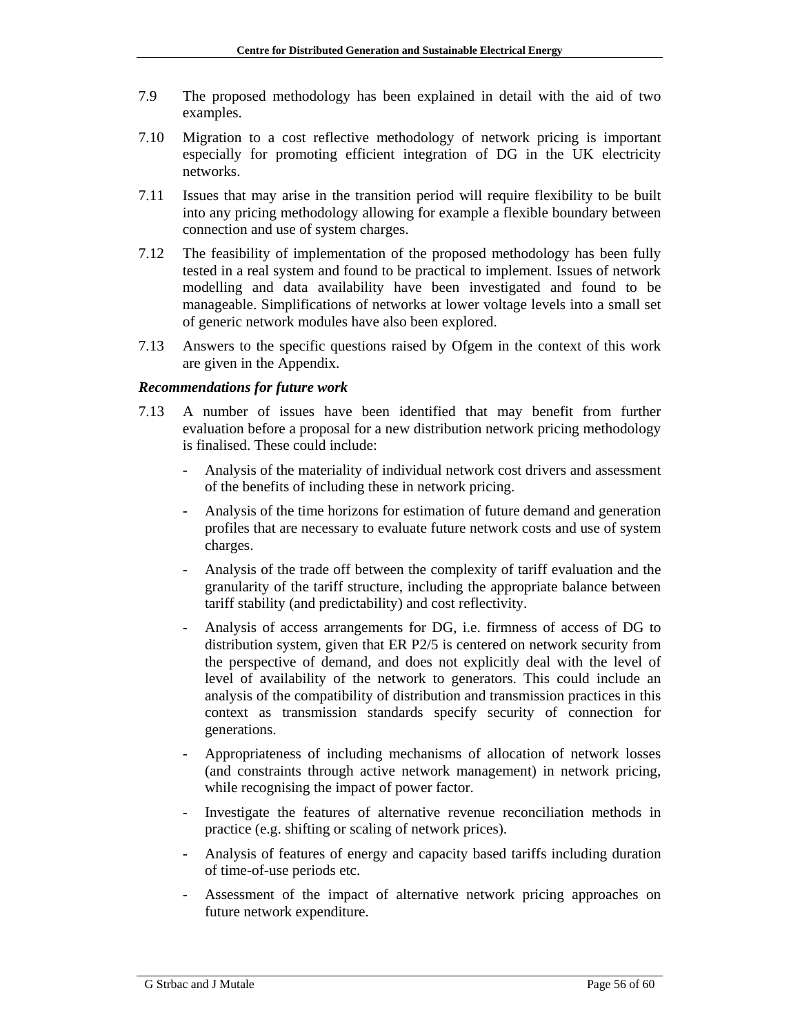7.9 The proposed methodology has been explained in detail with the aid of two examples.

7.10 Migration to a cost reflective methodology of network pricing is important especially for promoting efficient integration of DG in the UK electricity networks.

7.11 Issues that may arise in the transition period will require flexibility to be built into any pricing methodology allowing for example a flexible boundary between connection and use of system charges.

7.12 The feasibility of implementation of the proposed methodology has been fully tested in a real system and found to be practical to implement. Issues of network modelling and data availability have been investigated and found to be manageable. Simplifications of networks at lower voltage levels into a small set of generic network modules have also been explored.

7.13 Answers to the specific questions raised by Ofgem in the context of this work are given in the Appendix.

***Recommendations for future work***

7.13 A number of issues have been identified that may benefit from further evaluation before a proposal for a new distribution network pricing methodology is finalised. These could include:

- Analysis of the materiality of individual network cost drivers and assessment of the benefits of including these in network pricing.
- Analysis of the time horizons for estimation of future demand and generation profiles that are necessary to evaluate future network costs and use of system charges.
- Analysis of the trade off between the complexity of tariff evaluation and the granularity of the tariff structure, including the appropriate balance between tariff stability (and predictability) and cost reflectivity.
- Analysis of access arrangements for DG, i.e. firmness of access of DG to distribution system, given that ER P2/5 is centered on network security from the perspective of demand, and does not explicitly deal with the level of level of availability of the network to generators. This could include an analysis of the compatibility of distribution and transmission practices in this context as transmission standards specify security of connection for generations.
- Appropriateness of including mechanisms of allocation of network losses (and constraints through active network management) in network pricing, while recognising the impact of power factor.
- Investigate the features of alternative revenue reconciliation methods in practice (e.g. shifting or scaling of network prices).
- Analysis of features of energy and capacity based tariffs including duration of time-of-use periods etc.
- Assessment of the impact of alternative network pricing approaches on future network expenditure.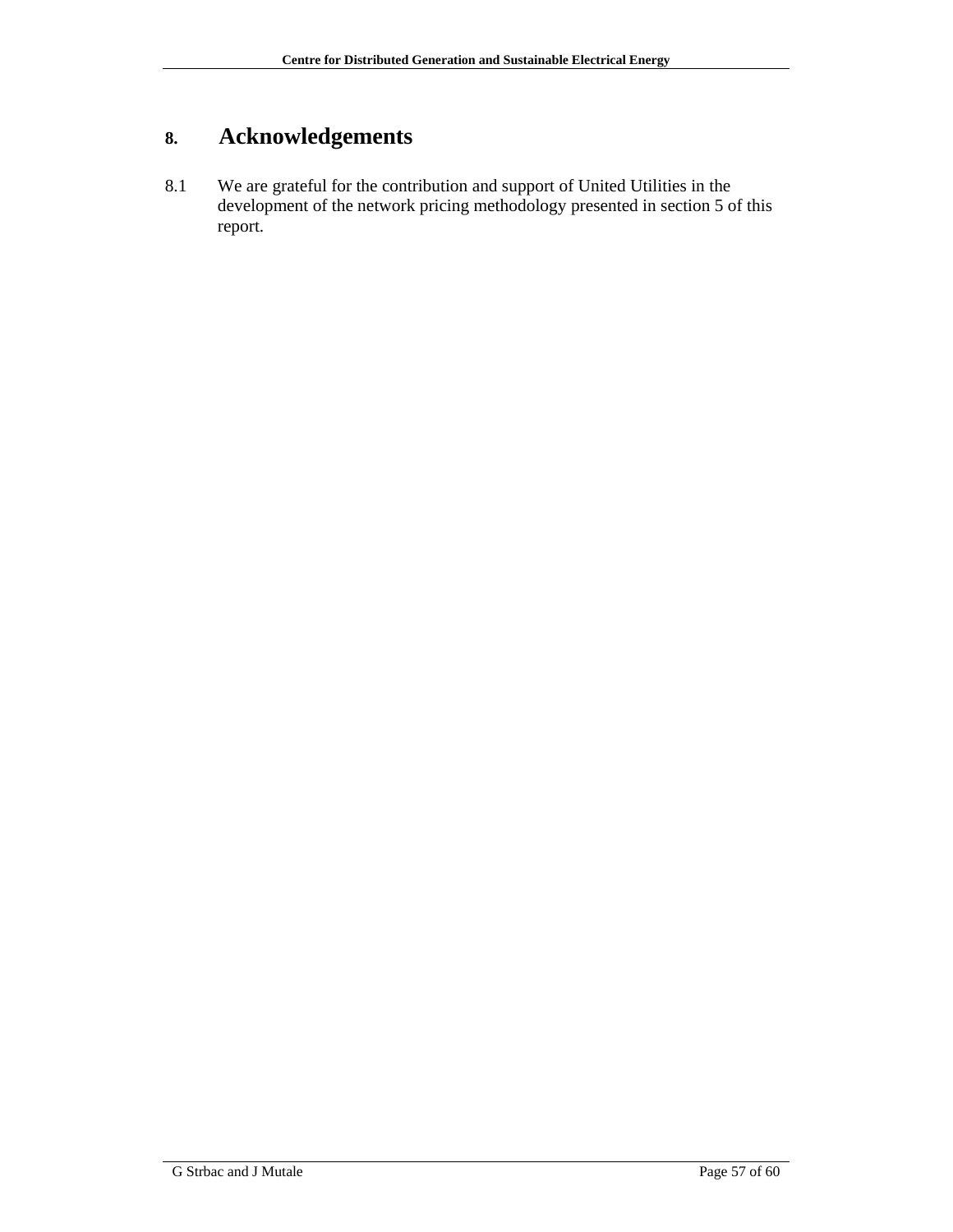# 8. Acknowledgements

8.1 We are grateful for the contribution and support of United Utilities in the development of the network pricing methodology presented in section 5 of this report.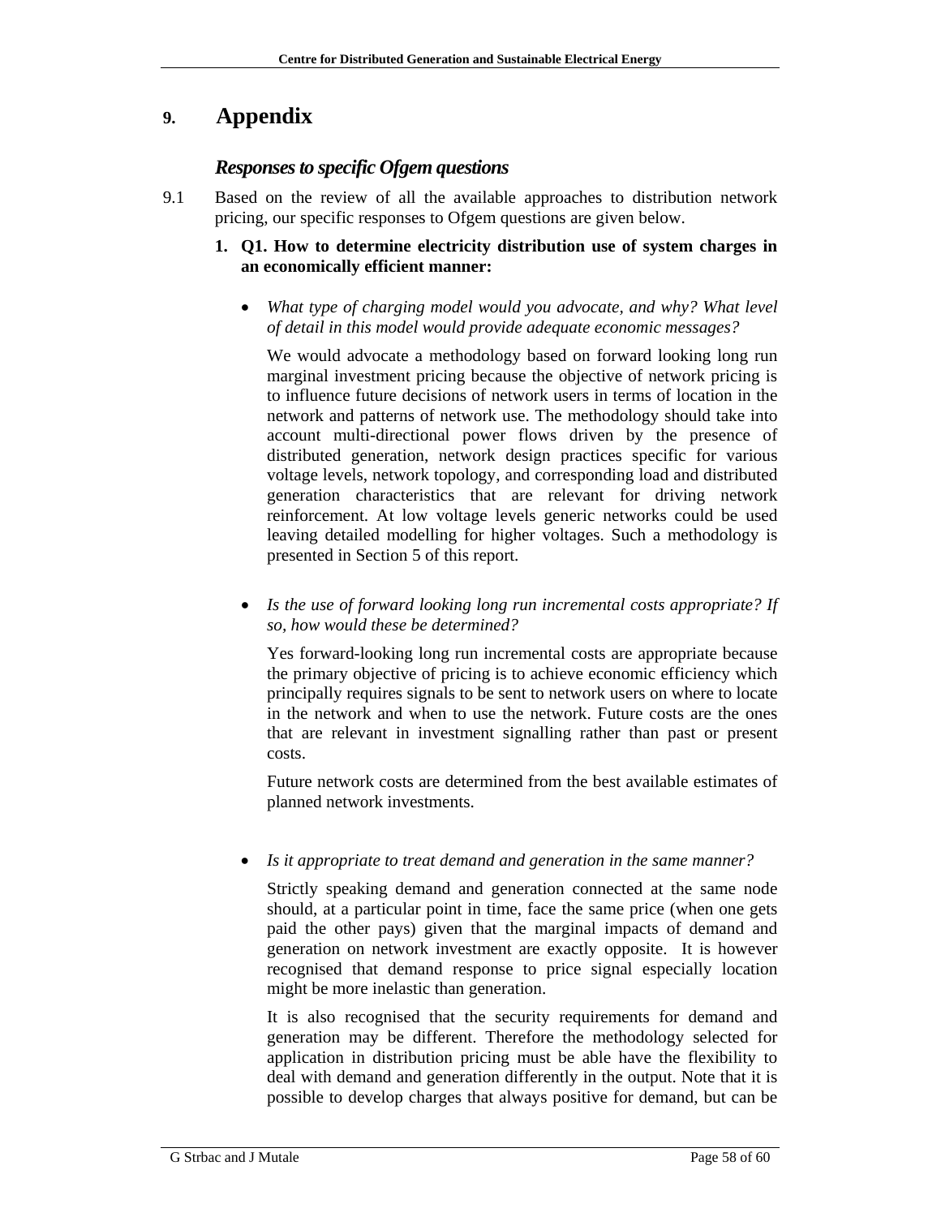# 9. Appendix

### *Responses to specific Ofgem questions*

9.1 Based on the review of all the available approaches to distribution network pricing, our specific responses to Ofgem questions are given below.

**1. Q1. How to determine electricity distribution use of system charges in an economically efficient manner:**

- *What type of charging model would you advocate, and why? What level of detail in this model would provide adequate economic messages?*

  We would advocate a methodology based on forward looking long run marginal investment pricing because the objective of network pricing is to influence future decisions of network users in terms of location in the network and patterns of network use. The methodology should take into account multi-directional power flows driven by the presence of distributed generation, network design practices specific for various voltage levels, network topology, and corresponding load and distributed generation characteristics that are relevant for driving network reinforcement. At low voltage levels generic networks could be used leaving detailed modelling for higher voltages. Such a methodology is presented in Section 5 of this report.

- *Is the use of forward looking long run incremental costs appropriate? If so, how would these be determined?*

  Yes forward-looking long run incremental costs are appropriate because the primary objective of pricing is to achieve economic efficiency which principally requires signals to be sent to network users on where to locate in the network and when to use the network. Future costs are the ones that are relevant in investment signalling rather than past or present costs.

  Future network costs are determined from the best available estimates of planned network investments.

- *Is it appropriate to treat demand and generation in the same manner?*

  Strictly speaking demand and generation connected at the same node should, at a particular point in time, face the same price (when one gets paid the other pays) given that the marginal impacts of demand and generation on network investment are exactly opposite. It is however recognised that demand response to price signal especially location might be more inelastic than generation.

  It is also recognised that the security requirements for demand and generation may be different. Therefore the methodology selected for application in distribution pricing must be able have the flexibility to deal with demand and generation differently in the output. Note that it is possible to develop charges that always positive for demand, but can be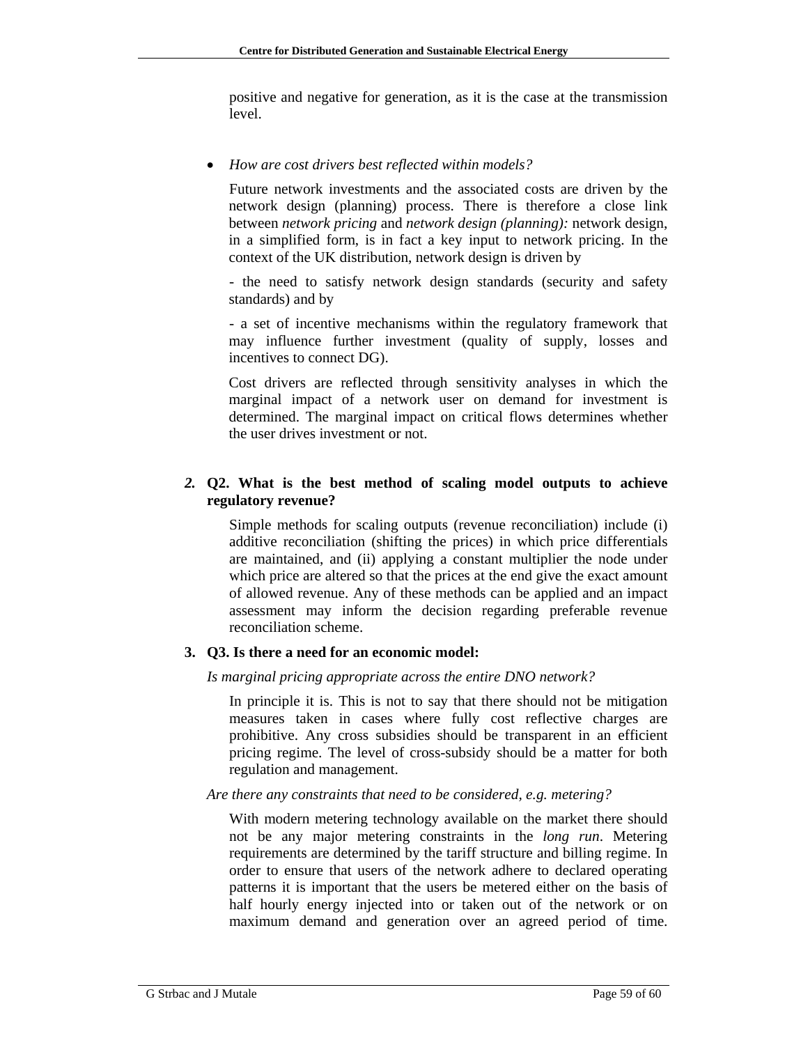positive and negative for generation, as it is the case at the transmission level.

- *How are cost drivers best reflected within models?*

  Future network investments and the associated costs are driven by the network design (planning) process. There is therefore a close link between *network pricing* and *network design (planning):* network design, in a simplified form, is in fact a key input to network pricing. In the context of the UK distribution, network design is driven by

  - the need to satisfy network design standards (security and safety standards) and by

  - a set of incentive mechanisms within the regulatory framework that may influence further investment (quality of supply, losses and incentives to connect DG).

  Cost drivers are reflected through sensitivity analyses in which the marginal impact of a network user on demand for investment is determined. The marginal impact on critical flows determines whether the user drives investment or not.

***2.*** **Q2. What is the best method of scaling model outputs to achieve regulatory revenue?**

Simple methods for scaling outputs (revenue reconciliation) include (i) additive reconciliation (shifting the prices) in which price differentials are maintained, and (ii) applying a constant multiplier the node under which price are altered so that the prices at the end give the exact amount of allowed revenue. Any of these methods can be applied and an impact assessment may inform the decision regarding preferable revenue reconciliation scheme.

**3. Q3. Is there a need for an economic model:**

*Is marginal pricing appropriate across the entire DNO network?*

In principle it is. This is not to say that there should not be mitigation measures taken in cases where fully cost reflective charges are prohibitive. Any cross subsidies should be transparent in an efficient pricing regime. The level of cross-subsidy should be a matter for both regulation and management.

*Are there any constraints that need to be considered, e.g. metering?*

With modern metering technology available on the market there should not be any major metering constraints in the *long run*. Metering requirements are determined by the tariff structure and billing regime. In order to ensure that users of the network adhere to declared operating patterns it is important that the users be metered either on the basis of half hourly energy injected into or taken out of the network or on maximum demand and generation over an agreed period of time.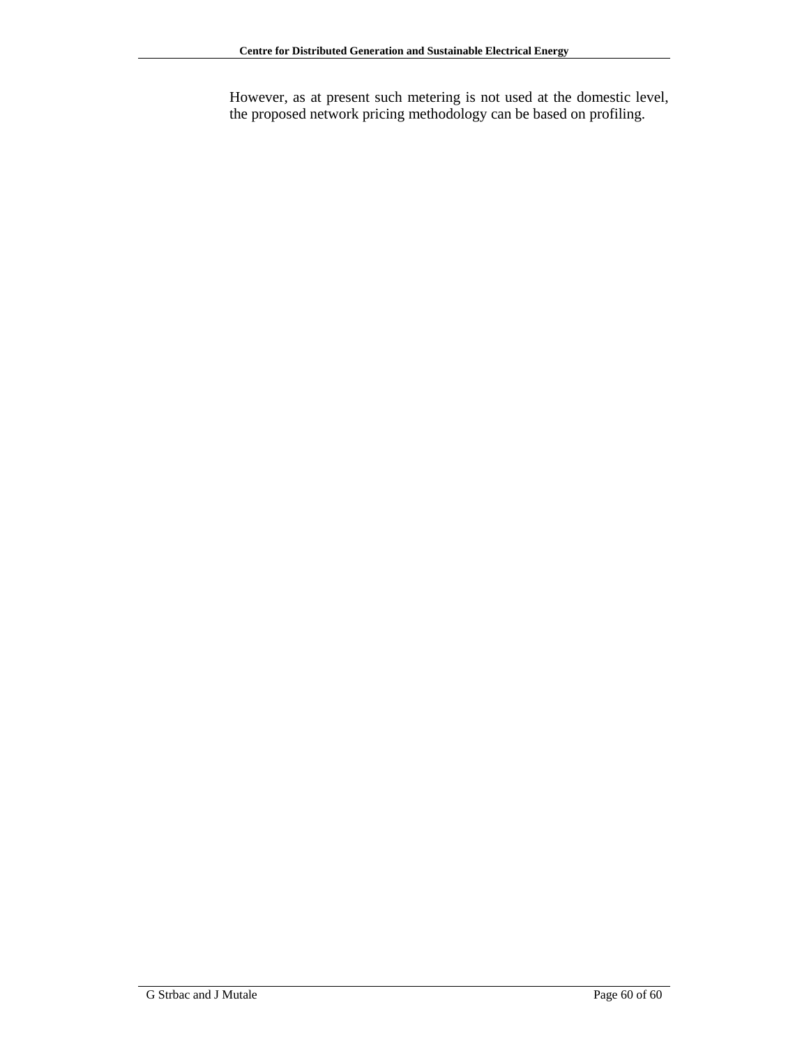However, as at present such metering is not used at the domestic level, the proposed network pricing methodology can be based on profiling.